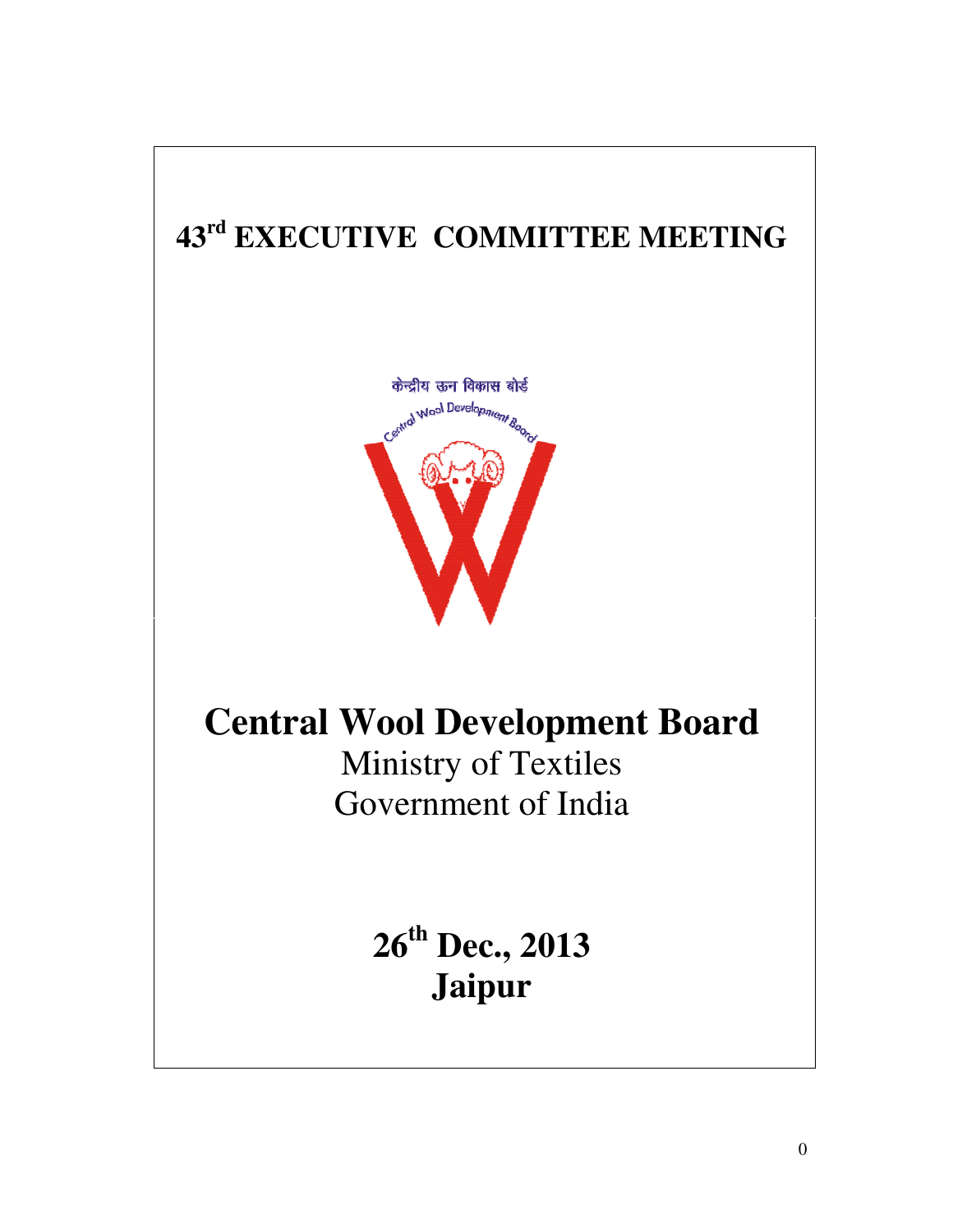# 43rd EXECUTIVE COMMITTEE MEETING

केन्द्रीय ऊन विकास बोर्ड

Central Wool Development Board

# Central Wool Development Board

Ministry of Textiles

Government of India

**26th Dec., 2013**

**Jaipur**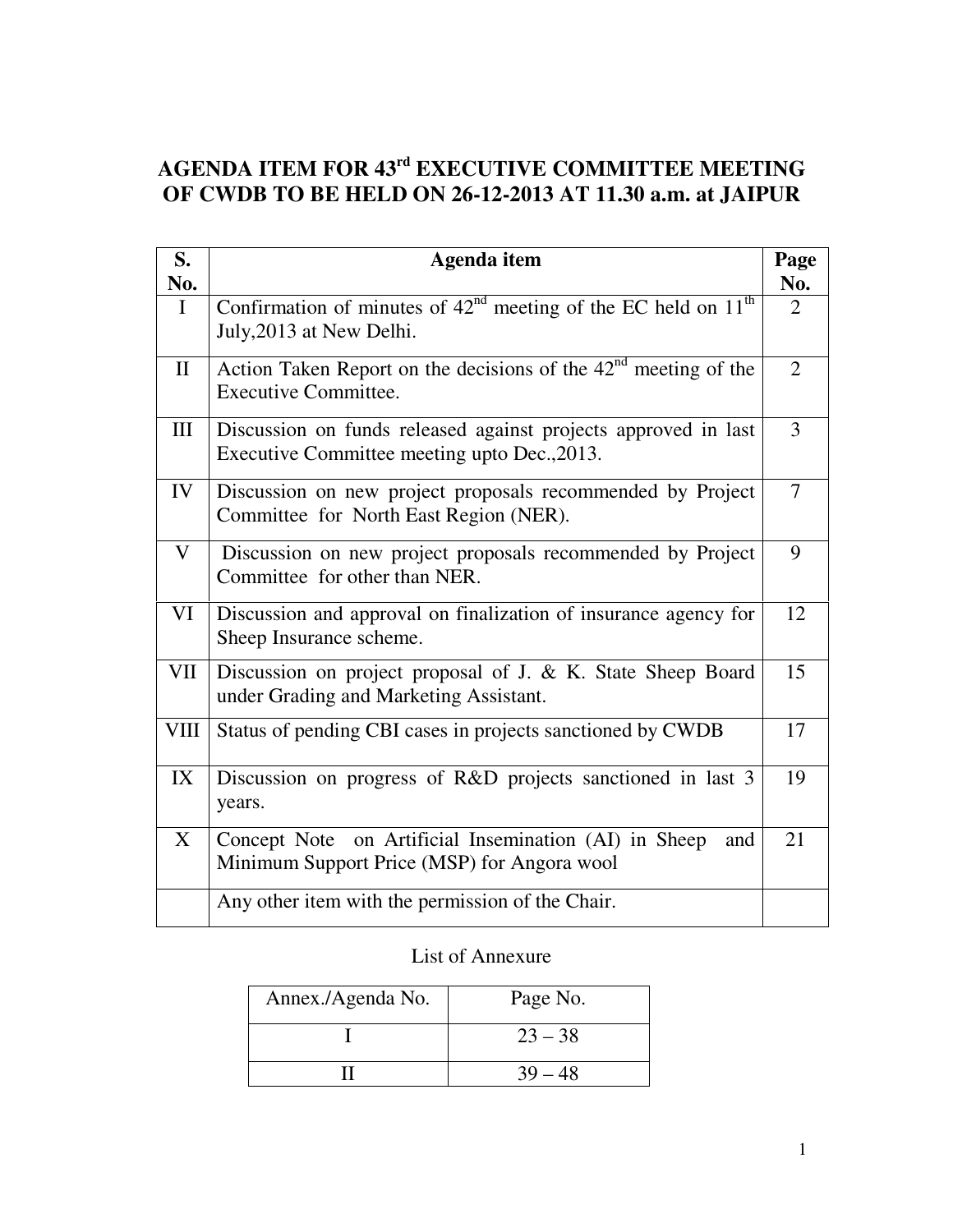## AGENDA ITEM FOR 43rd EXECUTIVE COMMITTEE MEETING OF CWDB TO BE HELD ON 26-12-2013 AT 11.30 a.m. at JAIPUR

| S. No. | Agenda item | Page No. |
|---|---|---|
| I | Confirmation of minutes of 42nd meeting of the EC held on 11th July,2013 at New Delhi. | 2 |
| II | Action Taken Report on the decisions of the 42nd meeting of the Executive Committee. | 2 |
| III | Discussion on funds released against projects approved in last Executive Committee meeting upto Dec.,2013. | 3 |
| IV | Discussion on new project proposals recommended by Project Committee for North East Region (NER). | 7 |
| V | Discussion on new project proposals recommended by Project Committee for other than NER. | 9 |
| VI | Discussion and approval on finalization of insurance agency for Sheep Insurance scheme. | 12 |
| VII | Discussion on project proposal of J. & K. State Sheep Board under Grading and Marketing Assistant. | 15 |
| VIII | Status of pending CBI cases in projects sanctioned by CWDB | 17 |
| IX | Discussion on progress of R&D projects sanctioned in last 3 years. | 19 |
| X | Concept Note on Artificial Insemination (AI) in Sheep and Minimum Support Price (MSP) for Angora wool | 21 |
| | Any other item with the permission of the Chair. | |

List of Annexure

| Annex./Agenda No. | Page No. |
|---|---|
| I | 23 – 38 |
| II | 39 – 48 |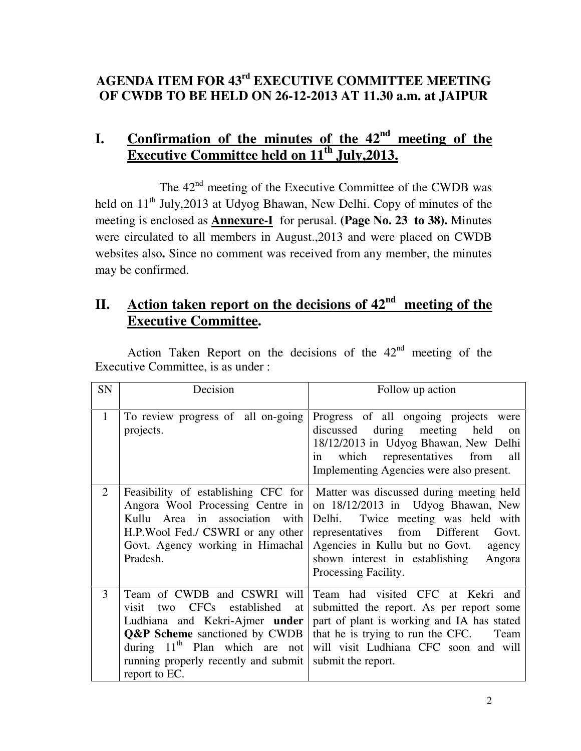## AGENDA ITEM FOR 43rd EXECUTIVE COMMITTEE MEETING OF CWDB TO BE HELD ON 26-12-2013 AT 11.30 a.m. at JAIPUR

## I. Confirmation of the minutes of the 42nd meeting of the Executive Committee held on 11th July,2013.

The 42nd meeting of the Executive Committee of the CWDB was held on 11th July,2013 at Udyog Bhawan, New Delhi. Copy of minutes of the meeting is enclosed as **Annexure-I** for perusal. **(Page No. 23 to 38).** Minutes were circulated to all members in August.,2013 and were placed on CWDB websites also**.** Since no comment was received from any member, the minutes may be confirmed.

## II. Action taken report on the decisions of 42nd meeting of the Executive Committee.

Action Taken Report on the decisions of the 42nd meeting of the Executive Committee, is as under :

| SN | Decision | Follow up action |
|---|---|---|
| 1 | To review progress of all on-going projects. | Progress of all ongoing projects were discussed during meeting held on 18/12/2013 in Udyog Bhawan, New Delhi in which representatives from all Implementing Agencies were also present. |
| 2 | Feasibility of establishing CFC for Angora Wool Processing Centre in Kullu Area in association with H.P.Wool Fed./ CSWRI or any other Govt. Agency working in Himachal Pradesh. | Matter was discussed during meeting held on 18/12/2013 in Udyog Bhawan, New Delhi. Twice meeting was held with representatives from Different Govt. Agencies in Kullu but no Govt. agency shown interest in establishing Angora Processing Facility. |
| 3 | Team of CWDB and CSWRI will visit two CFCs established at Ludhiana and Kekri-Ajmer **under Q&P Scheme** sanctioned by CWDB during 11th Plan which are not running properly recently and submit report to EC. | Team had visited CFC at Kekri and submitted the report. As per report some part of plant is working and IA has stated that he is trying to run the CFC. Team will visit Ludhiana CFC soon and will submit the report. |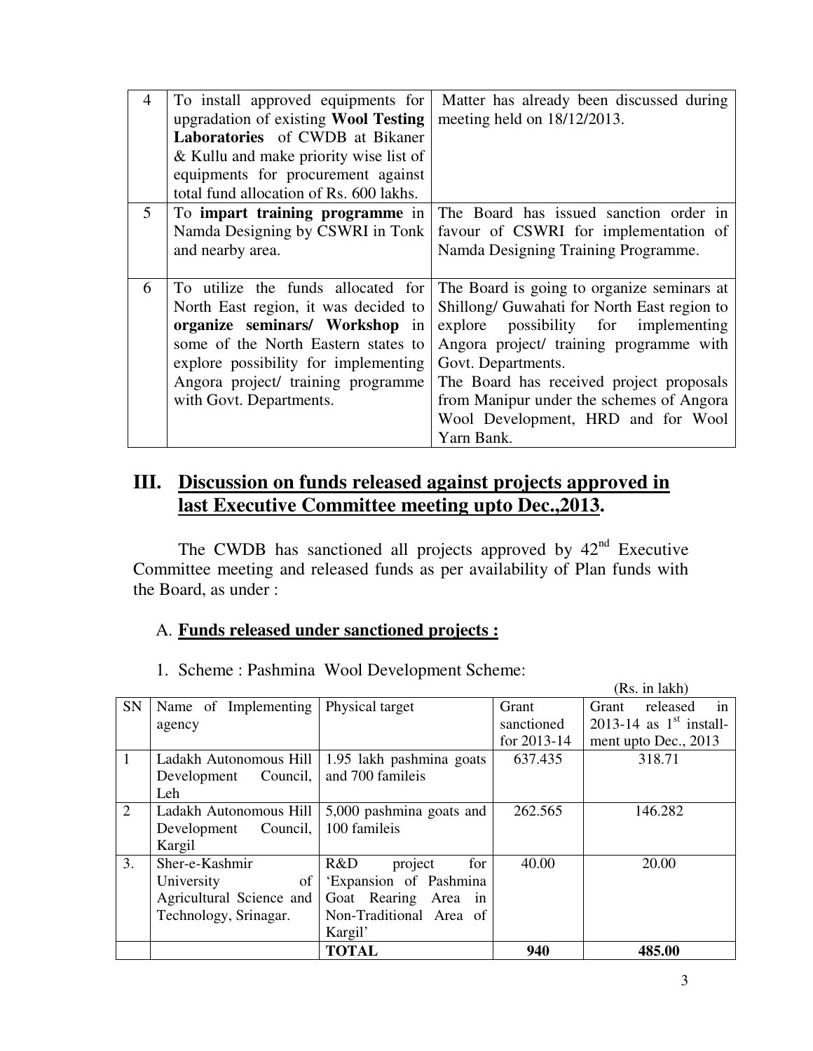| 4 | To install approved equipments for upgradation of existing **Wool Testing Laboratories** of CWDB at Bikaner & Kullu and make priority wise list of equipments for procurement against total fund allocation of Rs. 600 lakhs. | Matter has already been discussed during meeting held on 18/12/2013. |
|---|---|---|
| 5 | To **impart training programme** in Namda Designing by CSWRI in Tonk and nearby area. | The Board has issued sanction order in favour of CSWRI for implementation of Namda Designing Training Programme. |
| 6 | To utilize the funds allocated for North East region, it was decided to **organize seminars/ Workshop** in some of the North Eastern states to explore possibility for implementing Angora project/ training programme with Govt. Departments. | The Board is going to organize seminars at Shillong/ Guwahati for North East region to explore possibility for implementing Angora project/ training programme with Govt. Departments.<br>The Board has received project proposals from Manipur under the schemes of Angora Wool Development, HRD and for Wool Yarn Bank. |

## III. Discussion on funds released against projects approved in last Executive Committee meeting upto Dec.,2013.

The CWDB has sanctioned all projects approved by 42nd Executive Committee meeting and released funds as per availability of Plan funds with the Board, as under :

### A. Funds released under sanctioned projects :

1. Scheme : Pashmina Wool Development Scheme:

(Rs. in lakh)

| SN | Name of Implementing agency | Physical target | Grant sanctioned for 2013-14 | Grant released in 2013-14 as 1st install-ment upto Dec., 2013 |
|---|---|---|---|---|
| 1 | Ladakh Autonomous Hill Development Council, Leh | 1.95 lakh pashmina goats and 700 famileis | 637.435 | 318.71 |
| 2 | Ladakh Autonomous Hill Development Council, Kargil | 5,000 pashmina goats and 100 famileis | 262.565 | 146.282 |
| 3. | Sher-e-Kashmir University of Agricultural Science and Technology, Srinagar. | R&D project for 'Expansion of Pashmina Goat Rearing Area in Non-Traditional Area of Kargil' | 40.00 | 20.00 |
| | | **TOTAL** | **940** | **485.00** |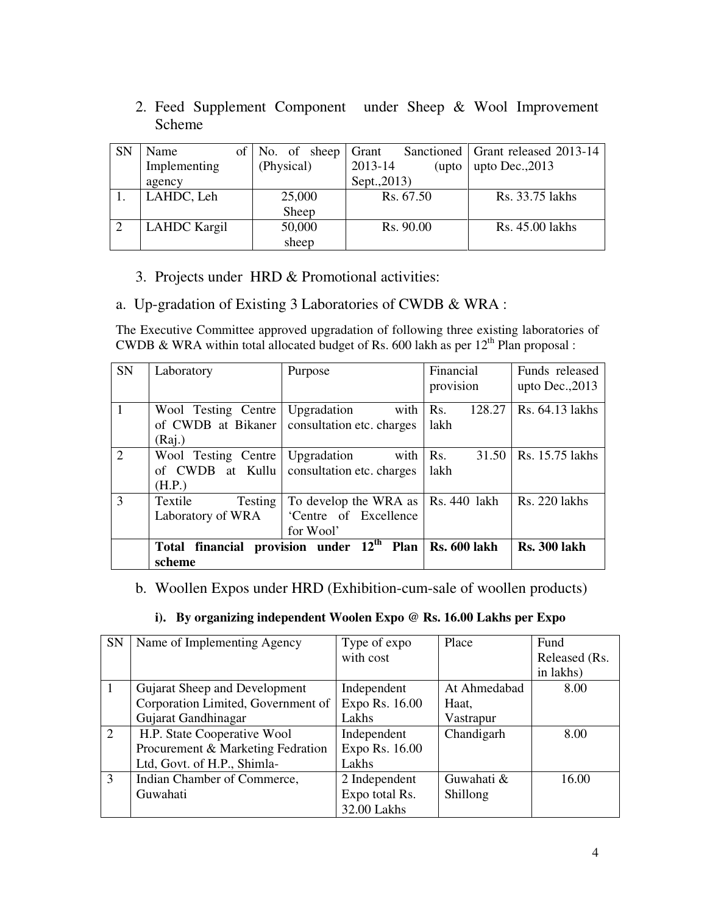2. Feed Supplement Component under Sheep & Wool Improvement Scheme

| SN | Name of Implementing agency | No. of sheep (Physical) | Grant Sanctioned 2013-14 (upto Sept.,2013) | Grant released 2013-14 upto Dec.,2013 |
|---|---|---|---|---|
| 1. | LAHDC, Leh | 25,000 Sheep | Rs. 67.50 | Rs. 33.75 lakhs |
| 2 | LAHDC Kargil | 50,000 sheep | Rs. 90.00 | Rs. 45.00 lakhs |

3. Projects under HRD & Promotional activities:

a. Up-gradation of Existing 3 Laboratories of CWDB & WRA :

The Executive Committee approved upgradation of following three existing laboratories of CWDB & WRA within total allocated budget of Rs. 600 lakh as per 12th Plan proposal :

| SN | Laboratory | Purpose | Financial provision | Funds released upto Dec.,2013 |
|---|---|---|---|---|
| 1 | Wool Testing Centre of CWDB at Bikaner (Raj.) | Upgradation with consultation etc. charges | Rs. 128.27 lakh | Rs. 64.13 lakhs |
| 2 | Wool Testing Centre of CWDB at Kullu (H.P.) | Upgradation with consultation etc. charges | Rs. 31.50 lakh | Rs. 15.75 lakhs |
| 3 | Textile Testing Laboratory of WRA | To develop the WRA as 'Centre of Excellence for Wool' | Rs. 440 lakh | Rs. 220 lakhs |
| | **Total financial provision under 12th Plan scheme** | | **Rs. 600 lakh** | **Rs. 300 lakh** |

b. Woollen Expos under HRD (Exhibition-cum-sale of woollen products)

**i). By organizing independent Woolen Expo @ Rs. 16.00 Lakhs per Expo**

| SN | Name of Implementing Agency | Type of expo with cost | Place | Fund Released (Rs. in lakhs) |
|---|---|---|---|---|
| 1 | Gujarat Sheep and Development Corporation Limited, Government of Gujarat Gandhinagar | Independent Expo Rs. 16.00 Lakhs | At Ahmedabad Haat, Vastrapur | 8.00 |
| 2 | H.P. State Cooperative Wool Procurement & Marketing Fedration Ltd, Govt. of H.P., Shimla- | Independent Expo Rs. 16.00 Lakhs | Chandigarh | 8.00 |
| 3 | Indian Chamber of Commerce, Guwahati | 2 Independent Expo total Rs. 32.00 Lakhs | Guwahati & Shillong | 16.00 |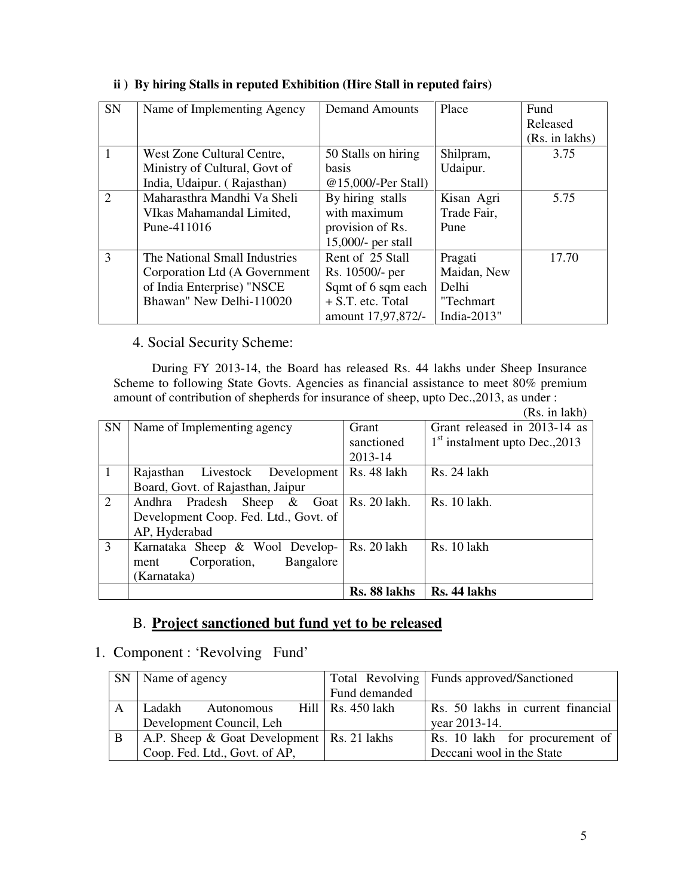**ii ) By hiring Stalls in reputed Exhibition (Hire Stall in reputed fairs)**

| SN | Name of Implementing Agency | Demand Amounts | Place | Fund Released (Rs. in lakhs) |
|---|---|---|---|---|
| 1 | West Zone Cultural Centre, Ministry of Cultural, Govt of India, Udaipur. ( Rajasthan) | 50 Stalls on hiring basis @15,000/-Per Stall) | Shilpram, Udaipur. | 3.75 |
| 2 | Maharasthra Mandhi Va Sheli VIkas Mahamandal Limited, Pune-411016 | By hiring stalls with maximum provision of Rs. 15,000/- per stall | Kisan Agri Trade Fair, Pune | 5.75 |
| 3 | The National Small Industries Corporation Ltd (A Government of India Enterprise) "NSCE Bhawan" New Delhi-110020 | Rent of 25 Stall Rs. 10500/- per Sqmt of 6 sqm each + S.T. etc. Total amount 17,97,872/- | Pragati Maidan, New Delhi "Techmart India-2013" | 17.70 |

## 4. Social Security Scheme:

During FY 2013-14, the Board has released Rs. 44 lakhs under Sheep Insurance Scheme to following State Govts. Agencies as financial assistance to meet 80% premium amount of contribution of shepherds for insurance of sheep, upto Dec.,2013, as under :

(Rs. in lakh)

| SN | Name of Implementing agency | Grant sanctioned 2013-14 | Grant released in 2013-14 as 1st instalment upto Dec.,2013 |
|---|---|---|---|
| 1 | Rajasthan Livestock Development Board, Govt. of Rajasthan, Jaipur | Rs. 48 lakh | Rs. 24 lakh |
| 2 | Andhra Pradesh Sheep & Goat Development Coop. Fed. Ltd., Govt. of AP, Hyderabad | Rs. 20 lakh. | Rs. 10 lakh. |
| 3 | Karnataka Sheep & Wool Development Corporation, Bangalore (Karnataka) | Rs. 20 lakh | Rs. 10 lakh |
| | | **Rs. 88 lakhs** | **Rs. 44 lakhs** |

## B. <u>**Project sanctioned but fund yet to be released**</u>

1. Component : 'Revolving Fund'

| SN | Name of agency | Total Revolving Fund demanded | Funds approved/Sanctioned |
|---|---|---|---|
| A | Ladakh Autonomous Hill Development Council, Leh | Rs. 450 lakh | Rs. 50 lakhs in current financial year 2013-14. |
| B | A.P. Sheep & Goat Development Coop. Fed. Ltd., Govt. of AP, | Rs. 21 lakhs | Rs. 10 lakh for procurement of Deccani wool in the State |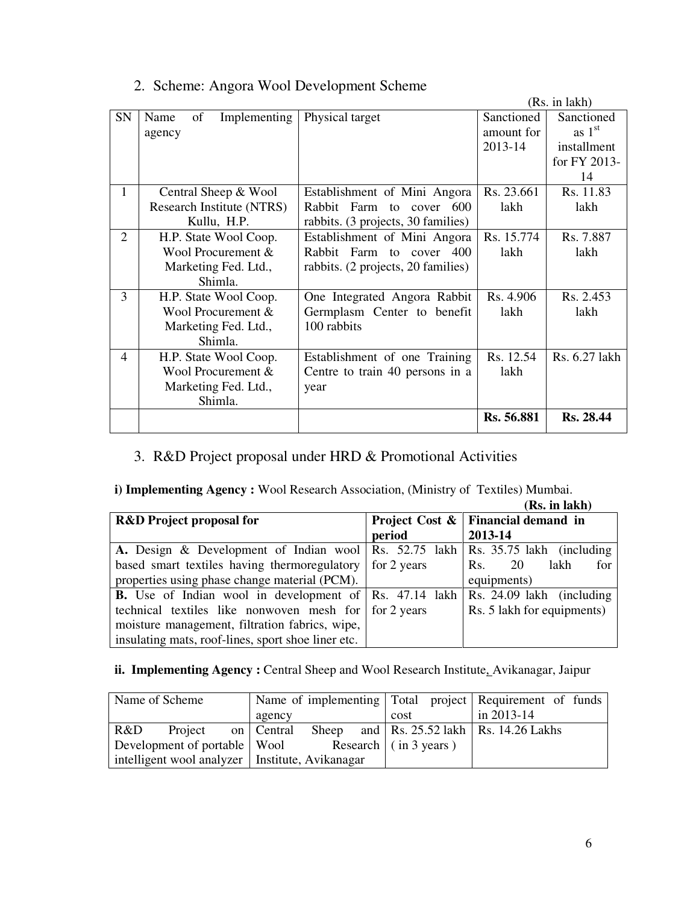## 2. Scheme: Angora Wool Development Scheme

(Rs. in lakh)

| SN | Name of Implementing agency | Physical target | Sanctioned amount for 2013-14 | Sanctioned as 1st installment for FY 2013-14 |
|---|---|---|---|---|
| 1 | Central Sheep & Wool Research Institute (NTRS) Kullu, H.P. | Establishment of Mini Angora Rabbit Farm to cover 600 rabbits. (3 projects, 30 families) | Rs. 23.661 lakh | Rs. 11.83 lakh |
| 2 | H.P. State Wool Coop. Wool Procurement & Marketing Fed. Ltd., Shimla. | Establishment of Mini Angora Rabbit Farm to cover 400 rabbits. (2 projects, 20 families) | Rs. 15.774 lakh | Rs. 7.887 lakh |
| 3 | H.P. State Wool Coop. Wool Procurement & Marketing Fed. Ltd., Shimla. | One Integrated Angora Rabbit Germplasm Center to benefit 100 rabbits | Rs. 4.906 lakh | Rs. 2.453 lakh |
| 4 | H.P. State Wool Coop. Wool Procurement & Marketing Fed. Ltd., Shimla. | Establishment of one Training Centre to train 40 persons in a year | Rs. 12.54 lakh | Rs. 6.27 lakh |
| | | | **Rs. 56.881** | **Rs. 28.44** |

## 3. R&D Project proposal under HRD & Promotional Activities

**i) Implementing Agency :** Wool Research Association, (Ministry of Textiles) Mumbai.

**(Rs. in lakh)**

| **R&D Project proposal for** | **Project Cost & period** | **Financial demand in 2013-14** |
|---|---|---|
| **A.** Design & Development of Indian wool based smart textiles having thermoregulatory properties using phase change material (PCM). | Rs. 52.75 lakh for 2 years | Rs. 35.75 lakh (including Rs. 20 lakh for equipments) |
| **B.** Use of Indian wool in development of technical textiles like nonwoven mesh for moisture management, filtration fabrics, wipe, insulating mats, roof-lines, sport shoe liner etc. | Rs. 47.14 lakh for 2 years | Rs. 24.09 lakh (including Rs. 5 lakh for equipments) |

**ii. Implementing Agency :** Central Sheep and Wool Research Institute, Avikanagar, Jaipur

| Name of Scheme | Name of implementing agency | Total project cost | Requirement of funds in 2013-14 |
|---|---|---|---|
| R&D Project on Development of portable intelligent wool analyzer | Central Sheep and Wool Research Institute, Avikanagar | Rs. 25.52 lakh ( in 3 years ) | Rs. 14.26 Lakhs |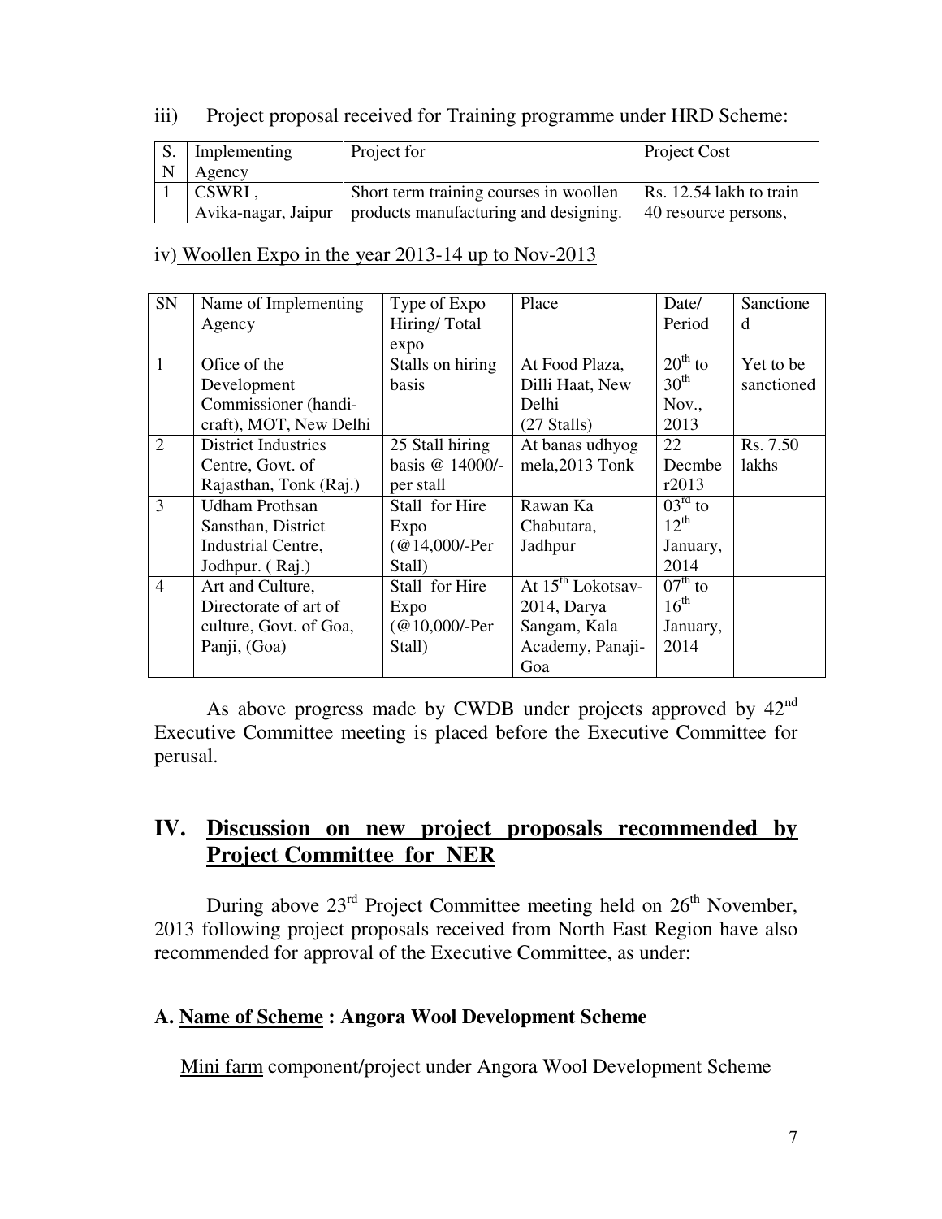iii) Project proposal received for Training programme under HRD Scheme:

| S. N | Implementing Agency | Project for | Project Cost |
|---|---|---|---|
| 1 | CSWRI , Avika-nagar, Jaipur | Short term training courses in woollen products manufacturing and designing. | Rs. 12.54 lakh to train 40 resource persons, |

iv) Woollen Expo in the year 2013-14 up to Nov-2013

| SN | Name of Implementing Agency | Type of Expo Hiring/ Total expo | Place | Date/ Period | Sanctioned |
|---|---|---|---|---|---|
| 1 | Ofice of the Development Commissioner (handi-craft), MOT, New Delhi | Stalls on hiring basis | At Food Plaza, Dilli Haat, New Delhi (27 Stalls) | 20th to 30th Nov., 2013 | Yet to be sanctioned |
| 2 | District Industries Centre, Govt. of Rajasthan, Tonk (Raj.) | 25 Stall hiring basis @ 14000/- per stall | At banas udhyog mela,2013 Tonk | 22 Decmber2013 | Rs. 7.50 lakhs |
| 3 | Udham Prothsan Sansthan, District Industrial Centre, Jodhpur. ( Raj.) | Stall for Hire Expo (@14,000/-Per Stall) | Rawan Ka Chabutara, Jadhpur | 03rd to 12th January, 2014 | |
| 4 | Art and Culture, Directorate of art of culture, Govt. of Goa, Panji, (Goa) | Stall for Hire Expo (@10,000/-Per Stall) | At 15th Lokotsav-2014, Darya Sangam, Kala Academy, Panaji-Goa | 07th to 16th January, 2014 | |

As above progress made by CWDB under projects approved by 42nd Executive Committee meeting is placed before the Executive Committee for perusal.

## IV. Discussion on new project proposals recommended by Project Committee for NER

During above 23rd Project Committee meeting held on 26th November, 2013 following project proposals received from North East Region have also recommended for approval of the Executive Committee, as under:

**A. Name of Scheme : Angora Wool Development Scheme**

Mini farm component/project under Angora Wool Development Scheme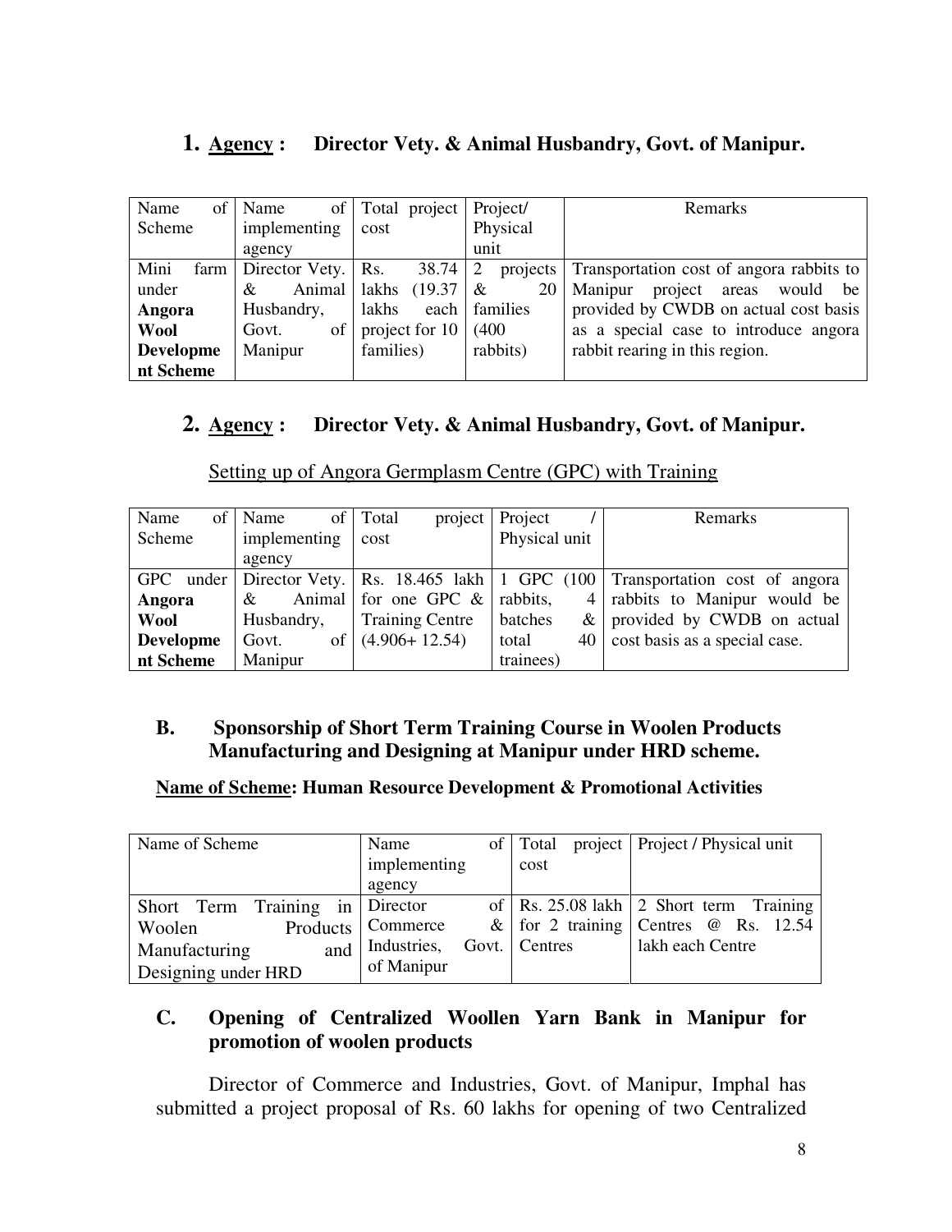## 1. Agency : Director Vety. & Animal Husbandry, Govt. of Manipur.

| Name of Scheme | Name of implementing agency | Total project cost | Project/ Physical unit | Remarks |
|---|---|---|---|---|
| Mini farm under **Angora Wool Development Scheme** | Director Vety. & Animal Husbandry, Govt. of Manipur | Rs. 38.74 lakhs (19.37 lakhs each project for 10 families) | 2 projects & 20 families (400 rabbits) | Transportation cost of angora rabbits to Manipur project areas would be provided by CWDB on actual cost basis as a special case to introduce angora rabbit rearing in this region. |

## 2. Agency : Director Vety. & Animal Husbandry, Govt. of Manipur.

Setting up of Angora Germplasm Centre (GPC) with Training

| Name of Scheme | Name of implementing agency | Total project cost | Project / Physical unit | Remarks |
|---|---|---|---|---|
| GPC under **Angora Wool Development Scheme** | Director Vety. & Animal Husbandry, Govt. of Manipur | Rs. 18.465 lakh for one GPC & Training Centre (4.906+ 12.54) | 1 GPC (100 rabbits, 4 batches & total 40 trainees) | Transportation cost of angora rabbits to Manipur would be provided by CWDB on actual cost basis as a special case. |

## B. Sponsorship of Short Term Training Course in Woolen Products Manufacturing and Designing at Manipur under HRD scheme.

**Name of Scheme: Human Resource Development & Promotional Activities**

| Name of Scheme | Name of implementing agency | Total project cost | Project / Physical unit |
|---|---|---|---|
| Short Term Training in Woolen Products Manufacturing and Designing under HRD | Director of Commerce & Industries, Govt. of Manipur | Rs. 25.08 lakh for 2 training Centres | 2 Short term Training Centres @ Rs. 12.54 lakh each Centre |

## C. Opening of Centralized Woollen Yarn Bank in Manipur for promotion of woolen products

Director of Commerce and Industries, Govt. of Manipur, Imphal has submitted a project proposal of Rs. 60 lakhs for opening of two Centralized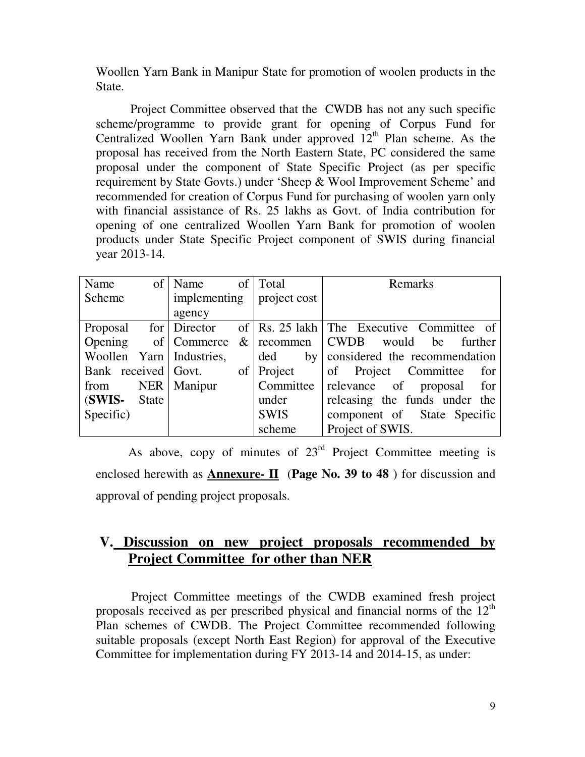Woollen Yarn Bank in Manipur State for promotion of woolen products in the State.

Project Committee observed that the CWDB has not any such specific scheme/programme to provide grant for opening of Corpus Fund for Centralized Woollen Yarn Bank under approved 12th Plan scheme. As the proposal has received from the North Eastern State, PC considered the same proposal under the component of State Specific Project (as per specific requirement by State Govts.) under 'Sheep & Wool Improvement Scheme' and recommended for creation of Corpus Fund for purchasing of woolen yarn only with financial assistance of Rs. 25 lakhs as Govt. of India contribution for opening of one centralized Woollen Yarn Bank for promotion of woolen products under State Specific Project component of SWIS during financial year 2013-14.

| Name of Scheme | Name of implementing agency | Total project cost | Remarks |
|---|---|---|---|
| Proposal for Opening of Woollen Yarn Bank received from NER (**SWIS-** State Specific) | Director of Commerce & Industries, Govt. of Manipur | Rs. 25 lakh recommended by Project Committee under SWIS scheme | The Executive Committee of CWDB would be further considered the recommendation of Project Committee for relevance of proposal for releasing the funds under the component of State Specific Project of SWIS. |

As above, copy of minutes of 23rd Project Committee meeting is enclosed herewith as **Annexure- II** (**Page No. 39 to 48** ) for discussion and approval of pending project proposals.

## V. Discussion on new project proposals recommended by Project Committee for other than NER

Project Committee meetings of the CWDB examined fresh project proposals received as per prescribed physical and financial norms of the 12th Plan schemes of CWDB. The Project Committee recommended following suitable proposals (except North East Region) for approval of the Executive Committee for implementation during FY 2013-14 and 2014-15, as under: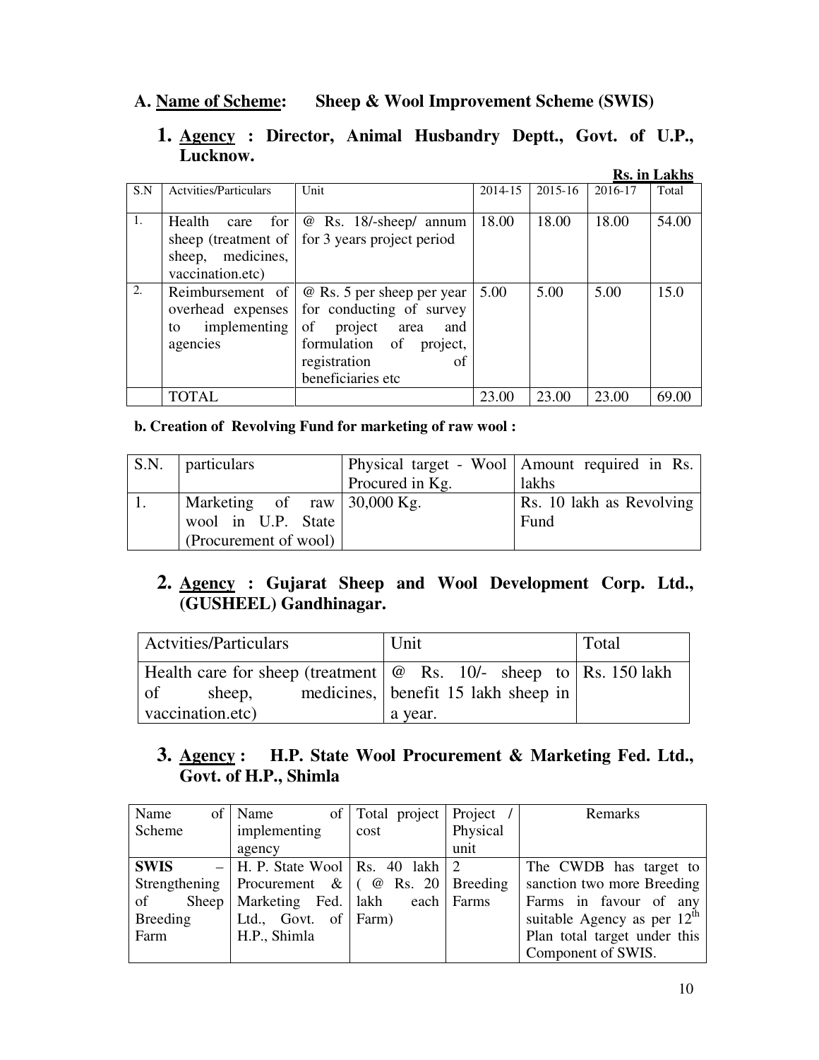## A. Name of Scheme: Sheep & Wool Improvement Scheme (SWIS)

### 1. Agency : Director, Animal Husbandry Deptt., Govt. of U.P., Lucknow.

**Rs. in Lakhs**

| S.N | Actvities/Particulars | Unit | 2014-15 | 2015-16 | 2016-17 | Total |
|---|---|---|---|---|---|---|
| 1. | Health care for sheep (treatment of sheep, medicines, vaccination.etc) | @ Rs. 18/-sheep/ annum for 3 years project period | 18.00 | 18.00 | 18.00 | 54.00 |
| 2. | Reimbursement of overhead expenses to implementing agencies | @ Rs. 5 per sheep per year for conducting of survey of project area and formulation of project, registration of beneficiaries etc | 5.00 | 5.00 | 5.00 | 15.0 |
| | TOTAL | | 23.00 | 23.00 | 23.00 | 69.00 |

**b. Creation of Revolving Fund for marketing of raw wool :**

| S.N. | particulars | Physical target - Wool Procured in Kg. | Amount required in Rs. lakhs |
|---|---|---|---|
| 1. | Marketing of raw wool in U.P. State (Procurement of wool) | 30,000 Kg. | Rs. 10 lakh as Revolving Fund |

### 2. Agency : Gujarat Sheep and Wool Development Corp. Ltd., (GUSHEEL) Gandhinagar.

| Actvities/Particulars | Unit | Total |
|---|---|---|
| Health care for sheep (treatment of sheep, medicines, vaccination.etc) | @ Rs. 10/- sheep to benefit 15 lakh sheep in a year. | Rs. 150 lakh |

### 3. Agency : H.P. State Wool Procurement & Marketing Fed. Ltd., Govt. of H.P., Shimla

| Name of Scheme | Name of implementing agency | Total project cost | Project / Physical unit | Remarks |
|---|---|---|---|---|
| **SWIS** – Strengthening of Sheep Breeding Farm | H. P. State Wool Procurement & Marketing Fed. Ltd., Govt. of H.P., Shimla | Rs. 40 lakh ( @ Rs. 20 lakh each Farm) | 2 Breeding Farms | The CWDB has target to sanction two more Breeding Farms in favour of any suitable Agency as per 12th Plan total target under this Component of SWIS. |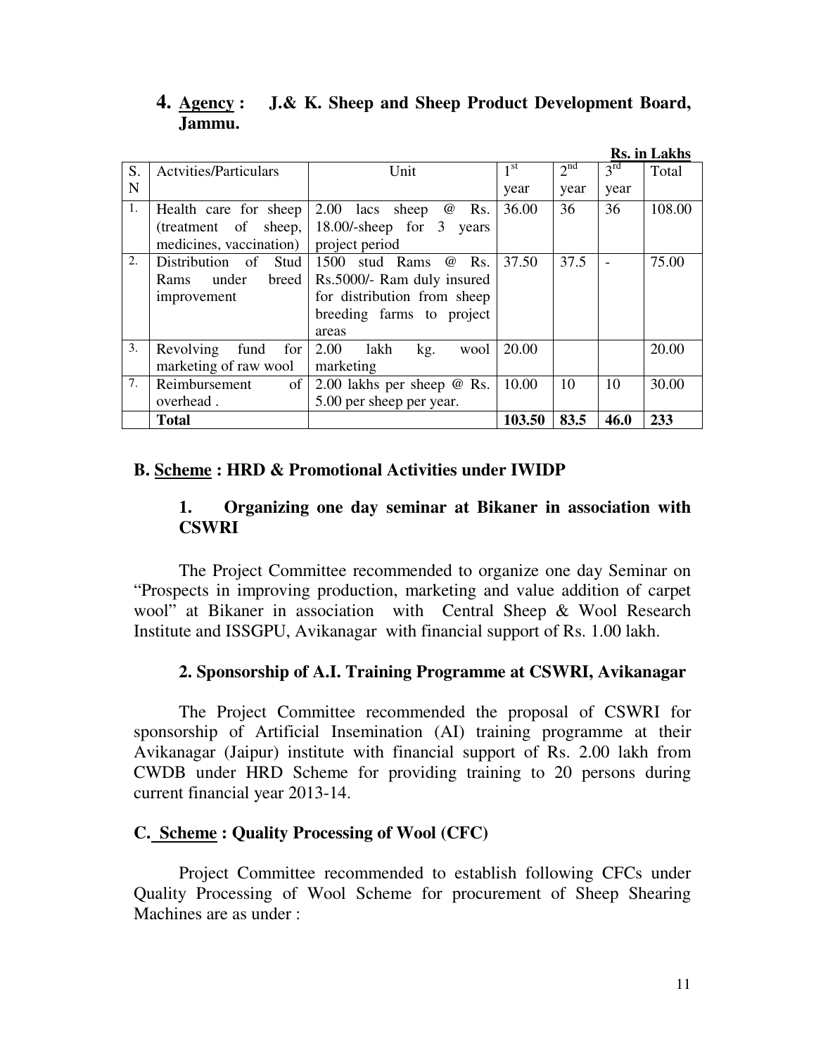## 4. Agency : J.& K. Sheep and Sheep Product Development Board, Jammu.

**Rs. in Lakhs**

| S. N | Actvities/Particulars | Unit | 1st year | 2nd year | 3rd year | Total |
|---|---|---|---|---|---|---|
| 1. | Health care for sheep (treatment of sheep, medicines, vaccination) | 2.00 lacs sheep @ Rs. 18.00/-sheep for 3 years project period | 36.00 | 36 | 36 | 108.00 |
| 2. | Distribution of Stud Rams under breed improvement | 1500 stud Rams @ Rs. Rs.5000/- Ram duly insured for distribution from sheep breeding farms to project areas | 37.50 | 37.5 | - | 75.00 |
| 3. | Revolving fund for marketing of raw wool | 2.00 lakh kg. wool marketing | 20.00 | | | 20.00 |
| 7. | Reimbursement of overhead . | 2.00 lakhs per sheep @ Rs. 5.00 per sheep per year. | 10.00 | 10 | 10 | 30.00 |
| | **Total** | | **103.50** | **83.5** | **46.0** | **233** |

### B. Scheme : HRD & Promotional Activities under IWIDP

#### 1. Organizing one day seminar at Bikaner in association with CSWRI

The Project Committee recommended to organize one day Seminar on "Prospects in improving production, marketing and value addition of carpet wool" at Bikaner in association with Central Sheep & Wool Research Institute and ISSGPU, Avikanagar with financial support of Rs. 1.00 lakh.

#### 2. Sponsorship of A.I. Training Programme at CSWRI, Avikanagar

The Project Committee recommended the proposal of CSWRI for sponsorship of Artificial Insemination (AI) training programme at their Avikanagar (Jaipur) institute with financial support of Rs. 2.00 lakh from CWDB under HRD Scheme for providing training to 20 persons during current financial year 2013-14.

### C. Scheme : Quality Processing of Wool (CFC)

Project Committee recommended to establish following CFCs under Quality Processing of Wool Scheme for procurement of Sheep Shearing Machines are as under :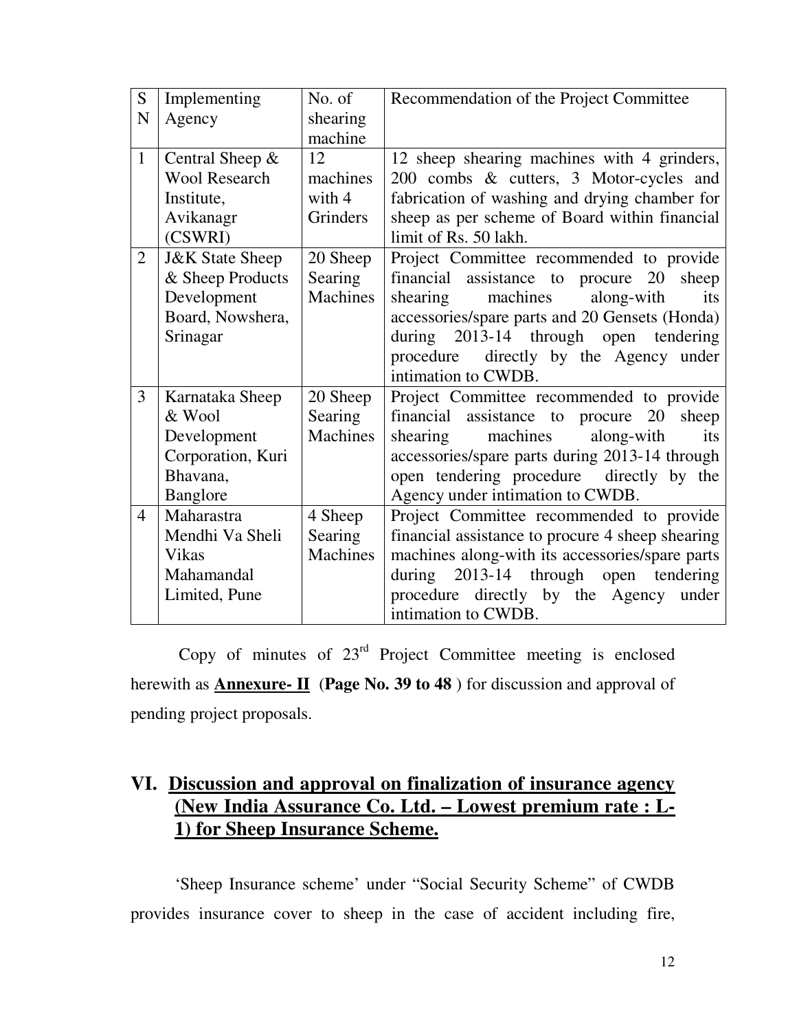| SN | Implementing Agency | No. of shearing machine | Recommendation of the Project Committee |
|---|---|---|---|
| 1 | Central Sheep & Wool Research Institute, Avikanagr (CSWRI) | 12 machines with 4 Grinders | 12 sheep shearing machines with 4 grinders, 200 combs & cutters, 3 Motor-cycles and fabrication of washing and drying chamber for sheep as per scheme of Board within financial limit of Rs. 50 lakh. |
| 2 | J&K State Sheep & Sheep Products Development Board, Nowshera, Srinagar | 20 Sheep Searing Machines | Project Committee recommended to provide financial assistance to procure 20 sheep shearing machines along-with its accessories/spare parts and 20 Gensets (Honda) during 2013-14 through open tendering procedure directly by the Agency under intimation to CWDB. |
| 3 | Karnataka Sheep & Wool Development Corporation, Kuri Bhavana, Banglore | 20 Sheep Searing Machines | Project Committee recommended to provide financial assistance to procure 20 sheep shearing machines along-with its accessories/spare parts during 2013-14 through open tendering procedure directly by the Agency under intimation to CWDB. |
| 4 | Maharastra Mendhi Va Sheli Vikas Mahamandal Limited, Pune | 4 Sheep Searing Machines | Project Committee recommended to provide financial assistance to procure 4 sheep shearing machines along-with its accessories/spare parts during 2013-14 through open tendering procedure directly by the Agency under intimation to CWDB. |

Copy of minutes of 23rd Project Committee meeting is enclosed herewith as **Annexure- II** (**Page No. 39 to 48** ) for discussion and approval of pending project proposals.

## VI. Discussion and approval on finalization of insurance agency (New India Assurance Co. Ltd. – Lowest premium rate : L-1) for Sheep Insurance Scheme.

'Sheep Insurance scheme' under "Social Security Scheme" of CWDB provides insurance cover to sheep in the case of accident including fire,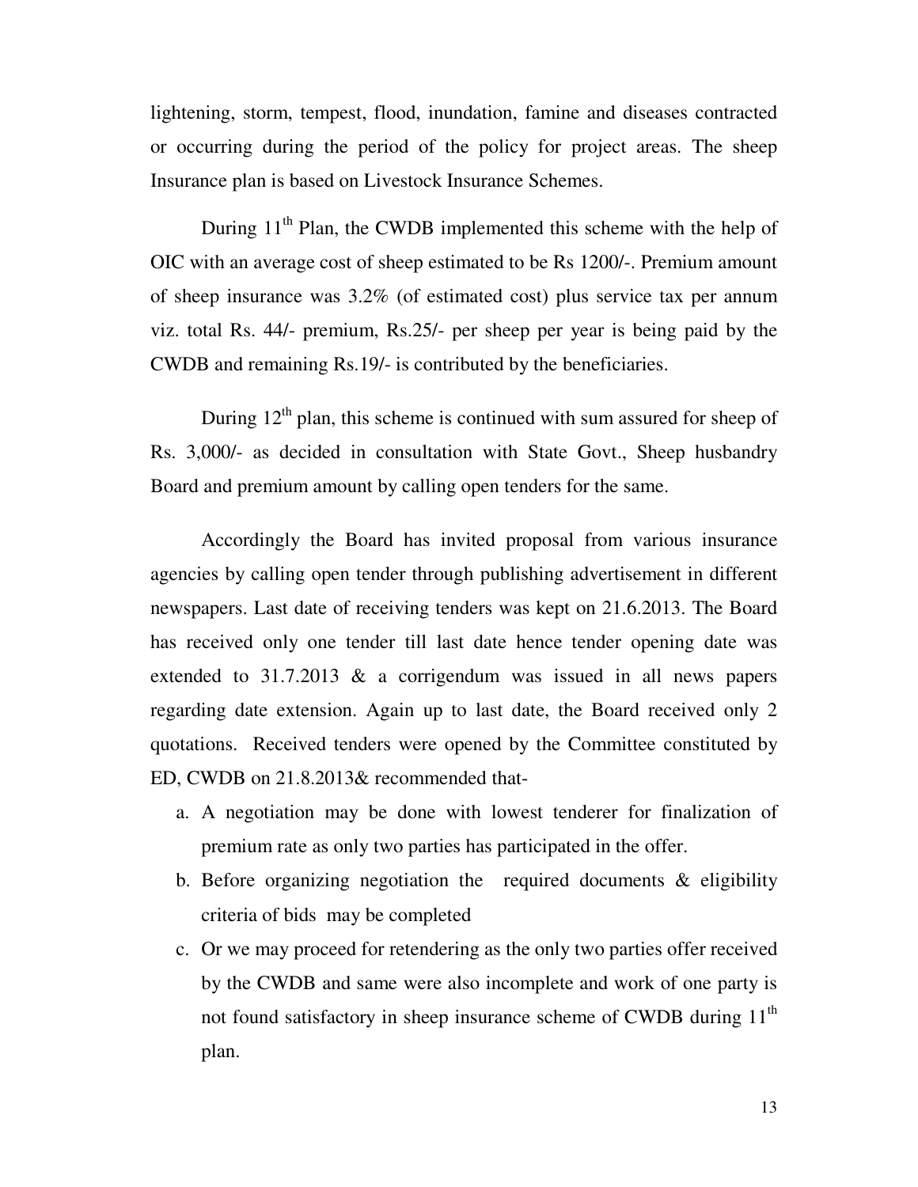lightening, storm, tempest, flood, inundation, famine and diseases contracted or occurring during the period of the policy for project areas. The sheep Insurance plan is based on Livestock Insurance Schemes.

During 11th Plan, the CWDB implemented this scheme with the help of OIC with an average cost of sheep estimated to be Rs 1200/-. Premium amount of sheep insurance was 3.2% (of estimated cost) plus service tax per annum viz. total Rs. 44/- premium, Rs.25/- per sheep per year is being paid by the CWDB and remaining Rs.19/- is contributed by the beneficiaries.

During 12th plan, this scheme is continued with sum assured for sheep of Rs. 3,000/- as decided in consultation with State Govt., Sheep husbandry Board and premium amount by calling open tenders for the same.

Accordingly the Board has invited proposal from various insurance agencies by calling open tender through publishing advertisement in different newspapers. Last date of receiving tenders was kept on 21.6.2013. The Board has received only one tender till last date hence tender opening date was extended to 31.7.2013 & a corrigendum was issued in all news papers regarding date extension. Again up to last date, the Board received only 2 quotations. Received tenders were opened by the Committee constituted by ED, CWDB on 21.8.2013& recommended that-

a. A negotiation may be done with lowest tenderer for finalization of premium rate as only two parties has participated in the offer.
b. Before organizing negotiation the required documents & eligibility criteria of bids may be completed
c. Or we may proceed for retendering as the only two parties offer received by the CWDB and same were also incomplete and work of one party is not found satisfactory in sheep insurance scheme of CWDB during 11th plan.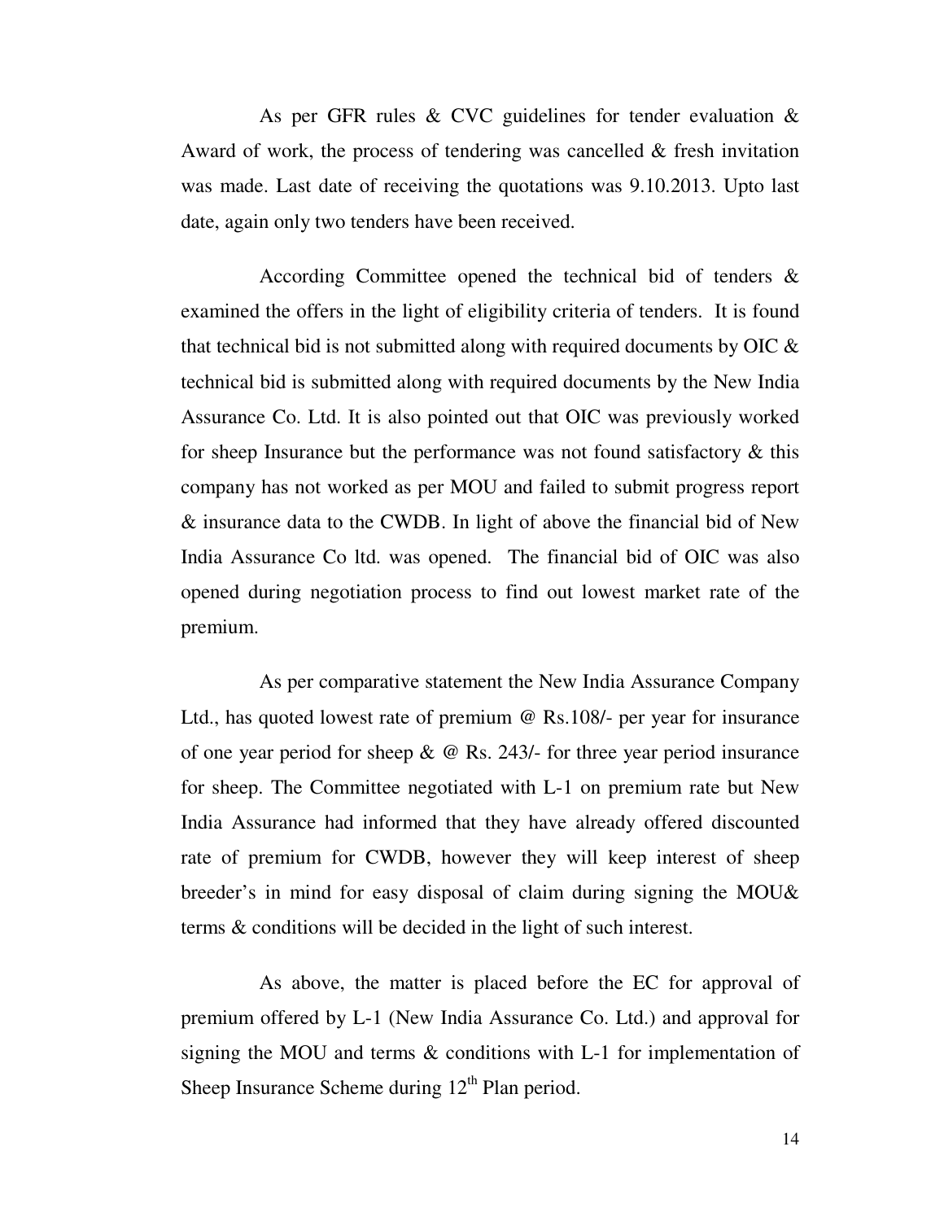As per GFR rules & CVC guidelines for tender evaluation & Award of work, the process of tendering was cancelled & fresh invitation was made. Last date of receiving the quotations was 9.10.2013. Upto last date, again only two tenders have been received.

According Committee opened the technical bid of tenders & examined the offers in the light of eligibility criteria of tenders. It is found that technical bid is not submitted along with required documents by OIC & technical bid is submitted along with required documents by the New India Assurance Co. Ltd. It is also pointed out that OIC was previously worked for sheep Insurance but the performance was not found satisfactory & this company has not worked as per MOU and failed to submit progress report & insurance data to the CWDB. In light of above the financial bid of New India Assurance Co ltd. was opened. The financial bid of OIC was also opened during negotiation process to find out lowest market rate of the premium.

As per comparative statement the New India Assurance Company Ltd., has quoted lowest rate of premium @ Rs.108/- per year for insurance of one year period for sheep & @ Rs. 243/- for three year period insurance for sheep. The Committee negotiated with L-1 on premium rate but New India Assurance had informed that they have already offered discounted rate of premium for CWDB, however they will keep interest of sheep breeder's in mind for easy disposal of claim during signing the MOU& terms & conditions will be decided in the light of such interest.

As above, the matter is placed before the EC for approval of premium offered by L-1 (New India Assurance Co. Ltd.) and approval for signing the MOU and terms & conditions with L-1 for implementation of Sheep Insurance Scheme during 12th Plan period.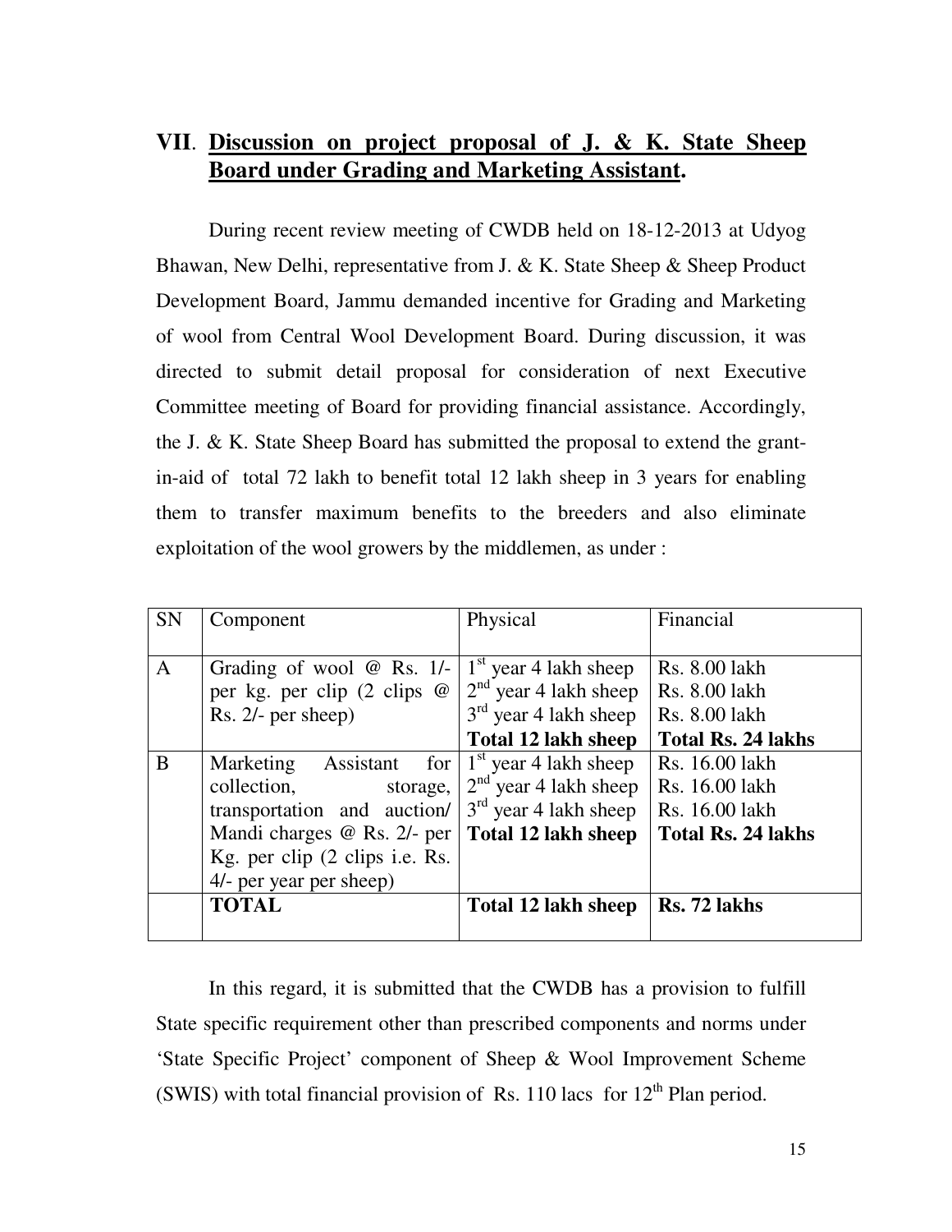## VII. Discussion on project proposal of J. & K. State Sheep Board under Grading and Marketing Assistant.

During recent review meeting of CWDB held on 18-12-2013 at Udyog Bhawan, New Delhi, representative from J. & K. State Sheep & Sheep Product Development Board, Jammu demanded incentive for Grading and Marketing of wool from Central Wool Development Board. During discussion, it was directed to submit detail proposal for consideration of next Executive Committee meeting of Board for providing financial assistance. Accordingly, the J. & K. State Sheep Board has submitted the proposal to extend the grant-in-aid of total 72 lakh to benefit total 12 lakh sheep in 3 years for enabling them to transfer maximum benefits to the breeders and also eliminate exploitation of the wool growers by the middlemen, as under :

| SN | Component | Physical | Financial |
|---|---|---|---|
| A | Grading of wool @ Rs. 1/- per kg. per clip (2 clips @ Rs. 2/- per sheep) | 1st year 4 lakh sheep<br>2nd year 4 lakh sheep<br>3rd year 4 lakh sheep<br>**Total 12 lakh sheep** | Rs. 8.00 lakh<br>Rs. 8.00 lakh<br>Rs. 8.00 lakh<br>**Total Rs. 24 lakhs** |
| B | Marketing Assistant for collection, storage, transportation and auction/ Mandi charges @ Rs. 2/- per Kg. per clip (2 clips i.e. Rs. 4/- per year per sheep) | 1st year 4 lakh sheep<br>2nd year 4 lakh sheep<br>3rd year 4 lakh sheep<br>**Total 12 lakh sheep** | Rs. 16.00 lakh<br>Rs. 16.00 lakh<br>Rs. 16.00 lakh<br>**Total Rs. 24 lakhs** |
| | **TOTAL** | **Total 12 lakh sheep** | **Rs. 72 lakhs** |

In this regard, it is submitted that the CWDB has a provision to fulfill State specific requirement other than prescribed components and norms under 'State Specific Project' component of Sheep & Wool Improvement Scheme (SWIS) with total financial provision of Rs. 110 lacs for 12th Plan period.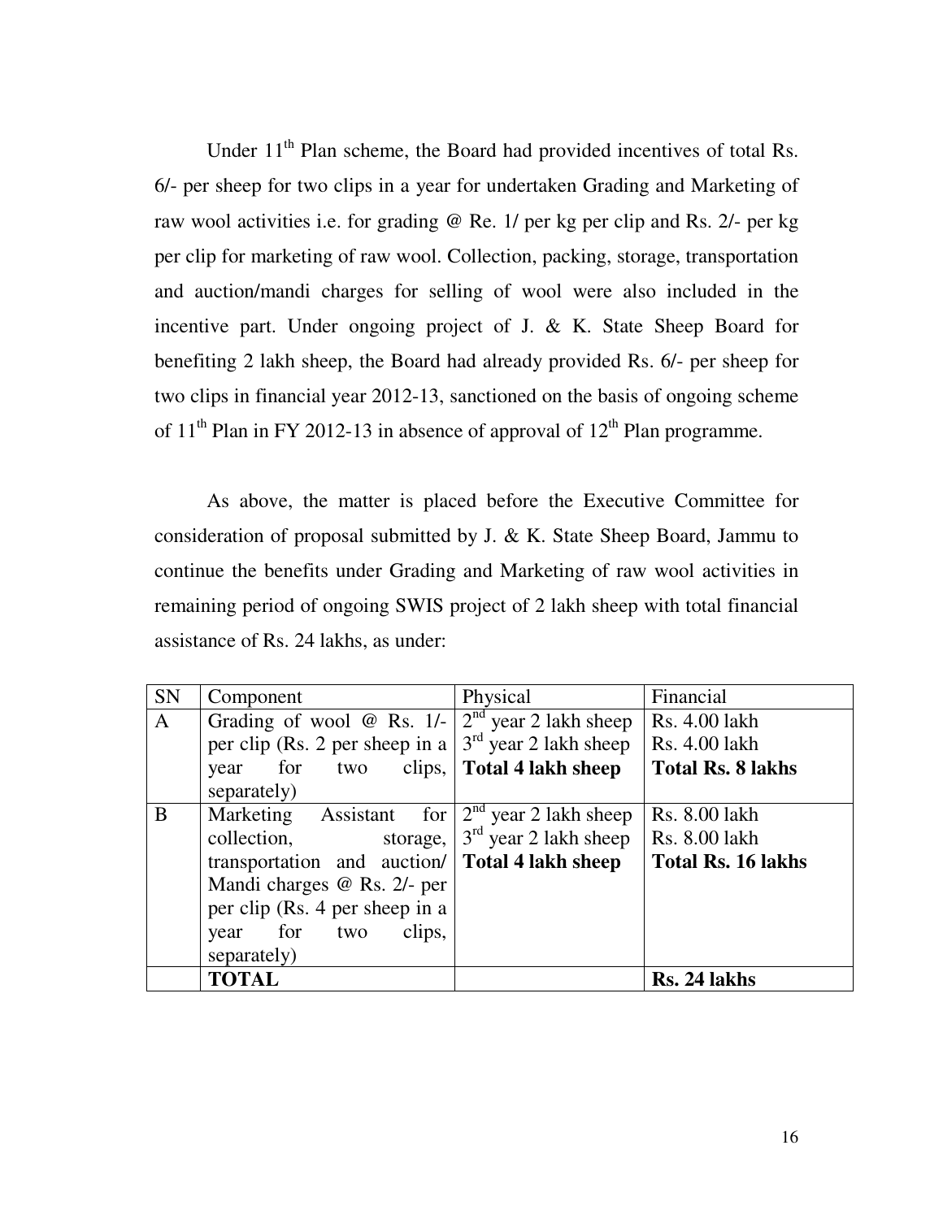Under 11th Plan scheme, the Board had provided incentives of total Rs. 6/- per sheep for two clips in a year for undertaken Grading and Marketing of raw wool activities i.e. for grading @ Re. 1/ per kg per clip and Rs. 2/- per kg per clip for marketing of raw wool. Collection, packing, storage, transportation and auction/mandi charges for selling of wool were also included in the incentive part. Under ongoing project of J. & K. State Sheep Board for benefiting 2 lakh sheep, the Board had already provided Rs. 6/- per sheep for two clips in financial year 2012-13, sanctioned on the basis of ongoing scheme of 11th Plan in FY 2012-13 in absence of approval of 12th Plan programme.

As above, the matter is placed before the Executive Committee for consideration of proposal submitted by J. & K. State Sheep Board, Jammu to continue the benefits under Grading and Marketing of raw wool activities in remaining period of ongoing SWIS project of 2 lakh sheep with total financial assistance of Rs. 24 lakhs, as under:

| SN | Component | Physical | Financial |
|---|---|---|---|
| A | Grading of wool @ Rs. 1/- per clip (Rs. 2 per sheep in a year for two clips, separately) | 2nd year 2 lakh sheep<br>3rd year 2 lakh sheep<br>**Total 4 lakh sheep** | Rs. 4.00 lakh<br>Rs. 4.00 lakh<br>**Total Rs. 8 lakhs** |
| B | Marketing Assistant for collection, storage, transportation and auction/ Mandi charges @ Rs. 2/- per per clip (Rs. 4 per sheep in a year for two clips, separately) | 2nd year 2 lakh sheep<br>3rd year 2 lakh sheep<br>**Total 4 lakh sheep** | Rs. 8.00 lakh<br>Rs. 8.00 lakh<br>**Total Rs. 16 lakhs** |
| | **TOTAL** | | **Rs. 24 lakhs** |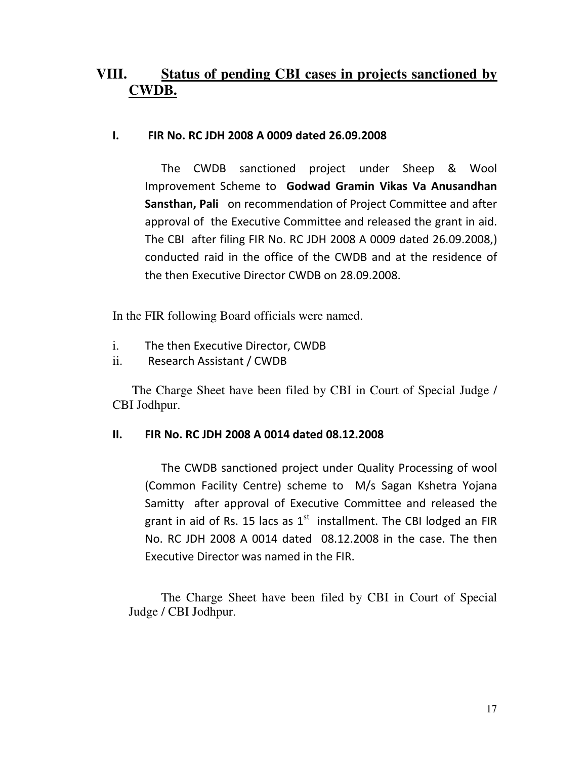## VIII. Status of pending CBI cases in projects sanctioned by CWDB.

### I. FIR No. RC JDH 2008 A 0009 dated 26.09.2008

The CWDB sanctioned project under Sheep & Wool Improvement Scheme to **Godwad Gramin Vikas Va Anusandhan Sansthan, Pali** on recommendation of Project Committee and after approval of the Executive Committee and released the grant in aid. The CBI after filing FIR No. RC JDH 2008 A 0009 dated 26.09.2008,) conducted raid in the office of the CWDB and at the residence of the then Executive Director CWDB on 28.09.2008.

In the FIR following Board officials were named.

i. The then Executive Director, CWDB
ii. Research Assistant / CWDB

The Charge Sheet have been filed by CBI in Court of Special Judge / CBI Jodhpur.

### II. FIR No. RC JDH 2008 A 0014 dated 08.12.2008

The CWDB sanctioned project under Quality Processing of wool (Common Facility Centre) scheme to M/s Sagan Kshetra Yojana Samitty after approval of Executive Committee and released the grant in aid of Rs. 15 lacs as 1st installment. The CBI lodged an FIR No. RC JDH 2008 A 0014 dated 08.12.2008 in the case. The then Executive Director was named in the FIR.

The Charge Sheet have been filed by CBI in Court of Special Judge / CBI Jodhpur.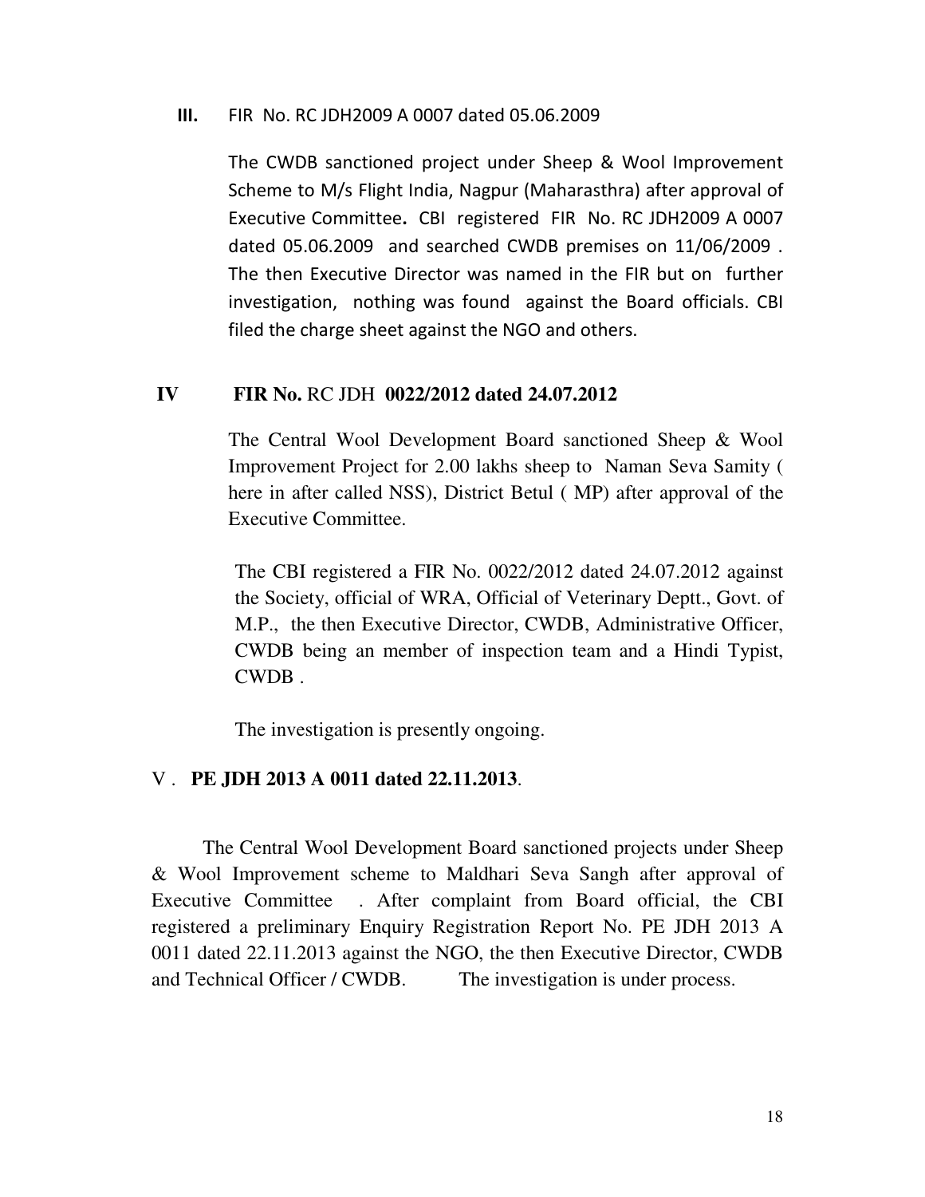**III.** FIR No. RC JDH2009 A 0007 dated 05.06.2009

The CWDB sanctioned project under Sheep & Wool Improvement Scheme to M/s Flight India, Nagpur (Maharashtra) after approval of Executive Committee**.** CBI registered FIR No. RC JDH2009 A 0007 dated 05.06.2009 and searched CWDB premises on 11/06/2009 . The then Executive Director was named in the FIR but on further investigation, nothing was found against the Board officials. CBI filed the charge sheet against the NGO and others.

**IV FIR No.** RC JDH **0022/2012 dated 24.07.2012**

The Central Wool Development Board sanctioned Sheep & Wool Improvement Project for 2.00 lakhs sheep to Naman Seva Samity ( here in after called NSS), District Betul ( MP) after approval of the Executive Committee.

The CBI registered a FIR No. 0022/2012 dated 24.07.2012 against the Society, official of WRA, Official of Veterinary Deptt., Govt. of M.P., the then Executive Director, CWDB, Administrative Officer, CWDB being an member of inspection team and a Hindi Typist, CWDB .

The investigation is presently ongoing.

V . **PE JDH 2013 A 0011 dated 22.11.2013**.

The Central Wool Development Board sanctioned projects under Sheep & Wool Improvement scheme to Maldhari Seva Sangh after approval of Executive Committee . After complaint from Board official, the CBI registered a preliminary Enquiry Registration Report No. PE JDH 2013 A 0011 dated 22.11.2013 against the NGO, the then Executive Director, CWDB and Technical Officer / CWDB. The investigation is under process.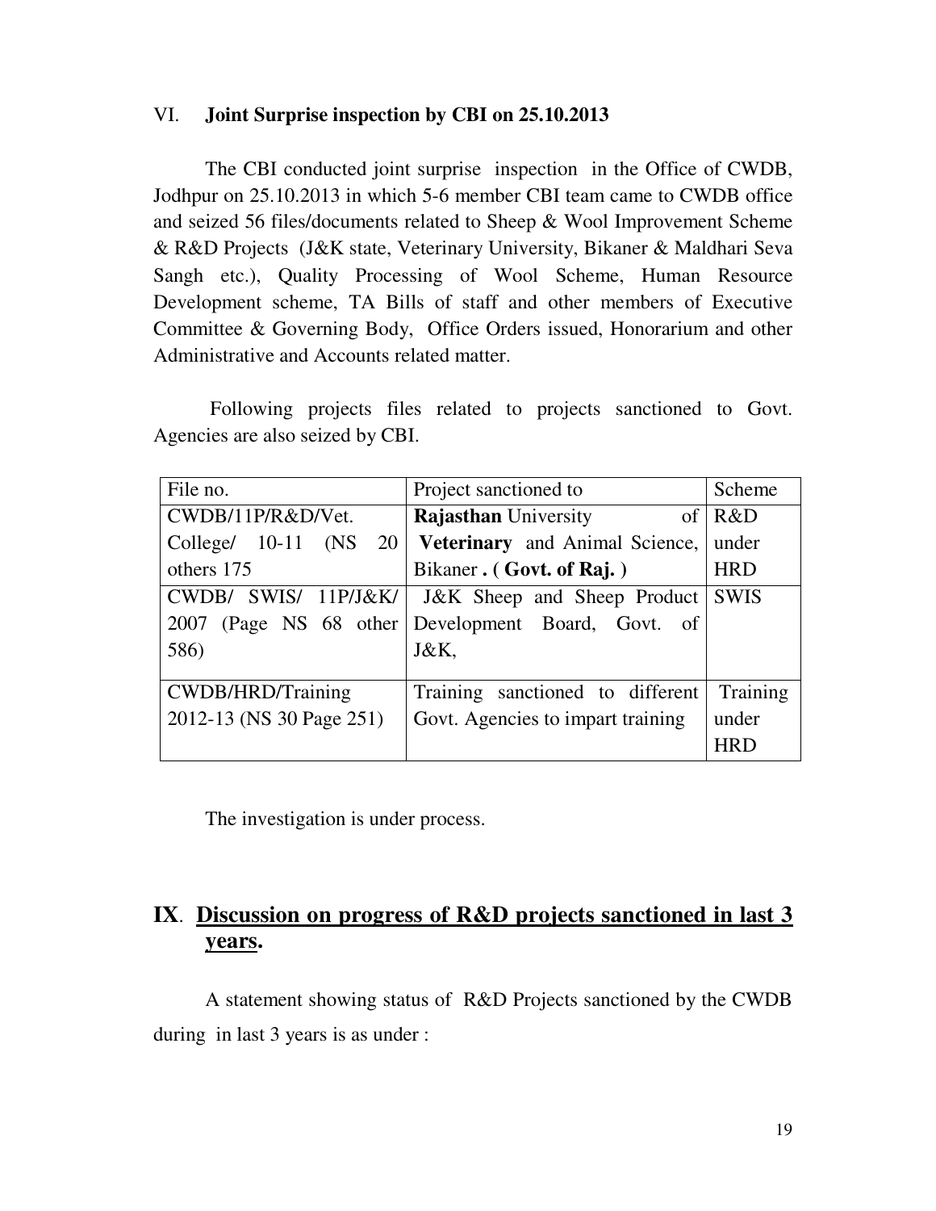VI. **Joint Surprise inspection by CBI on 25.10.2013**

The CBI conducted joint surprise inspection in the Office of CWDB, Jodhpur on 25.10.2013 in which 5-6 member CBI team came to CWDB office and seized 56 files/documents related to Sheep & Wool Improvement Scheme & R&D Projects (J&K state, Veterinary University, Bikaner & Maldhari Seva Sangh etc.), Quality Processing of Wool Scheme, Human Resource Development scheme, TA Bills of staff and other members of Executive Committee & Governing Body, Office Orders issued, Honorarium and other Administrative and Accounts related matter.

Following projects files related to projects sanctioned to Govt. Agencies are also seized by CBI.

| File no. | Project sanctioned to | Scheme |
|---|---|---|
| CWDB/11P/R&D/Vet. College/ 10-11 (NS 20 others 175 | **Rajasthan** University of **Veterinary** and Animal Science, Bikaner **. ( Govt. of Raj. )** | R&D under HRD |
| CWDB/ SWIS/ 11P/J&K/ 2007 (Page NS 68 other 586) | J&K Sheep and Sheep Product Development Board, Govt. of J&K, | SWIS |
| CWDB/HRD/Training 2012-13 (NS 30 Page 251) | Training sanctioned to different Govt. Agencies to impart training | Training under HRD |

The investigation is under process.

## IX. Discussion on progress of R&D projects sanctioned in last 3 years.

A statement showing status of R&D Projects sanctioned by the CWDB during in last 3 years is as under :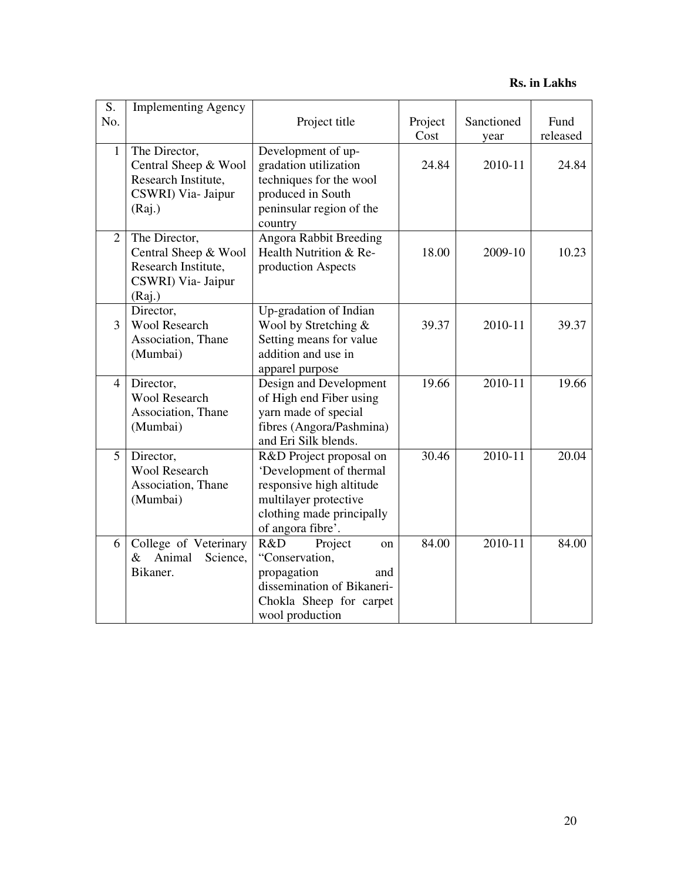**Rs. in Lakhs**

| S. No. | Implementing Agency | Project title | Project Cost | Sanctioned year | Fund released |
|---|---|---|---|---|---|
| 1 | The Director, Central Sheep & Wool Research Institute, CSWRI) Via- Jaipur (Raj.) | Development of up-gradation utilization techniques for the wool produced in South peninsular region of the country | 24.84 | 2010-11 | 24.84 |
| 2 | The Director, Central Sheep & Wool Research Institute, CSWRI) Via- Jaipur (Raj.) | Angora Rabbit Breeding Health Nutrition & Re-production Aspects | 18.00 | 2009-10 | 10.23 |
| 3 | Director, Wool Research Association, Thane (Mumbai) | Up-gradation of Indian Wool by Stretching & Setting means for value addition and use in apparel purpose | 39.37 | 2010-11 | 39.37 |
| 4 | Director, Wool Research Association, Thane (Mumbai) | Design and Development of High end Fiber using yarn made of special fibres (Angora/Pashmina) and Eri Silk blends. | 19.66 | 2010-11 | 19.66 |
| 5 | Director, Wool Research Association, Thane (Mumbai) | R&D Project proposal on 'Development of thermal responsive high altitude multilayer protective clothing made principally of angora fibre'. | 30.46 | 2010-11 | 20.04 |
| 6 | College of Veterinary & Animal Science, Bikaner. | R&D Project on "Conservation, propagation and dissemination of Bikaneri-Chokla Sheep for carpet wool production | 84.00 | 2010-11 | 84.00 |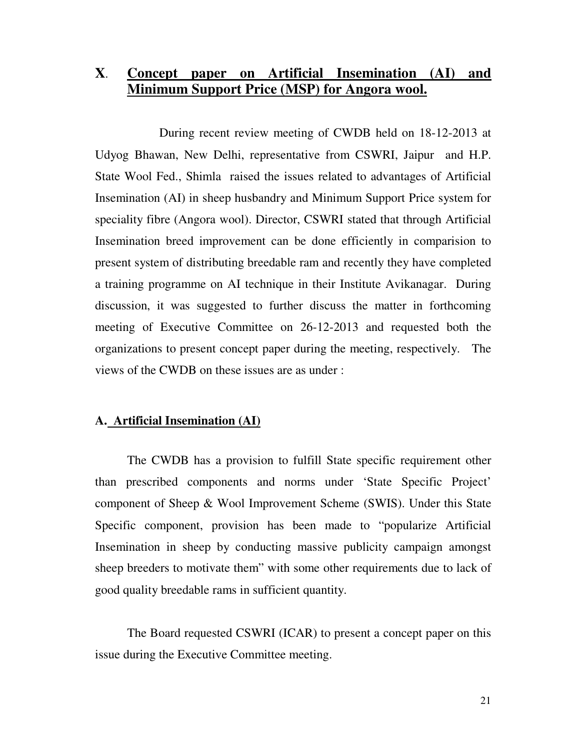## X. Concept paper on Artificial Insemination (AI) and Minimum Support Price (MSP) for Angora wool.

During recent review meeting of CWDB held on 18-12-2013 at Udyog Bhawan, New Delhi, representative from CSWRI, Jaipur and H.P. State Wool Fed., Shimla raised the issues related to advantages of Artificial Insemination (AI) in sheep husbandry and Minimum Support Price system for speciality fibre (Angora wool). Director, CSWRI stated that through Artificial Insemination breed improvement can be done efficiently in comparision to present system of distributing breedable ram and recently they have completed a training programme on AI technique in their Institute Avikanagar. During discussion, it was suggested to further discuss the matter in forthcoming meeting of Executive Committee on 26-12-2013 and requested both the organizations to present concept paper during the meeting, respectively. The views of the CWDB on these issues are as under :

### A. Artificial Insemination (AI)

The CWDB has a provision to fulfill State specific requirement other than prescribed components and norms under 'State Specific Project' component of Sheep & Wool Improvement Scheme (SWIS). Under this State Specific component, provision has been made to "popularize Artificial Insemination in sheep by conducting massive publicity campaign amongst sheep breeders to motivate them" with some other requirements due to lack of good quality breedable rams in sufficient quantity.

The Board requested CSWRI (ICAR) to present a concept paper on this issue during the Executive Committee meeting.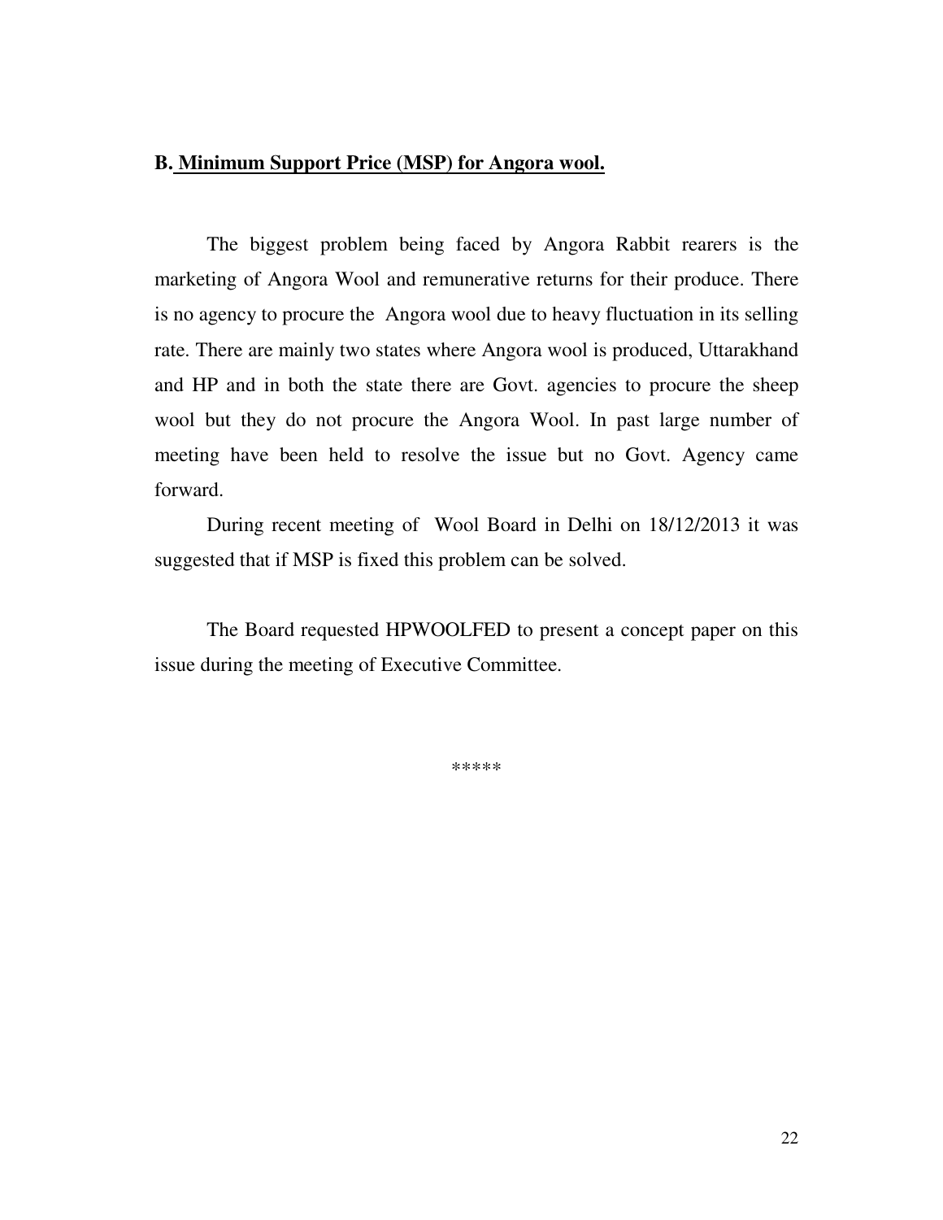**B. <u>Minimum Support Price (MSP) for Angora wool.</u>**

The biggest problem being faced by Angora Rabbit rearers is the marketing of Angora Wool and remunerative returns for their produce. There is no agency to procure the Angora wool due to heavy fluctuation in its selling rate. There are mainly two states where Angora wool is produced, Uttarakhand and HP and in both the state there are Govt. agencies to procure the sheep wool but they do not procure the Angora Wool. In past large number of meeting have been held to resolve the issue but no Govt. Agency came forward.

During recent meeting of Wool Board in Delhi on 18/12/2013 it was suggested that if MSP is fixed this problem can be solved.

The Board requested HPWOOLFED to present a concept paper on this issue during the meeting of Executive Committee.

*****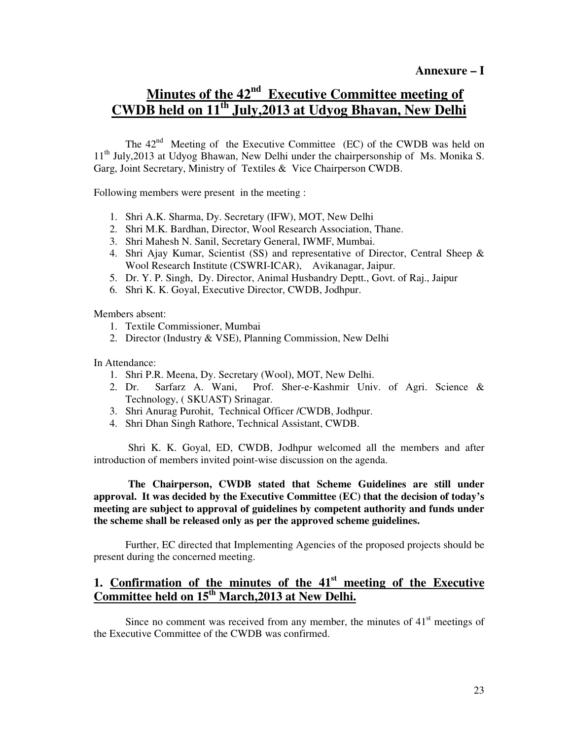**Annexure – I**

# Minutes of the 42nd Executive Committee meeting of CWDB held on 11th July,2013 at Udyog Bhavan, New Delhi

The 42nd Meeting of the Executive Committee (EC) of the CWDB was held on 11th July,2013 at Udyog Bhawan, New Delhi under the chairpersonship of Ms. Monika S. Garg, Joint Secretary, Ministry of Textiles & Vice Chairperson CWDB.

Following members were present in the meeting :

1. Shri A.K. Sharma, Dy. Secretary (IFW), MOT, New Delhi
2. Shri M.K. Bardhan, Director, Wool Research Association, Thane.
3. Shri Mahesh N. Sanil, Secretary General, IWMF, Mumbai.
4. Shri Ajay Kumar, Scientist (SS) and representative of Director, Central Sheep & Wool Research Institute (CSWRI-ICAR), Avikanagar, Jaipur.
5. Dr. Y. P. Singh, Dy. Director, Animal Husbandry Deptt., Govt. of Raj., Jaipur
6. Shri K. K. Goyal, Executive Director, CWDB, Jodhpur.

Members absent:

1. Textile Commissioner, Mumbai
2. Director (Industry & VSE), Planning Commission, New Delhi

In Attendance:

1. Shri P.R. Meena, Dy. Secretary (Wool), MOT, New Delhi.
2. Dr. Sarfarz A. Wani, Prof. Sher-e-Kashmir Univ. of Agri. Science & Technology, ( SKUAST) Srinagar.
3. Shri Anurag Purohit, Technical Officer /CWDB, Jodhpur.
4. Shri Dhan Singh Rathore, Technical Assistant, CWDB.

Shri K. K. Goyal, ED, CWDB, Jodhpur welcomed all the members and after introduction of members invited point-wise discussion on the agenda.

**The Chairperson, CWDB stated that Scheme Guidelines are still under approval. It was decided by the Executive Committee (EC) that the decision of today's meeting are subject to approval of guidelines by competent authority and funds under the scheme shall be released only as per the approved scheme guidelines.**

Further, EC directed that Implementing Agencies of the proposed projects should be present during the concerned meeting.

## 1. Confirmation of the minutes of the 41st meeting of the Executive Committee held on 15th March,2013 at New Delhi.

Since no comment was received from any member, the minutes of 41st meetings of the Executive Committee of the CWDB was confirmed.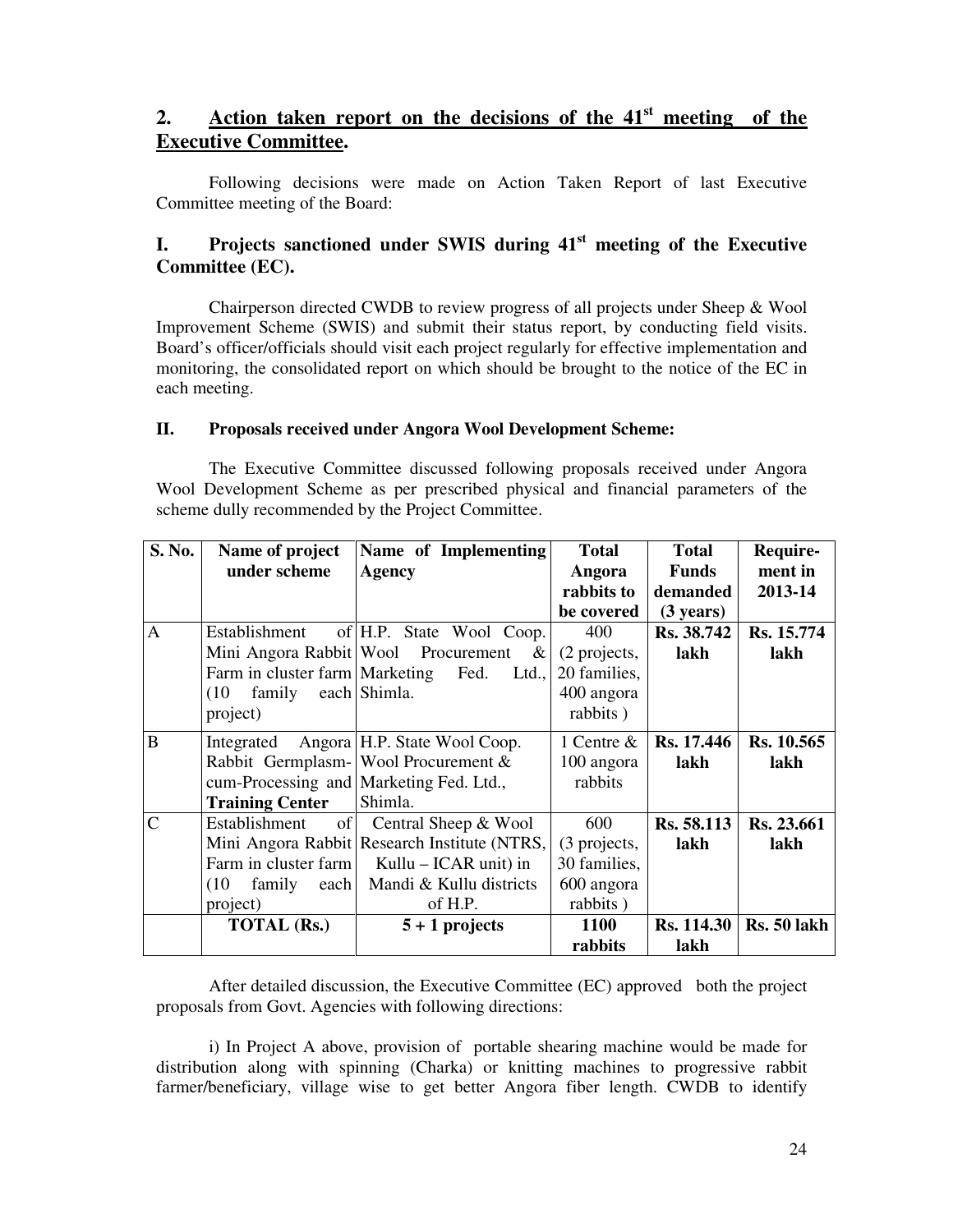## 2. Action taken report on the decisions of the 41st meeting of the Executive Committee.

Following decisions were made on Action Taken Report of last Executive Committee meeting of the Board:

### I. Projects sanctioned under SWIS during 41st meeting of the Executive Committee (EC).

Chairperson directed CWDB to review progress of all projects under Sheep & Wool Improvement Scheme (SWIS) and submit their status report, by conducting field visits. Board's officer/officials should visit each project regularly for effective implementation and monitoring, the consolidated report on which should be brought to the notice of the EC in each meeting.

#### II. Proposals received under Angora Wool Development Scheme:

The Executive Committee discussed following proposals received under Angora Wool Development Scheme as per prescribed physical and financial parameters of the scheme dully recommended by the Project Committee.

| S. No. | Name of project under scheme | Name of Implementing Agency | Total Angora rabbits to be covered | Total Funds demanded (3 years) | Require-ment in 2013-14 |
|---|---|---|---|---|---|
| A | Establishment of Mini Angora Rabbit Farm in cluster farm (10 family each project) | H.P. State Wool Coop. Wool Procurement & Marketing Fed. Ltd., Shimla. | 400 (2 projects, 20 families, 400 angora rabbits ) | **Rs. 38.742 lakh** | **Rs. 15.774 lakh** |
| B | Integrated Angora Rabbit Germplasm-cum-Processing and **Training Center** | H.P. State Wool Coop. Wool Procurement & Marketing Fed. Ltd., Shimla. | 1 Centre & 100 angora rabbits | **Rs. 17.446 lakh** | **Rs. 10.565 lakh** |
| C | Establishment of Mini Angora Rabbit Farm in cluster farm (10 family each project) | Central Sheep & Wool Research Institute (NTRS, Kullu – ICAR unit) in Mandi & Kullu districts of H.P. | 600 (3 projects, 30 families, 600 angora rabbits ) | **Rs. 58.113 lakh** | **Rs. 23.661 lakh** |
| | **TOTAL (Rs.)** | **5 + 1 projects** | **1100 rabbits** | **Rs. 114.30 lakh** | **Rs. 50 lakh** |

After detailed discussion, the Executive Committee (EC) approved both the project proposals from Govt. Agencies with following directions:

i) In Project A above, provision of portable shearing machine would be made for distribution along with spinning (Charka) or knitting machines to progressive rabbit farmer/beneficiary, village wise to get better Angora fiber length. CWDB to identify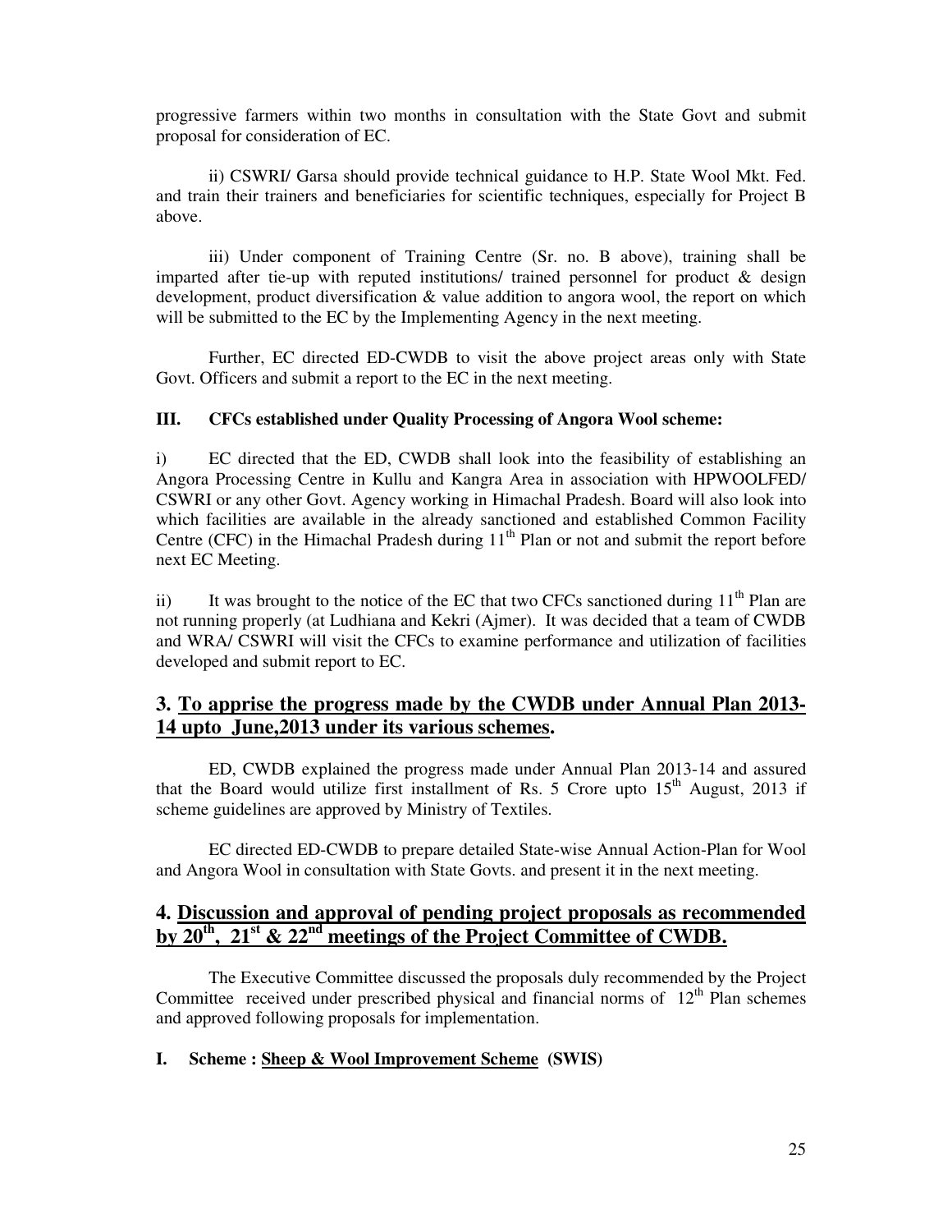progressive farmers within two months in consultation with the State Govt and submit proposal for consideration of EC.

ii) CSWRI/ Garsa should provide technical guidance to H.P. State Wool Mkt. Fed. and train their trainers and beneficiaries for scientific techniques, especially for Project B above.

iii) Under component of Training Centre (Sr. no. B above), training shall be imparted after tie-up with reputed institutions/ trained personnel for product & design development, product diversification & value addition to angora wool, the report on which will be submitted to the EC by the Implementing Agency in the next meeting.

Further, EC directed ED-CWDB to visit the above project areas only with State Govt. Officers and submit a report to the EC in the next meeting.

**III. CFCs established under Quality Processing of Angora Wool scheme:**

i) EC directed that the ED, CWDB shall look into the feasibility of establishing an Angora Processing Centre in Kullu and Kangra Area in association with HPWOOLFED/ CSWRI or any other Govt. Agency working in Himachal Pradesh. Board will also look into which facilities are available in the already sanctioned and established Common Facility Centre (CFC) in the Himachal Pradesh during 11th Plan or not and submit the report before next EC Meeting.

ii) It was brought to the notice of the EC that two CFCs sanctioned during 11th Plan are not running properly (at Ludhiana and Kekri (Ajmer). It was decided that a team of CWDB and WRA/ CSWRI will visit the CFCs to examine performance and utilization of facilities developed and submit report to EC.

## 3. <u>To apprise the progress made by the CWDB under Annual Plan 2013-14 upto June,2013 under its various schemes</u>.

ED, CWDB explained the progress made under Annual Plan 2013-14 and assured that the Board would utilize first installment of Rs. 5 Crore upto 15th August, 2013 if scheme guidelines are approved by Ministry of Textiles.

EC directed ED-CWDB to prepare detailed State-wise Annual Action-Plan for Wool and Angora Wool in consultation with State Govts. and present it in the next meeting.

## 4. <u>Discussion and approval of pending project proposals as recommended by 20th, 21st & 22nd meetings of the Project Committee of CWDB.</u>

The Executive Committee discussed the proposals duly recommended by the Project Committee received under prescribed physical and financial norms of 12th Plan schemes and approved following proposals for implementation.

**I. Scheme : <u>Sheep & Wool Improvement Scheme</u> (SWIS)**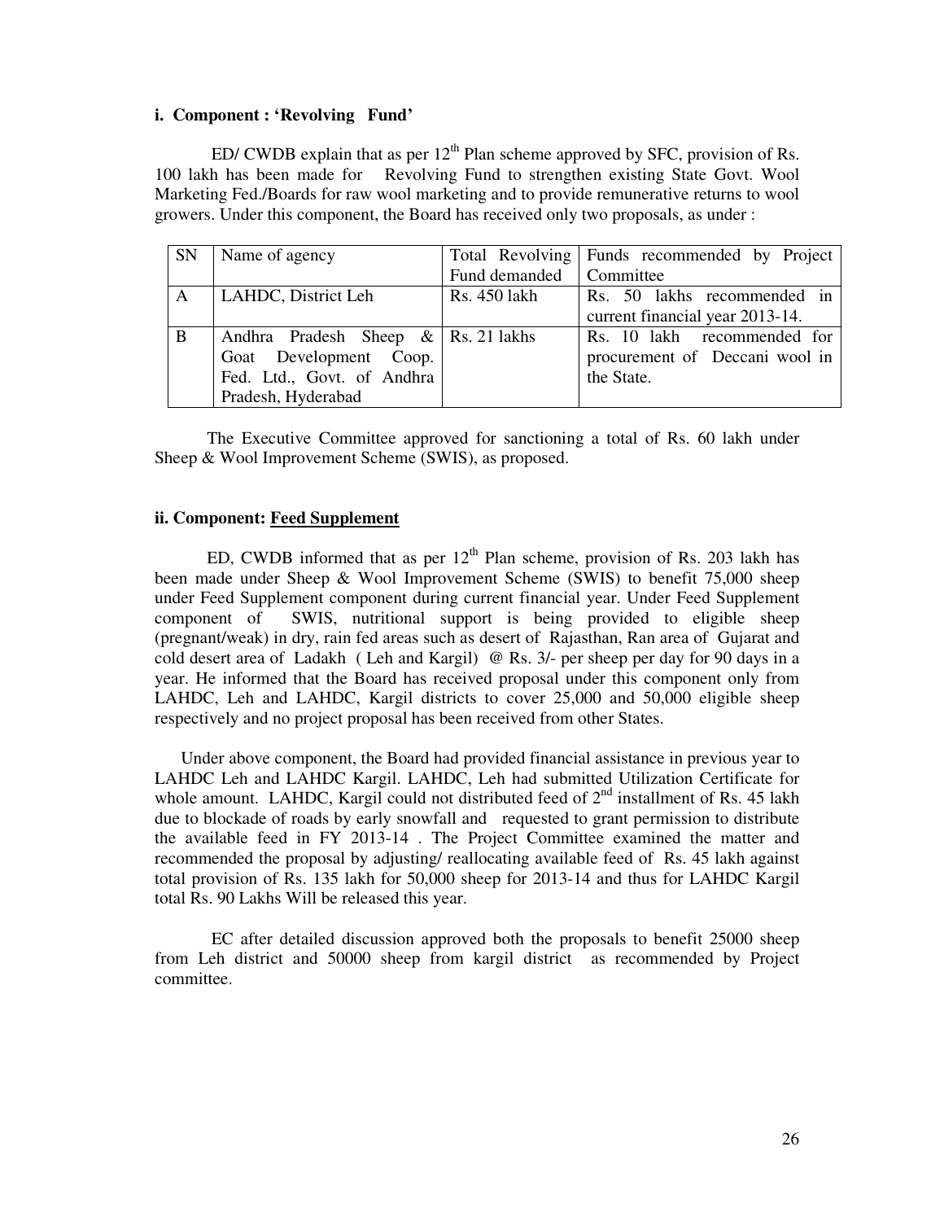**i. Component : 'Revolving Fund'**

ED/ CWDB explain that as per 12th Plan scheme approved by SFC, provision of Rs. 100 lakh has been made for Revolving Fund to strengthen existing State Govt. Wool Marketing Fed./Boards for raw wool marketing and to provide remunerative returns to wool growers. Under this component, the Board has received only two proposals, as under :

| SN | Name of agency | Total Revolving Fund demanded | Funds recommended by Project Committee |
|---|---|---|---|
| A | LAHDC, District Leh | Rs. 450 lakh | Rs. 50 lakhs recommended in current financial year 2013-14. |
| B | Andhra Pradesh Sheep & Goat Development Coop. Fed. Ltd., Govt. of Andhra Pradesh, Hyderabad | Rs. 21 lakhs | Rs. 10 lakh recommended for procurement of Deccani wool in the State. |

The Executive Committee approved for sanctioning a total of Rs. 60 lakh under Sheep & Wool Improvement Scheme (SWIS), as proposed.

**ii. Component: Feed Supplement**

ED, CWDB informed that as per 12th Plan scheme, provision of Rs. 203 lakh has been made under Sheep & Wool Improvement Scheme (SWIS) to benefit 75,000 sheep under Feed Supplement component during current financial year. Under Feed Supplement component of SWIS, nutritional support is being provided to eligible sheep (pregnant/weak) in dry, rain fed areas such as desert of Rajasthan, Ran area of Gujarat and cold desert area of Ladakh ( Leh and Kargil) @ Rs. 3/- per sheep per day for 90 days in a year. He informed that the Board has received proposal under this component only from LAHDC, Leh and LAHDC, Kargil districts to cover 25,000 and 50,000 eligible sheep respectively and no project proposal has been received from other States.

Under above component, the Board had provided financial assistance in previous year to LAHDC Leh and LAHDC Kargil. LAHDC, Leh had submitted Utilization Certificate for whole amount. LAHDC, Kargil could not distributed feed of 2nd installment of Rs. 45 lakh due to blockade of roads by early snowfall and requested to grant permission to distribute the available feed in FY 2013-14 . The Project Committee examined the matter and recommended the proposal by adjusting/ reallocating available feed of Rs. 45 lakh against total provision of Rs. 135 lakh for 50,000 sheep for 2013-14 and thus for LAHDC Kargil total Rs. 90 Lakhs Will be released this year.

EC after detailed discussion approved both the proposals to benefit 25000 sheep from Leh district and 50000 sheep from kargil district as recommended by Project committee.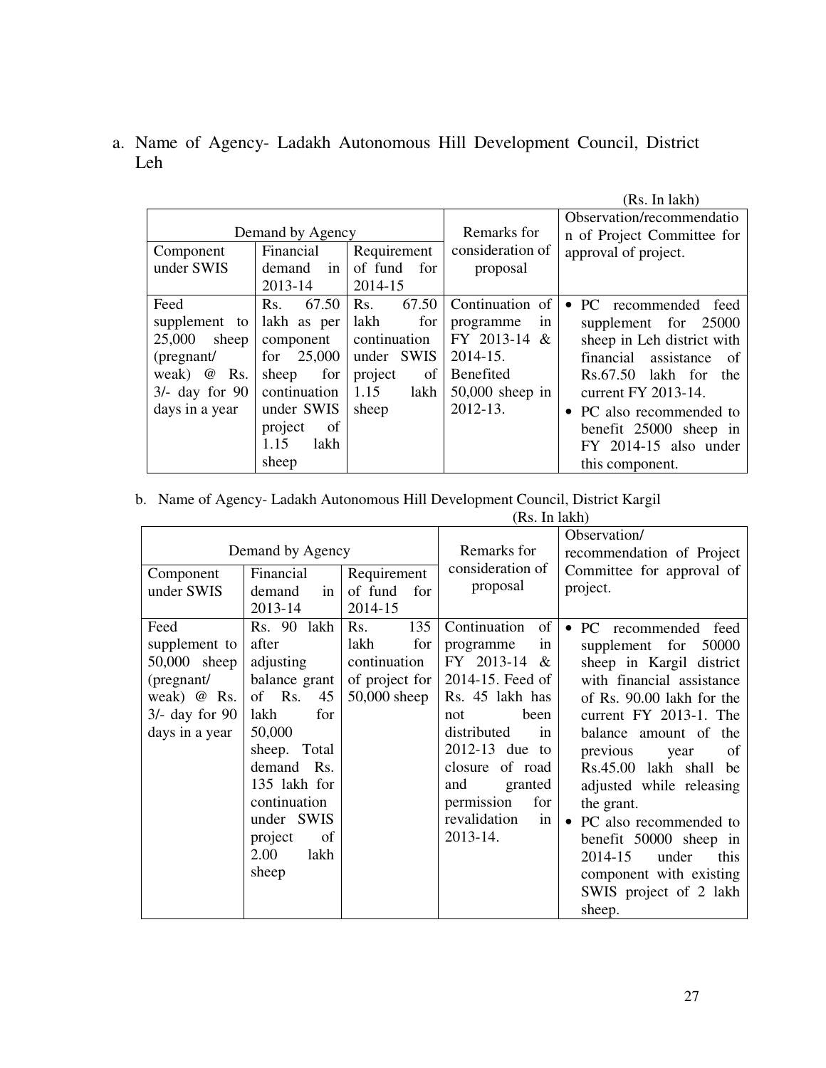a. Name of Agency- Ladakh Autonomous Hill Development Council, District Leh

(Rs. In lakh)

| Demand by Agency | | | Remarks for consideration of proposal | Observation/recommendation of Project Committee for approval of project. |
|---|---|---|---|---|
| Component under SWIS | Financial demand in 2013-14 | Requirement of fund for 2014-15 | | |
| Feed supplement to 25,000 sheep (pregnant/ weak) @ Rs. 3/- day for 90 days in a year | Rs. 67.50 lakh as per component for 25,000 sheep for continuation under SWIS project of 1.15 lakh sheep | Rs. 67.50 lakh for continuation under SWIS project of 1.15 lakh sheep | Continuation of programme in FY 2013-14 & 2014-15. Benefited 50,000 sheep in 2012-13. | • PC recommended feed supplement for 25000 sheep in Leh district with financial assistance of Rs.67.50 lakh for the current FY 2013-14.<br>• PC also recommended to benefit 25000 sheep in FY 2014-15 also under this component. |

b. Name of Agency- Ladakh Autonomous Hill Development Council, District Kargil

(Rs. In lakh)

| Demand by Agency | | | Remarks for consideration of proposal | Observation/ recommendation of Project Committee for approval of project. |
|---|---|---|---|---|
| Component under SWIS | Financial demand in 2013-14 | Requirement of fund for 2014-15 | | |
| Feed supplement to 50,000 sheep (pregnant/ weak) @ Rs. 3/- day for 90 days in a year | Rs. 90 lakh after adjusting balance grant of Rs. 45 lakh for 50,000 sheep. Total demand Rs. 135 lakh for continuation under SWIS project of 2.00 lakh sheep | Rs. 135 lakh for continuation of project for 50,000 sheep | Continuation of programme in FY 2013-14 & 2014-15. Feed of Rs. 45 lakh has not been distributed in 2012-13 due to closure of road and granted permission for revalidation in 2013-14. | • PC recommended feed supplement for 50000 sheep in Kargil district with financial assistance of Rs. 90.00 lakh for the current FY 2013-1. The balance amount of the previous year of Rs.45.00 lakh shall be adjusted while releasing the grant.<br>• PC also recommended to benefit 50000 sheep in 2014-15 under this component with existing SWIS project of 2 lakh sheep. |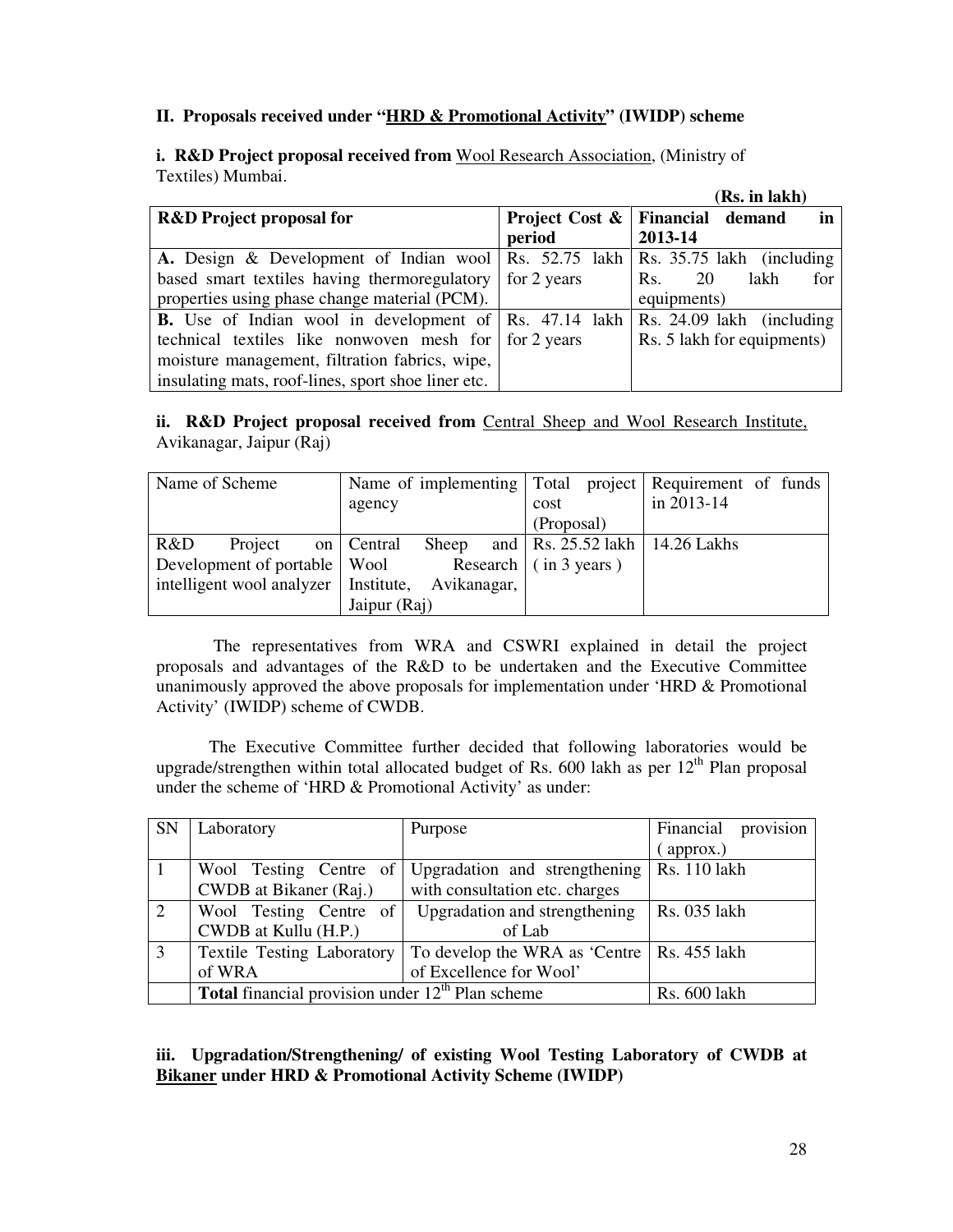**II. Proposals received under "HRD & Promotional Activity" (IWIDP) scheme**

**i. R&D Project proposal received from** Wool Research Association, (Ministry of Textiles) Mumbai.

**(Rs. in lakh)**

| **R&D Project proposal for** | **Project Cost & period** | **Financial demand in 2013-14** |
|---|---|---|
| **A.** Design & Development of Indian wool based smart textiles having thermoregulatory properties using phase change material (PCM). | Rs. 52.75 lakh for 2 years | Rs. 35.75 lakh (including Rs. 20 lakh for equipments) |
| **B.** Use of Indian wool in development of technical textiles like nonwoven mesh for moisture management, filtration fabrics, wipe, insulating mats, roof-lines, sport shoe liner etc. | Rs. 47.14 lakh for 2 years | Rs. 24.09 lakh (including Rs. 5 lakh for equipments) |

**ii. R&D Project proposal received from** Central Sheep and Wool Research Institute, Avikanagar, Jaipur (Raj)

| Name of Scheme | Name of implementing agency | Total project cost (Proposal) | Requirement of funds in 2013-14 |
|---|---|---|---|
| R&D Project on Development of portable intelligent wool analyzer | Central Sheep and Wool Research Institute, Avikanagar, Jaipur (Raj) | Rs. 25.52 lakh ( in 3 years ) | 14.26 Lakhs |

The representatives from WRA and CSWRI explained in detail the project proposals and advantages of the R&D to be undertaken and the Executive Committee unanimously approved the above proposals for implementation under 'HRD & Promotional Activity' (IWIDP) scheme of CWDB.

The Executive Committee further decided that following laboratories would be upgrade/strengthen within total allocated budget of Rs. 600 lakh as per 12th Plan proposal under the scheme of 'HRD & Promotional Activity' as under:

| SN | Laboratory | Purpose | Financial provision ( approx.) |
|---|---|---|---|
| 1 | Wool Testing Centre of CWDB at Bikaner (Raj.) | Upgradation and strengthening with consultation etc. charges | Rs. 110 lakh |
| 2 | Wool Testing Centre of CWDB at Kullu (H.P.) | Upgradation and strengthening of Lab | Rs. 035 lakh |
| 3 | Textile Testing Laboratory of WRA | To develop the WRA as 'Centre of Excellence for Wool' | Rs. 455 lakh |
| | **Total** financial provision under 12th Plan scheme | | Rs. 600 lakh |

**iii. Upgradation/Strengthening/ of existing Wool Testing Laboratory of CWDB at Bikaner under HRD & Promotional Activity Scheme (IWIDP)**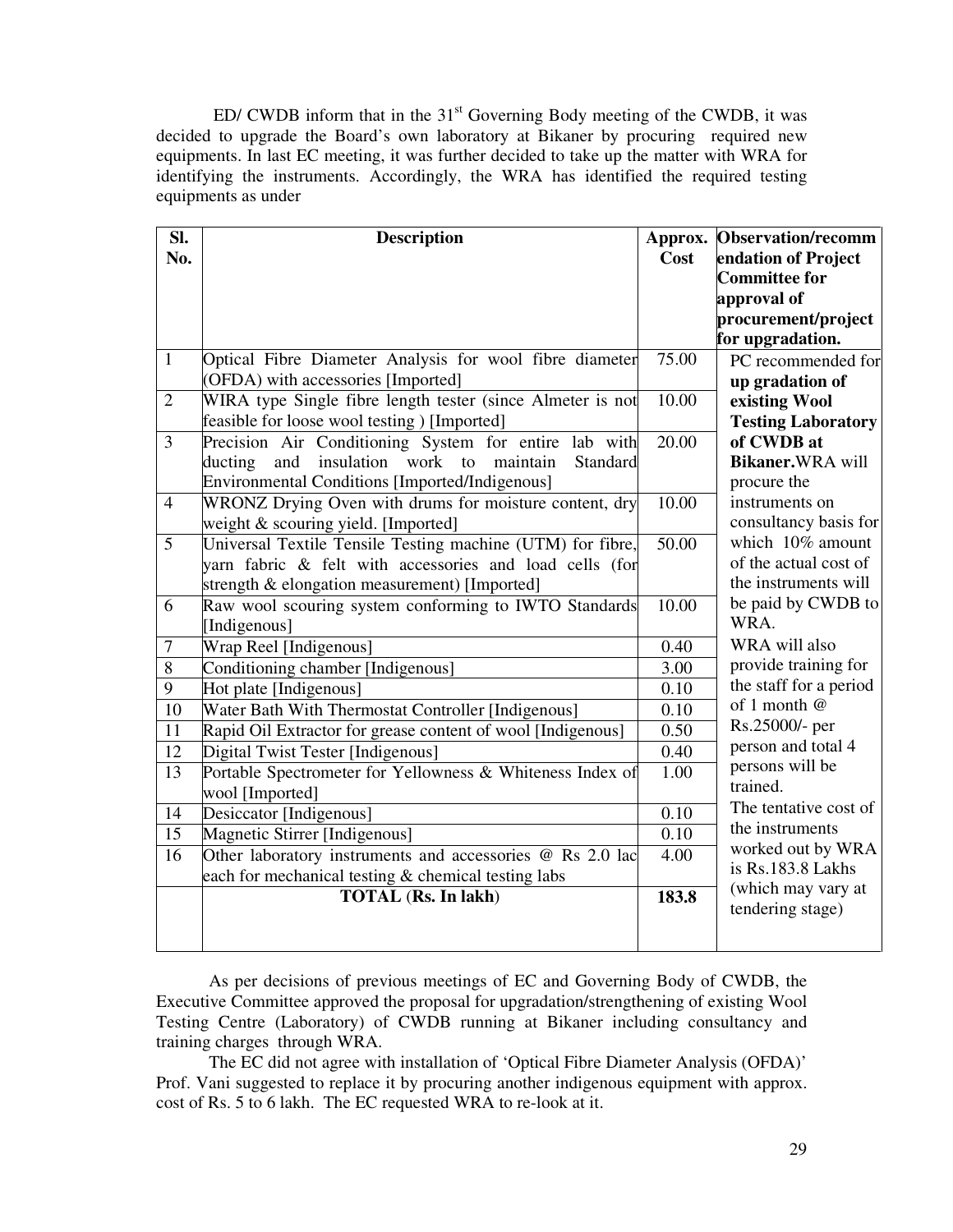ED/ CWDB inform that in the 31st Governing Body meeting of the CWDB, it was decided to upgrade the Board's own laboratory at Bikaner by procuring required new equipments. In last EC meeting, it was further decided to take up the matter with WRA for identifying the instruments. Accordingly, the WRA has identified the required testing equipments as under

| Sl. No. | Description | Approx. Cost | Observation/recommendation of Project Committee for approval of procurement/project for upgradation. |
|---|---|---|---|
| 1 | Optical Fibre Diameter Analysis for wool fibre diameter (OFDA) with accessories [Imported] | 75.00 | PC recommended for **up gradation of existing Wool Testing Laboratory of CWDB at Bikaner.** WRA will procure the instruments on consultancy basis for which 10% amount of the actual cost of the instruments will be paid by CWDB to WRA. WRA will also provide training for the staff for a period of 1 month @ Rs.25000/- per person and total 4 persons will be trained. The tentative cost of the instruments worked out by WRA is Rs.183.8 Lakhs (which may vary at tendering stage) |
| 2 | WIRA type Single fibre length tester (since Almeter is not feasible for loose wool testing ) [Imported] | 10.00 | |
| 3 | Precision Air Conditioning System for entire lab with ducting and insulation work to maintain Standard Environmental Conditions [Imported/Indigenous] | 20.00 | |
| 4 | WRONZ Drying Oven with drums for moisture content, dry weight & scouring yield. [Imported] | 10.00 | |
| 5 | Universal Textile Tensile Testing machine (UTM) for fibre, yarn fabric & felt with accessories and load cells (for strength & elongation measurement) [Imported] | 50.00 | |
| 6 | Raw wool scouring system conforming to IWTO Standards [Indigenous] | 10.00 | |
| 7 | Wrap Reel [Indigenous] | 0.40 | |
| 8 | Conditioning chamber [Indigenous] | 3.00 | |
| 9 | Hot plate [Indigenous] | 0.10 | |
| 10 | Water Bath With Thermostat Controller [Indigenous] | 0.10 | |
| 11 | Rapid Oil Extractor for grease content of wool [Indigenous] | 0.50 | |
| 12 | Digital Twist Tester [Indigenous] | 0.40 | |
| 13 | Portable Spectrometer for Yellowness & Whiteness Index of wool [Imported] | 1.00 | |
| 14 | Desiccator [Indigenous] | 0.10 | |
| 15 | Magnetic Stirrer [Indigenous] | 0.10 | |
| 16 | Other laboratory instruments and accessories @ Rs 2.0 lac each for mechanical testing & chemical testing labs | 4.00 | |
| | **TOTAL** (**Rs. In lakh**) | **183.8** | |

As per decisions of previous meetings of EC and Governing Body of CWDB, the Executive Committee approved the proposal for upgradation/strengthening of existing Wool Testing Centre (Laboratory) of CWDB running at Bikaner including consultancy and training charges through WRA.

The EC did not agree with installation of 'Optical Fibre Diameter Analysis (OFDA)' Prof. Vani suggested to replace it by procuring another indigenous equipment with approx. cost of Rs. 5 to 6 lakh. The EC requested WRA to re-look at it.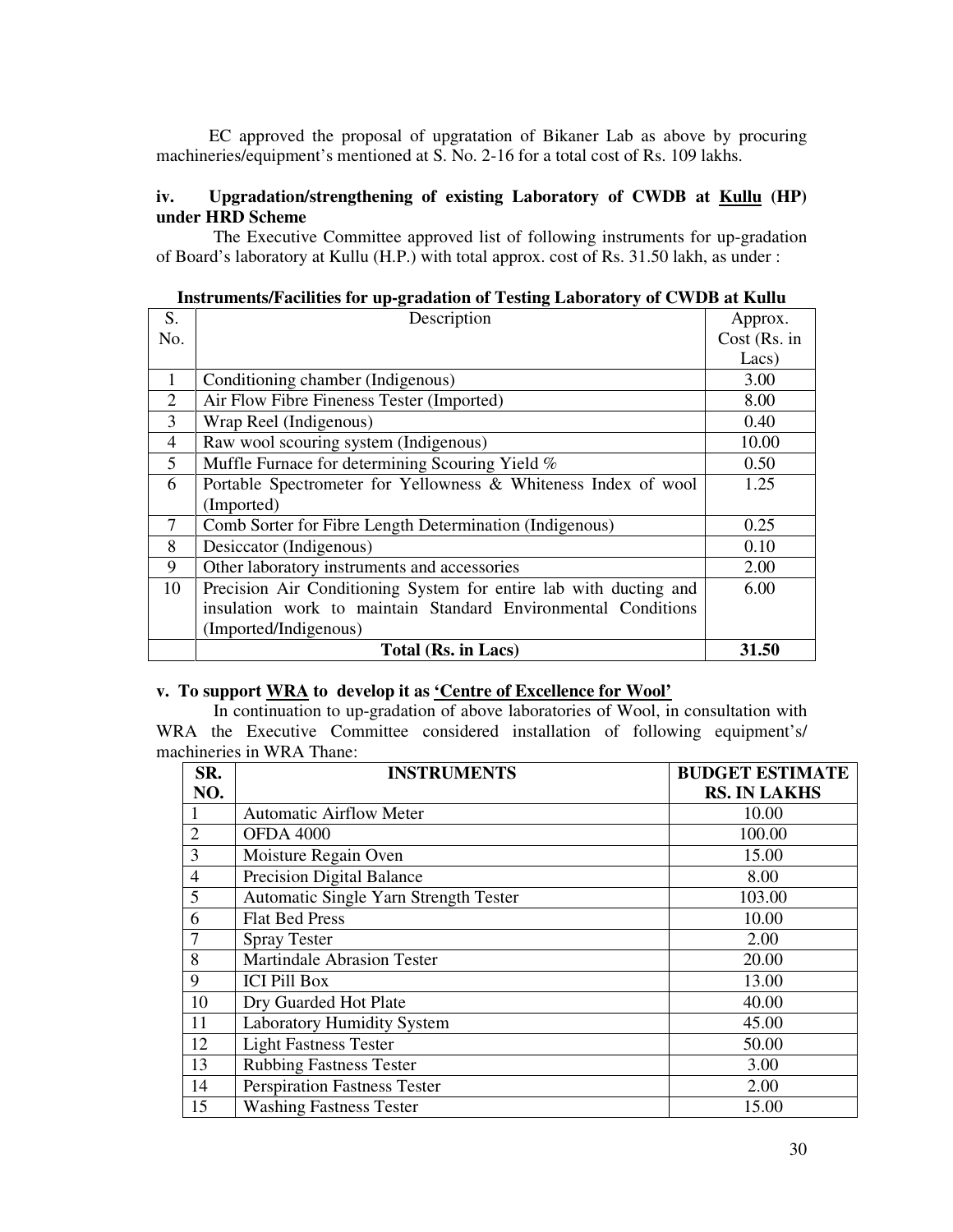EC approved the proposal of upgratation of Bikaner Lab as above by procuring machineries/equipment's mentioned at S. No. 2-16 for a total cost of Rs. 109 lakhs.

**iv. Upgradation/strengthening of existing Laboratory of CWDB at <u>Kullu</u> (HP) under HRD Scheme**

The Executive Committee approved list of following instruments for up-gradation of Board's laboratory at Kullu (H.P.) with total approx. cost of Rs. 31.50 lakh, as under :

**Instruments/Facilities for up-gradation of Testing Laboratory of CWDB at Kullu**

| S. No. | Description | Approx. Cost (Rs. in Lacs) |
|---|---|---|
| 1 | Conditioning chamber (Indigenous) | 3.00 |
| 2 | Air Flow Fibre Fineness Tester (Imported) | 8.00 |
| 3 | Wrap Reel (Indigenous) | 0.40 |
| 4 | Raw wool scouring system (Indigenous) | 10.00 |
| 5 | Muffle Furnace for determining Scouring Yield % | 0.50 |
| 6 | Portable Spectrometer for Yellowness & Whiteness Index of wool (Imported) | 1.25 |
| 7 | Comb Sorter for Fibre Length Determination (Indigenous) | 0.25 |
| 8 | Desiccator (Indigenous) | 0.10 |
| 9 | Other laboratory instruments and accessories | 2.00 |
| 10 | Precision Air Conditioning System for entire lab with ducting and insulation work to maintain Standard Environmental Conditions (Imported/Indigenous) | 6.00 |
| | **Total (Rs. in Lacs)** | **31.50** |

**v. To support <u>WRA</u> to develop it as <u>'Centre of Excellence for Wool'</u>**

In continuation to up-gradation of above laboratories of Wool, in consultation with WRA the Executive Committee considered installation of following equipment's/ machineries in WRA Thane:

| SR. NO. | INSTRUMENTS | BUDGET ESTIMATE RS. IN LAKHS |
|---|---|---|
| 1 | Automatic Airflow Meter | 10.00 |
| 2 | OFDA 4000 | 100.00 |
| 3 | Moisture Regain Oven | 15.00 |
| 4 | Precision Digital Balance | 8.00 |
| 5 | Automatic Single Yarn Strength Tester | 103.00 |
| 6 | Flat Bed Press | 10.00 |
| 7 | Spray Tester | 2.00 |
| 8 | Martindale Abrasion Tester | 20.00 |
| 9 | ICI Pill Box | 13.00 |
| 10 | Dry Guarded Hot Plate | 40.00 |
| 11 | Laboratory Humidity System | 45.00 |
| 12 | Light Fastness Tester | 50.00 |
| 13 | Rubbing Fastness Tester | 3.00 |
| 14 | Perspiration Fastness Tester | 2.00 |
| 15 | Washing Fastness Tester | 15.00 |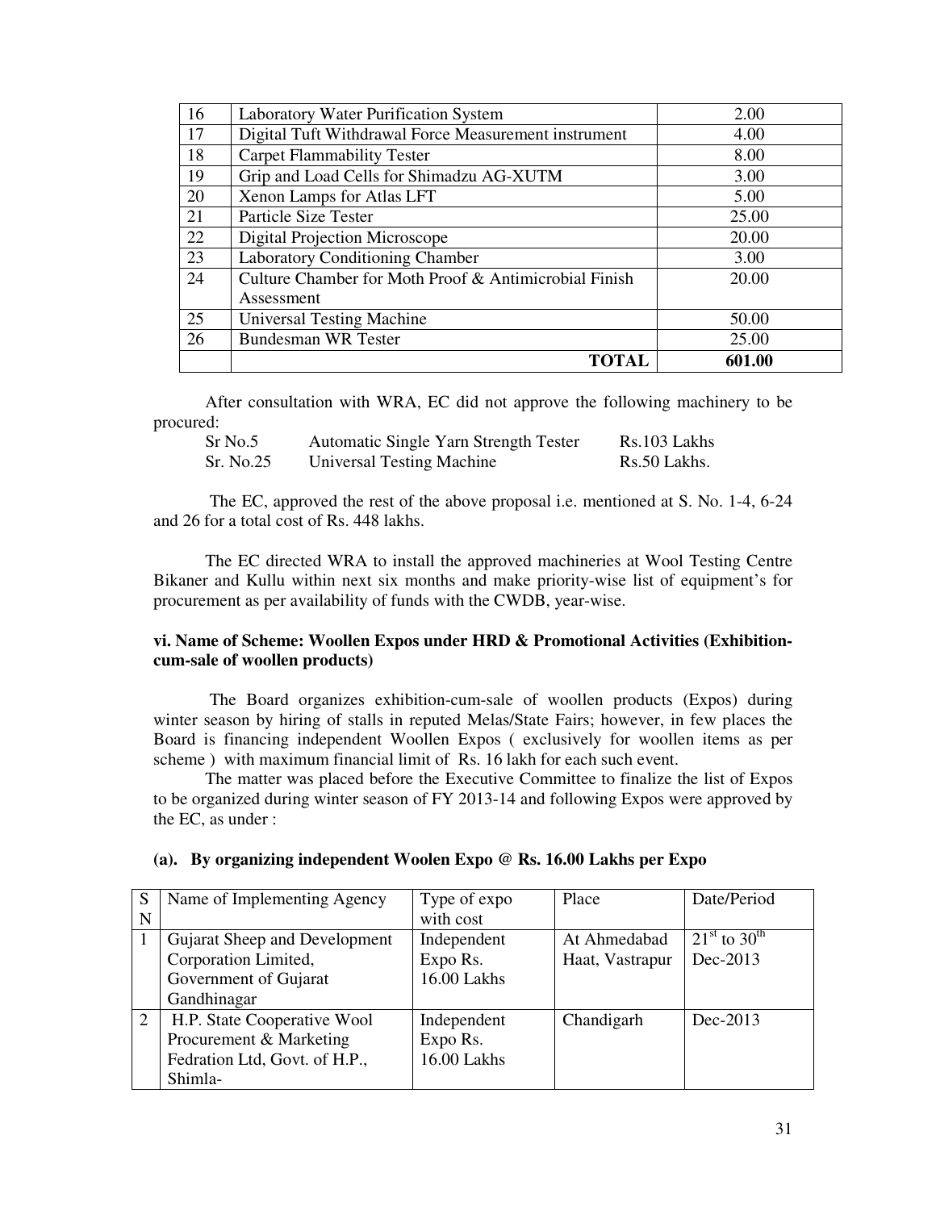| 16 | Laboratory Water Purification System | 2.00 |
|---|---|---|
| 17 | Digital Tuft Withdrawal Force Measurement instrument | 4.00 |
| 18 | Carpet Flammability Tester | 8.00 |
| 19 | Grip and Load Cells for Shimadzu AG-XUTM | 3.00 |
| 20 | Xenon Lamps for Atlas LFT | 5.00 |
| 21 | Particle Size Tester | 25.00 |
| 22 | Digital Projection Microscope | 20.00 |
| 23 | Laboratory Conditioning Chamber | 3.00 |
| 24 | Culture Chamber for Moth Proof & Antimicrobial Finish Assessment | 20.00 |
| 25 | Universal Testing Machine | 50.00 |
| 26 | Bundesman WR Tester | 25.00 |
| | **TOTAL** | **601.00** |

After consultation with WRA, EC did not approve the following machinery to be procured:

| | | |
|---|---|---|
| Sr No.5 | Automatic Single Yarn Strength Tester | Rs.103 Lakhs |
| Sr. No.25 | Universal Testing Machine | Rs.50 Lakhs. |

The EC, approved the rest of the above proposal i.e. mentioned at S. No. 1-4, 6-24 and 26 for a total cost of Rs. 448 lakhs.

The EC directed WRA to install the approved machineries at Wool Testing Centre Bikaner and Kullu within next six months and make priority-wise list of equipment's for procurement as per availability of funds with the CWDB, year-wise.

**vi. Name of Scheme: Woollen Expos under HRD & Promotional Activities (Exhibition-cum-sale of woollen products)**

The Board organizes exhibition-cum-sale of woollen products (Expos) during winter season by hiring of stalls in reputed Melas/State Fairs; however, in few places the Board is financing independent Woollen Expos ( exclusively for woollen items as per scheme ) with maximum financial limit of Rs. 16 lakh for each such event.

The matter was placed before the Executive Committee to finalize the list of Expos to be organized during winter season of FY 2013-14 and following Expos were approved by the EC, as under :

**(a). By organizing independent Woolen Expo @ Rs. 16.00 Lakhs per Expo**

| SN | Name of Implementing Agency | Type of expo with cost | Place | Date/Period |
|---|---|---|---|---|
| 1 | Gujarat Sheep and Development Corporation Limited, Government of Gujarat Gandhinagar | Independent Expo Rs. 16.00 Lakhs | At Ahmedabad Haat, Vastrapur | 21st to 30th Dec-2013 |
| 2 | H.P. State Cooperative Wool Procurement & Marketing Fedration Ltd, Govt. of H.P., Shimla- | Independent Expo Rs. 16.00 Lakhs | Chandigarh | Dec-2013 |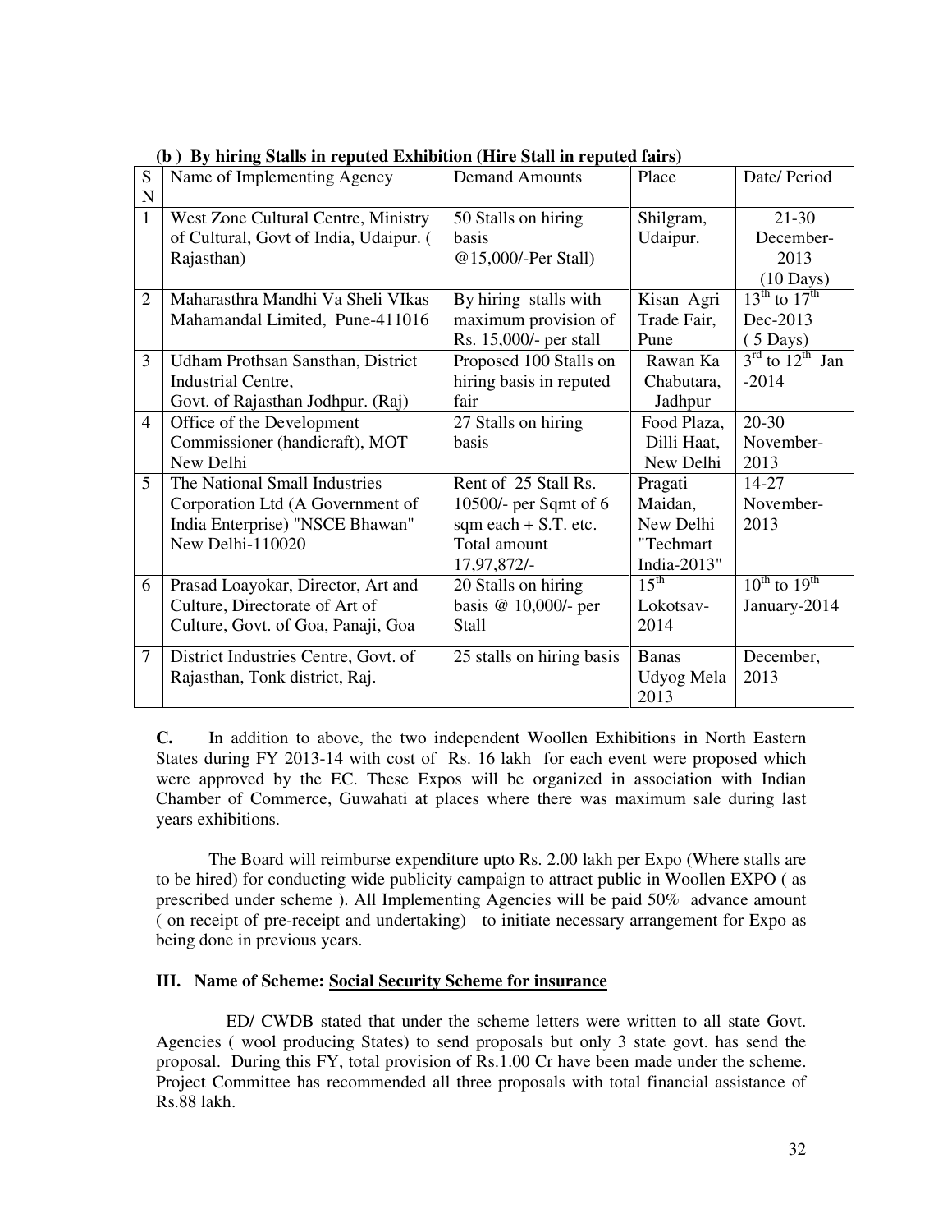**(b ) By hiring Stalls in reputed Exhibition (Hire Stall in reputed fairs)**

| SN | Name of Implementing Agency | Demand Amounts | Place | Date/ Period |
|---|---|---|---|---|
| 1 | West Zone Cultural Centre, Ministry of Cultural, Govt of India, Udaipur. ( Rajasthan) | 50 Stalls on hiring basis @15,000/-Per Stall) | Shilgram, Udaipur. | 21-30 December-2013 (10 Days) |
| 2 | Maharasthra Mandhi Va Sheli VIkas Mahamandal Limited, Pune-411016 | By hiring stalls with maximum provision of Rs. 15,000/- per stall | Kisan Agri Trade Fair, Pune | 13th to 17th Dec-2013 ( 5 Days) |
| 3 | Udham Prothsan Sansthan, District Industrial Centre, Govt. of Rajasthan Jodhpur. (Raj) | Proposed 100 Stalls on hiring basis in reputed fair | Rawan Ka Chabutara, Jadhpur | 3rd to 12th Jan -2014 |
| 4 | Office of the Development Commissioner (handicraft), MOT New Delhi | 27 Stalls on hiring basis | Food Plaza, Dilli Haat, New Delhi | 20-30 November-2013 |
| 5 | The National Small Industries Corporation Ltd (A Government of India Enterprise) "NSCE Bhawan" New Delhi-110020 | Rent of 25 Stall Rs. 10500/- per Sqmt of 6 sqm each + S.T. etc. Total amount 17,97,872/- | Pragati Maidan, New Delhi "Techmart India-2013" | 14-27 November-2013 |
| 6 | Prasad Loayokar, Director, Art and Culture, Directorate of Art of Culture, Govt. of Goa, Panaji, Goa | 20 Stalls on hiring basis @ 10,000/- per Stall | 15th Lokotsav-2014 | 10th to 19th January-2014 |
| 7 | District Industries Centre, Govt. of Rajasthan, Tonk district, Raj. | 25 stalls on hiring basis | Banas Udyog Mela 2013 | December, 2013 |

**C.** In addition to above, the two independent Woollen Exhibitions in North Eastern States during FY 2013-14 with cost of Rs. 16 lakh for each event were proposed which were approved by the EC. These Expos will be organized in association with Indian Chamber of Commerce, Guwahati at places where there was maximum sale during last years exhibitions.

The Board will reimburse expenditure upto Rs. 2.00 lakh per Expo (Where stalls are to be hired) for conducting wide publicity campaign to attract public in Woollen EXPO ( as prescribed under scheme ). All Implementing Agencies will be paid 50% advance amount ( on receipt of pre-receipt and undertaking) to initiate necessary arrangement for Expo as being done in previous years.

**III. Name of Scheme: Social Security Scheme for insurance**

ED/ CWDB stated that under the scheme letters were written to all state Govt. Agencies ( wool producing States) to send proposals but only 3 state govt. has send the proposal. During this FY, total provision of Rs.1.00 Cr have been made under the scheme. Project Committee has recommended all three proposals with total financial assistance of Rs.88 lakh.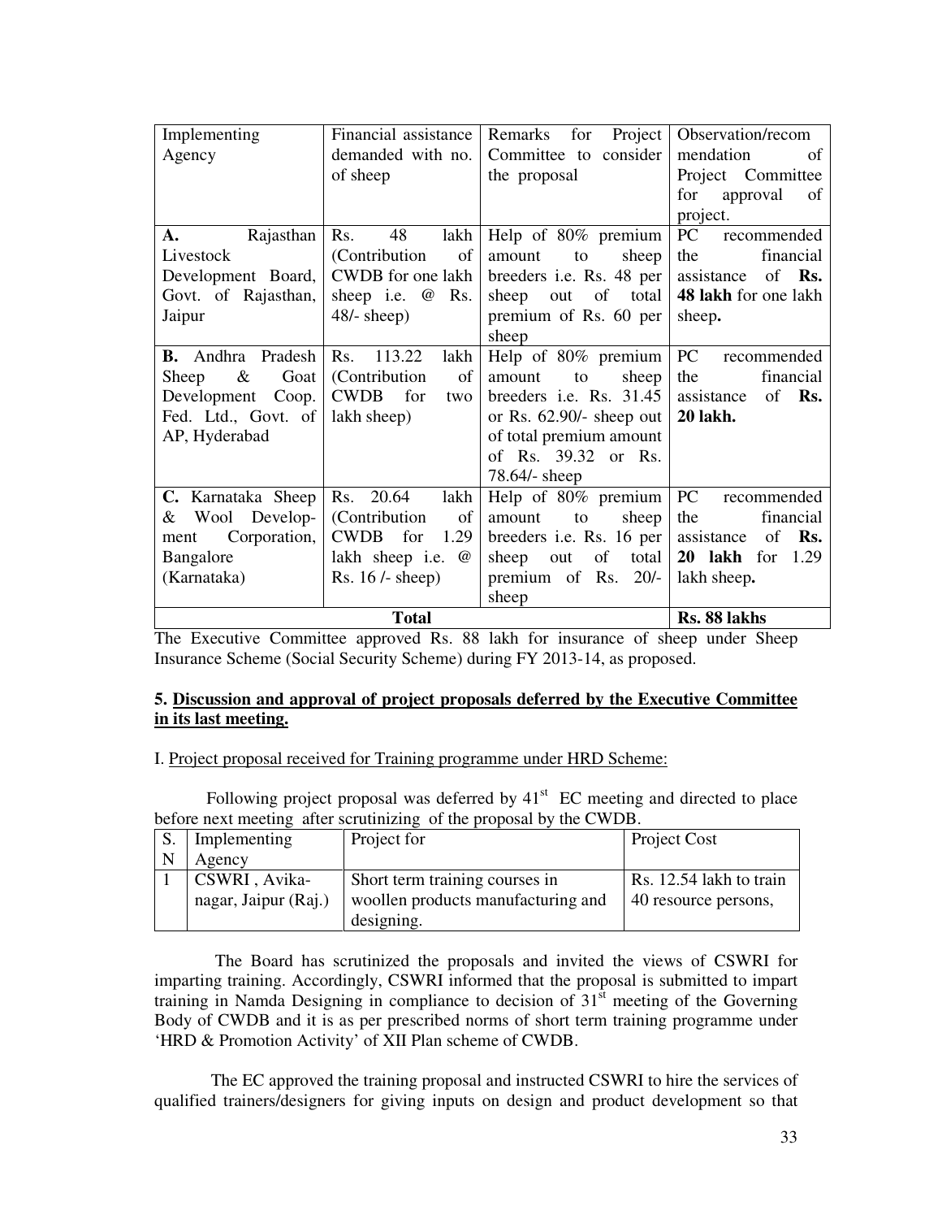| Implementing Agency | Financial assistance demanded with no. of sheep | Remarks for Project Committee to consider the proposal | Observation/recommendation of Project Committee for approval of project. |
|---|---|---|---|
| **A.** Rajasthan Livestock Development Board, Govt. of Rajasthan, Jaipur | Rs. 48 lakh (Contribution of CWDB for one lakh sheep i.e. @ Rs. 48/- sheep) | Help of 80% premium amount to sheep breeders i.e. Rs. 48 per sheep out of total premium of Rs. 60 per sheep | PC recommended the financial assistance of **Rs. 48 lakh** for one lakh sheep**.** |
| **B.** Andhra Pradesh Sheep & Goat Development Coop. Fed. Ltd., Govt. of AP, Hyderabad | Rs. 113.22 lakh (Contribution of CWDB for two lakh sheep) | Help of 80% premium amount to sheep breeders i.e. Rs. 31.45 or Rs. 62.90/- sheep out of total premium amount of Rs. 39.32 or Rs. 78.64/- sheep | PC recommended the financial assistance of **Rs. 20 lakh.** |
| **C.** Karnataka Sheep & Wool Development Corporation, Bangalore (Karnataka) | Rs. 20.64 lakh (Contribution of CWDB for 1.29 lakh sheep i.e. @ Rs. 16 /- sheep) | Help of 80% premium amount to sheep breeders i.e. Rs. 16 per sheep out of total premium of Rs. 20/- sheep | PC recommended the financial assistance of **Rs. 20 lakh** for 1.29 lakh sheep**.** |
| **Total** | | | **Rs. 88 lakhs** |

The Executive Committee approved Rs. 88 lakh for insurance of sheep under Sheep Insurance Scheme (Social Security Scheme) during FY 2013-14, as proposed.

**5. Discussion and approval of project proposals deferred by the Executive Committee in its last meeting.**

I. Project proposal received for Training programme under HRD Scheme:

Following project proposal was deferred by 41st EC meeting and directed to place before next meeting after scrutinizing of the proposal by the CWDB.

| S. N | Implementing Agency | Project for | Project Cost |
|---|---|---|---|
| 1 | CSWRI , Avika-nagar, Jaipur (Raj.) | Short term training courses in woollen products manufacturing and designing. | Rs. 12.54 lakh to train 40 resource persons, |

The Board has scrutinized the proposals and invited the views of CSWRI for imparting training. Accordingly, CSWRI informed that the proposal is submitted to impart training in Namda Designing in compliance to decision of 31st meeting of the Governing Body of CWDB and it is as per prescribed norms of short term training programme under 'HRD & Promotion Activity' of XII Plan scheme of CWDB.

The EC approved the training proposal and instructed CSWRI to hire the services of qualified trainers/designers for giving inputs on design and product development so that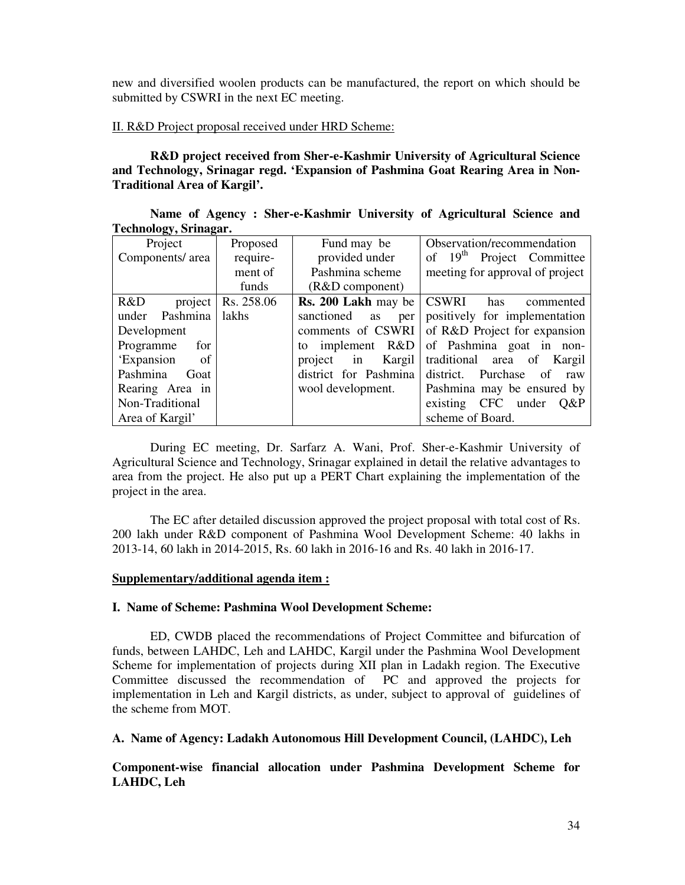new and diversified woolen products can be manufactured, the report on which should be submitted by CSWRI in the next EC meeting.

II. R&D Project proposal received under HRD Scheme:

**R&D project received from Sher-e-Kashmir University of Agricultural Science and Technology, Srinagar regd. 'Expansion of Pashmina Goat Rearing Area in Non-Traditional Area of Kargil'.**

**Name of Agency : Sher-e-Kashmir University of Agricultural Science and Technology, Srinagar.**

| Project Components/ area | Proposed require-ment of funds | Fund may be provided under Pashmina scheme (R&D component) | Observation/recommendation of 19th Project Committee meeting for approval of project |
|---|---|---|---|
| R&D project under Pashmina Development Programme for 'Expansion of Pashmina Goat Rearing Area in Non-Traditional Area of Kargil' | Rs. 258.06 lakhs | **Rs. 200 Lakh** may be sanctioned as per comments of CSWRI to implement R&D project in Kargil district for Pashmina wool development. | CSWRI has commented positively for implementation of R&D Project for expansion of Pashmina goat in non-traditional area of Kargil district. Purchase of raw Pashmina may be ensured by existing CFC under Q&P scheme of Board. |

During EC meeting, Dr. Sarfarz A. Wani, Prof. Sher-e-Kashmir University of Agricultural Science and Technology, Srinagar explained in detail the relative advantages to area from the project. He also put up a PERT Chart explaining the implementation of the project in the area.

The EC after detailed discussion approved the project proposal with total cost of Rs. 200 lakh under R&D component of Pashmina Wool Development Scheme: 40 lakhs in 2013-14, 60 lakh in 2014-2015, Rs. 60 lakh in 2016-16 and Rs. 40 lakh in 2016-17.

**Supplementary/additional agenda item :**

**I. Name of Scheme: Pashmina Wool Development Scheme:**

ED, CWDB placed the recommendations of Project Committee and bifurcation of funds, between LAHDC, Leh and LAHDC, Kargil under the Pashmina Wool Development Scheme for implementation of projects during XII plan in Ladakh region. The Executive Committee discussed the recommendation of PC and approved the projects for implementation in Leh and Kargil districts, as under, subject to approval of guidelines of the scheme from MOT.

**A. Name of Agency: Ladakh Autonomous Hill Development Council, (LAHDC), Leh**

**Component-wise financial allocation under Pashmina Development Scheme for LAHDC, Leh**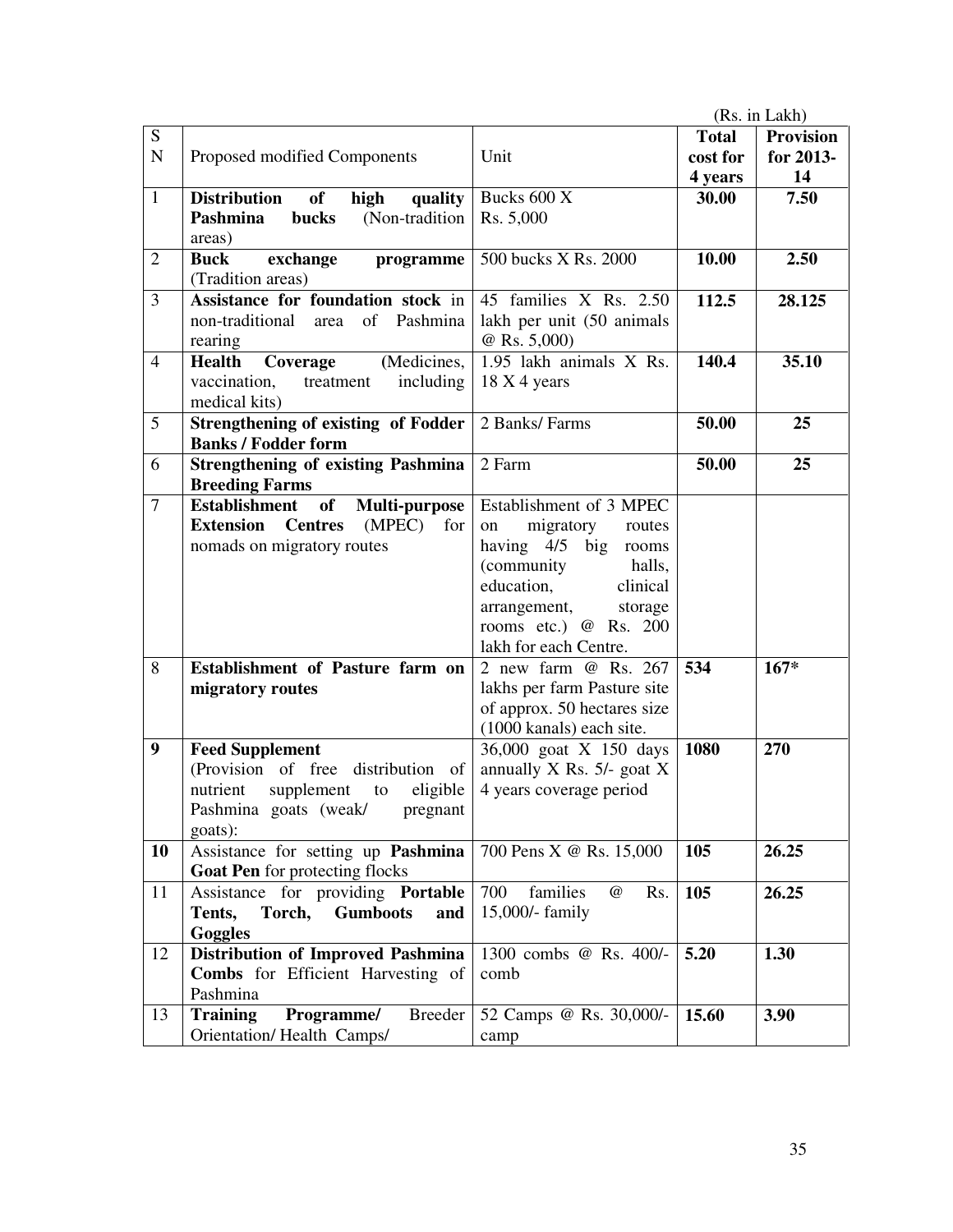(Rs. in Lakh)

| S N | Proposed modified Components | Unit | Total cost for 4 years | Provision for 2013-14 |
|---|---|---|---|---|
| 1 | **Distribution of high quality Pashmina bucks** (Non-tradition areas) | Bucks 600 X Rs. 5,000 | **30.00** | **7.50** |
| 2 | **Buck exchange programme** (Tradition areas) | 500 bucks X Rs. 2000 | **10.00** | **2.50** |
| 3 | **Assistance for foundation stock** in non-traditional area of Pashmina rearing | 45 families X Rs. 2.50 lakh per unit (50 animals @ Rs. 5,000) | **112.5** | **28.125** |
| 4 | **Health Coverage** (Medicines, vaccination, treatment including medical kits) | 1.95 lakh animals X Rs. 18 X 4 years | **140.4** | **35.10** |
| 5 | **Strengthening of existing of Fodder Banks / Fodder form** | 2 Banks/ Farms | **50.00** | **25** |
| 6 | **Strengthening of existing Pashmina Breeding Farms** | 2 Farm | **50.00** | **25** |
| 7 | **Establishment of Multi-purpose Extension Centres** (MPEC) for nomads on migratory routes | Establishment of 3 MPEC on migratory routes having 4/5 big rooms (community halls, education, clinical arrangement, storage rooms etc.) @ Rs. 200 lakh for each Centre. | | |
| 8 | **Establishment of Pasture farm on migratory routes** | 2 new farm @ Rs. 267 lakhs per farm Pasture site of approx. 50 hectares size (1000 kanals) each site. | **534** | **167*** |
| **9** | **Feed Supplement** (Provision of free distribution of nutrient supplement to eligible Pashmina goats (weak/ pregnant goats): | 36,000 goat X 150 days annually X Rs. 5/- goat X 4 years coverage period | **1080** | **270** |
| **10** | Assistance for setting up **Pashmina Goat Pen** for protecting flocks | 700 Pens X @ Rs. 15,000 | **105** | **26.25** |
| 11 | Assistance for providing **Portable Tents, Torch, Gumboots and Goggles** | 700 families @ Rs. 15,000/- family | **105** | **26.25** |
| 12 | **Distribution of Improved Pashmina Combs** for Efficient Harvesting of Pashmina | 1300 combs @ Rs. 400/- comb | **5.20** | **1.30** |
| 13 | **Training Programme/** Breeder Orientation/ Health Camps/ | 52 Camps @ Rs. 30,000/- camp | **15.60** | **3.90** |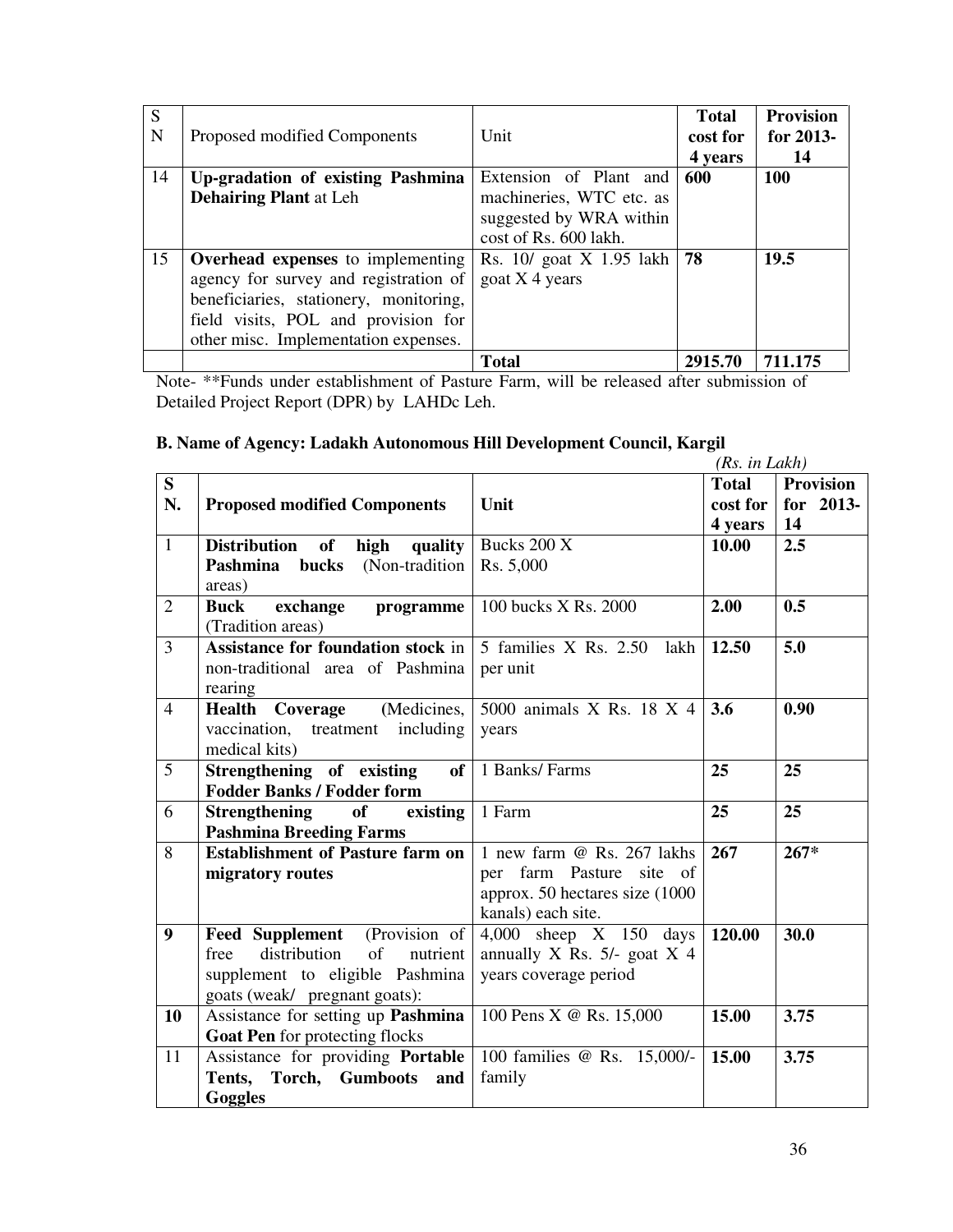| S N | Proposed modified Components | Unit | Total cost for 4 years | Provision for 2013-14 |
|---|---|---|---|---|
| 14 | **Up-gradation of existing Pashmina Dehairing Plant** at Leh | Extension of Plant and machineries, WTC etc. as suggested by WRA within cost of Rs. 600 lakh. | **600** | **100** |
| 15 | **Overhead expenses** to implementing agency for survey and registration of beneficiaries, stationery, monitoring, field visits, POL and provision for other misc. Implementation expenses. | Rs. 10/ goat X 1.95 lakh goat X 4 years | **78** | **19.5** |
| | | **Total** | **2915.70** | **711.175** |

Note- **Funds under establishment of Pasture Farm, will be released after submission of Detailed Project Report (DPR) by LAHDc Leh.

**B. Name of Agency: Ladakh Autonomous Hill Development Council, Kargil**

*(Rs. in Lakh)*

| S N. | Proposed modified Components | Unit | Total cost for 4 years | Provision for 2013-14 |
|---|---|---|---|---|
| 1 | **Distribution of high quality Pashmina bucks** (Non-tradition areas) | Bucks 200 X Rs. 5,000 | **10.00** | **2.5** |
| 2 | **Buck exchange programme** (Tradition areas) | 100 bucks X Rs. 2000 | **2.00** | **0.5** |
| 3 | **Assistance for foundation stock** in non-traditional area of Pashmina rearing | 5 families X Rs. 2.50 lakh per unit | **12.50** | **5.0** |
| 4 | **Health Coverage** (Medicines, vaccination, treatment including medical kits) | 5000 animals X Rs. 18 X 4 years | **3.6** | **0.90** |
| 5 | **Strengthening of existing of Fodder Banks / Fodder form** | 1 Banks/ Farms | **25** | **25** |
| 6 | **Strengthening of existing Pashmina Breeding Farms** | 1 Farm | **25** | **25** |
| 8 | **Establishment of Pasture farm on migratory routes** | 1 new farm @ Rs. 267 lakhs per farm Pasture site of approx. 50 hectares size (1000 kanals) each site. | **267** | **267*** |
| **9** | **Feed Supplement** (Provision of free distribution of nutrient supplement to eligible Pashmina goats (weak/ pregnant goats): | 4,000 sheep X 150 days annually X Rs. 5/- goat X 4 years coverage period | **120.00** | **30.0** |
| **10** | Assistance for setting up **Pashmina Goat Pen** for protecting flocks | 100 Pens X @ Rs. 15,000 | **15.00** | **3.75** |
| 11 | Assistance for providing **Portable Tents, Torch, Gumboots and Goggles** | 100 families @ Rs. 15,000/- family | **15.00** | **3.75** |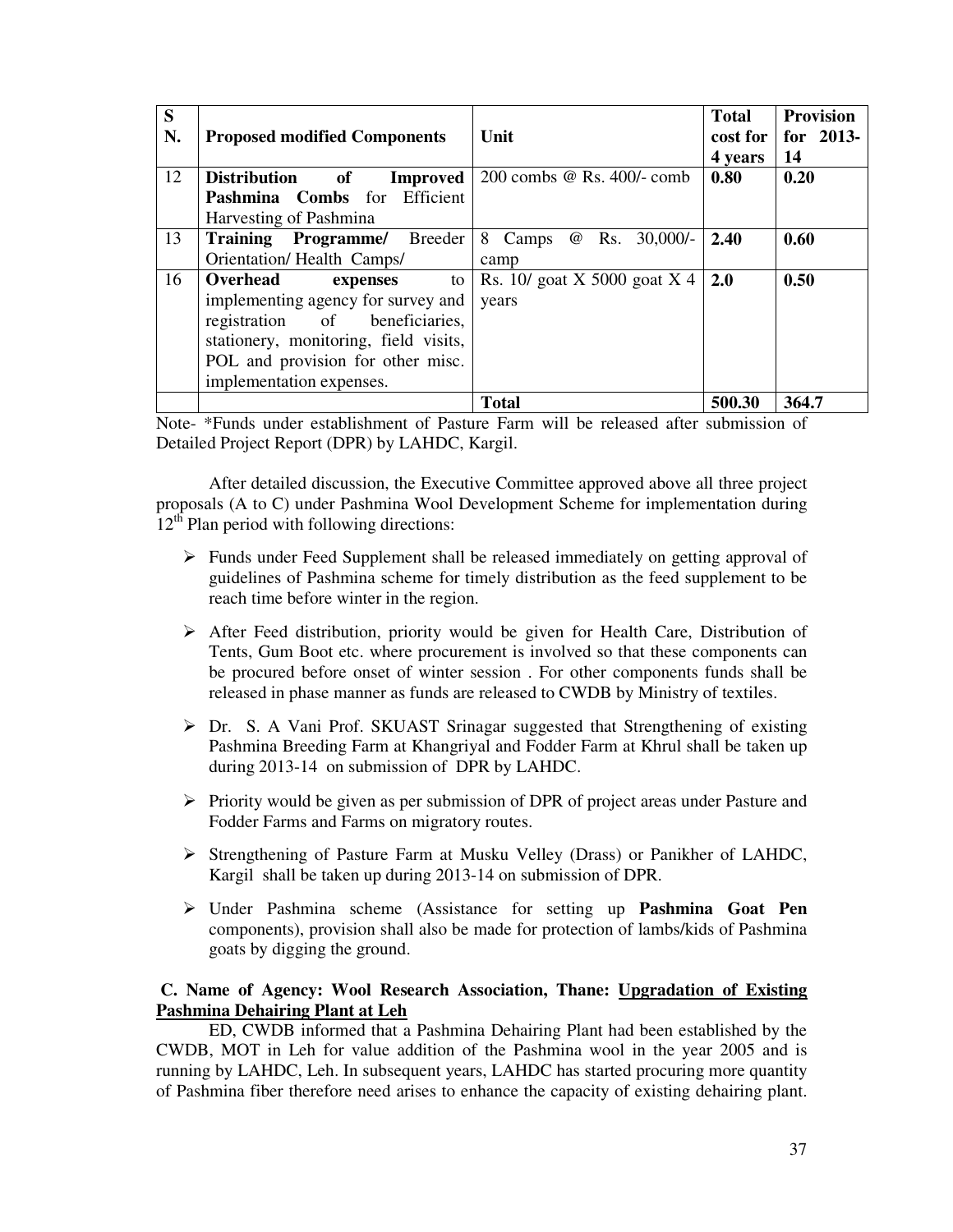| S N. | Proposed modified Components | Unit | Total cost for 4 years | Provision for 2013-14 |
|---|---|---|---|---|
| 12 | **Distribution of Improved Pashmina Combs** for Efficient Harvesting of Pashmina | 200 combs @ Rs. 400/- comb | **0.80** | **0.20** |
| 13 | **Training Programme/** Breeder Orientation/ Health Camps/ | 8 Camps @ Rs. 30,000/- camp | **2.40** | **0.60** |
| 16 | **Overhead expenses** to implementing agency for survey and registration of beneficiaries, stationery, monitoring, field visits, POL and provision for other misc. implementation expenses. | Rs. 10/ goat X 5000 goat X 4 years | **2.0** | **0.50** |
| | | **Total** | **500.30** | **364.7** |

Note- *Funds under establishment of Pasture Farm will be released after submission of Detailed Project Report (DPR) by LAHDC, Kargil.

After detailed discussion, the Executive Committee approved above all three project proposals (A to C) under Pashmina Wool Development Scheme for implementation during 12th Plan period with following directions:

- Funds under Feed Supplement shall be released immediately on getting approval of guidelines of Pashmina scheme for timely distribution as the feed supplement to be reach time before winter in the region.
- After Feed distribution, priority would be given for Health Care, Distribution of Tents, Gum Boot etc. where procurement is involved so that these components can be procured before onset of winter session . For other components funds shall be released in phase manner as funds are released to CWDB by Ministry of textiles.
- Dr. S. A Vani Prof. SKUAST Srinagar suggested that Strengthening of existing Pashmina Breeding Farm at Khangriyal and Fodder Farm at Khrul shall be taken up during 2013-14 on submission of DPR by LAHDC.
- Priority would be given as per submission of DPR of project areas under Pasture and Fodder Farms and Farms on migratory routes.
- Strengthening of Pasture Farm at Musku Velley (Drass) or Panikher of LAHDC, Kargil shall be taken up during 2013-14 on submission of DPR.
- Under Pashmina scheme (Assistance for setting up **Pashmina Goat Pen** components), provision shall also be made for protection of lambs/kids of Pashmina goats by digging the ground.

**C. Name of Agency: Wool Research Association, Thane: Upgradation of Existing Pashmina Dehairing Plant at Leh**

ED, CWDB informed that a Pashmina Dehairing Plant had been established by the CWDB, MOT in Leh for value addition of the Pashmina wool in the year 2005 and is running by LAHDC, Leh. In subsequent years, LAHDC has started procuring more quantity of Pashmina fiber therefore need arises to enhance the capacity of existing dehairing plant.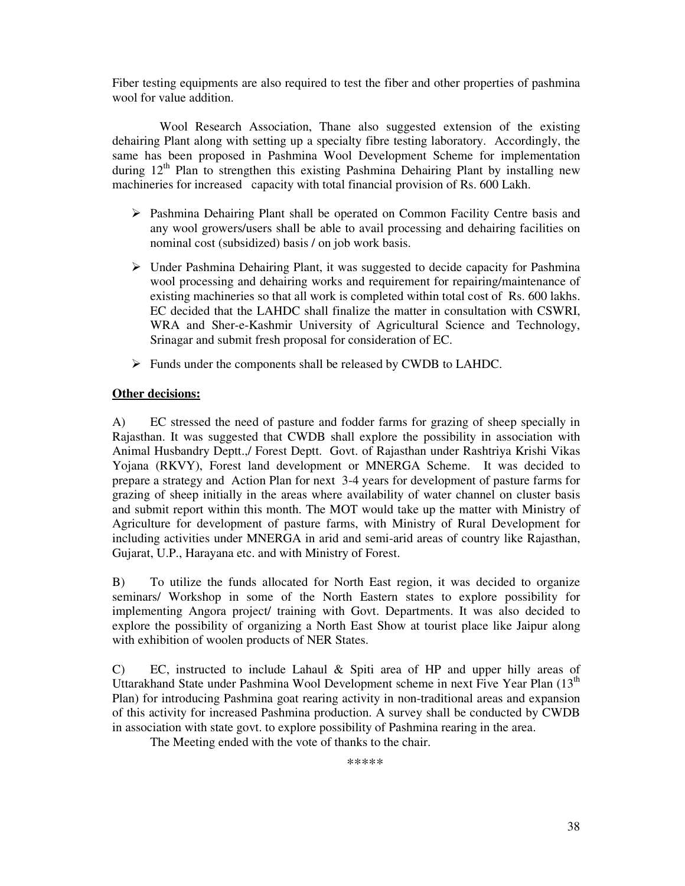Fiber testing equipments are also required to test the fiber and other properties of pashmina wool for value addition.

Wool Research Association, Thane also suggested extension of the existing dehairing Plant along with setting up a specialty fibre testing laboratory. Accordingly, the same has been proposed in Pashmina Wool Development Scheme for implementation during 12th Plan to strengthen this existing Pashmina Dehairing Plant by installing new machineries for increased capacity with total financial provision of Rs. 600 Lakh.

- Pashmina Dehairing Plant shall be operated on Common Facility Centre basis and any wool growers/users shall be able to avail processing and dehairing facilities on nominal cost (subsidized) basis / on job work basis.
- Under Pashmina Dehairing Plant, it was suggested to decide capacity for Pashmina wool processing and dehairing works and requirement for repairing/maintenance of existing machineries so that all work is completed within total cost of Rs. 600 lakhs. EC decided that the LAHDC shall finalize the matter in consultation with CSWRI, WRA and Sher-e-Kashmir University of Agricultural Science and Technology, Srinagar and submit fresh proposal for consideration of EC.
- Funds under the components shall be released by CWDB to LAHDC.

**Other decisions:**

A) EC stressed the need of pasture and fodder farms for grazing of sheep specially in Rajasthan. It was suggested that CWDB shall explore the possibility in association with Animal Husbandry Deptt.,/ Forest Deptt. Govt. of Rajasthan under Rashtriya Krishi Vikas Yojana (RKVY), Forest land development or MNERGA Scheme. It was decided to prepare a strategy and Action Plan for next 3-4 years for development of pasture farms for grazing of sheep initially in the areas where availability of water channel on cluster basis and submit report within this month. The MOT would take up the matter with Ministry of Agriculture for development of pasture farms, with Ministry of Rural Development for including activities under MNERGA in arid and semi-arid areas of country like Rajasthan, Gujarat, U.P., Harayana etc. and with Ministry of Forest.

B) To utilize the funds allocated for North East region, it was decided to organize seminars/ Workshop in some of the North Eastern states to explore possibility for implementing Angora project/ training with Govt. Departments. It was also decided to explore the possibility of organizing a North East Show at tourist place like Jaipur along with exhibition of woolen products of NER States.

C) EC, instructed to include Lahaul & Spiti area of HP and upper hilly areas of Uttarakhand State under Pashmina Wool Development scheme in next Five Year Plan (13th Plan) for introducing Pashmina goat rearing activity in non-traditional areas and expansion of this activity for increased Pashmina production. A survey shall be conducted by CWDB in association with state govt. to explore possibility of Pashmina rearing in the area.

The Meeting ended with the vote of thanks to the chair.

*****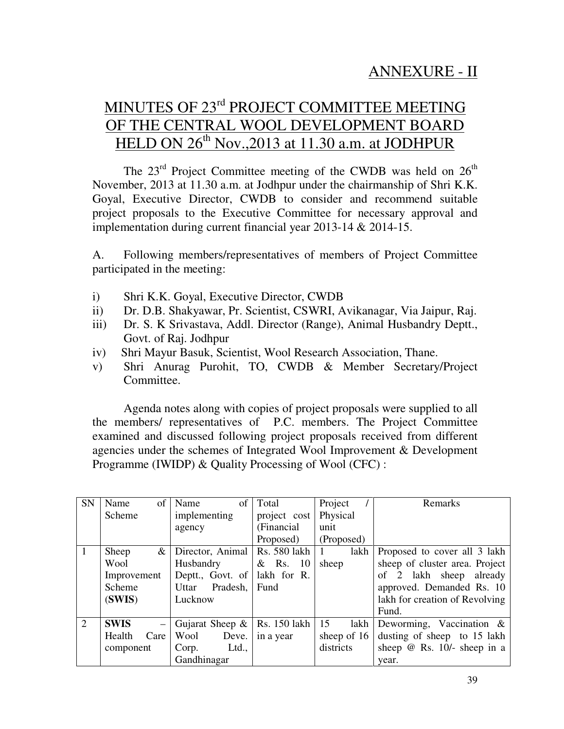ANNEXURE - II

# MINUTES OF 23rd PROJECT COMMITTEE MEETING OF THE CENTRAL WOOL DEVELOPMENT BOARD HELD ON 26th Nov.,2013 at 11.30 a.m. at JODHPUR

The 23rd Project Committee meeting of the CWDB was held on 26th November, 2013 at 11.30 a.m. at Jodhpur under the chairmanship of Shri K.K. Goyal, Executive Director, CWDB to consider and recommend suitable project proposals to the Executive Committee for necessary approval and implementation during current financial year 2013-14 & 2014-15.

A. Following members/representatives of members of Project Committee participated in the meeting:

i) Shri K.K. Goyal, Executive Director, CWDB
ii) Dr. D.B. Shakyawar, Pr. Scientist, CSWRI, Avikanagar, Via Jaipur, Raj.
iii) Dr. S. K Srivastava, Addl. Director (Range), Animal Husbandry Deptt., Govt. of Raj. Jodhpur
iv) Shri Mayur Basuk, Scientist, Wool Research Association, Thane.
v) Shri Anurag Purohit, TO, CWDB & Member Secretary/Project Committee.

Agenda notes along with copies of project proposals were supplied to all the members/ representatives of P.C. members. The Project Committee examined and discussed following project proposals received from different agencies under the schemes of Integrated Wool Improvement & Development Programme (IWIDP) & Quality Processing of Wool (CFC) :

| SN | Name of Scheme | Name of implementing agency | Total project cost (Financial Proposed) | Project / Physical unit (Proposed) | Remarks |
|---|---|---|---|---|---|
| 1 | Sheep & Wool Improvement Scheme (**SWIS**) | Director, Animal Husbandry Deptt., Govt. of Uttar Pradesh, Lucknow | Rs. 580 lakh & Rs. 10 lakh for R. Fund | 1 lakh sheep | Proposed to cover all 3 lakh sheep of cluster area. Project of 2 lakh sheep already approved. Demanded Rs. 10 lakh for creation of Revolving Fund. |
| 2 | **SWIS** – Health Care component | Gujarat Sheep & Wool Deve. Corp. Ltd., Gandhinagar | Rs. 150 lakh in a year | 15 lakh sheep of 16 districts | Deworming, Vaccination & dusting of sheep to 15 lakh sheep @ Rs. 10/- sheep in a year. |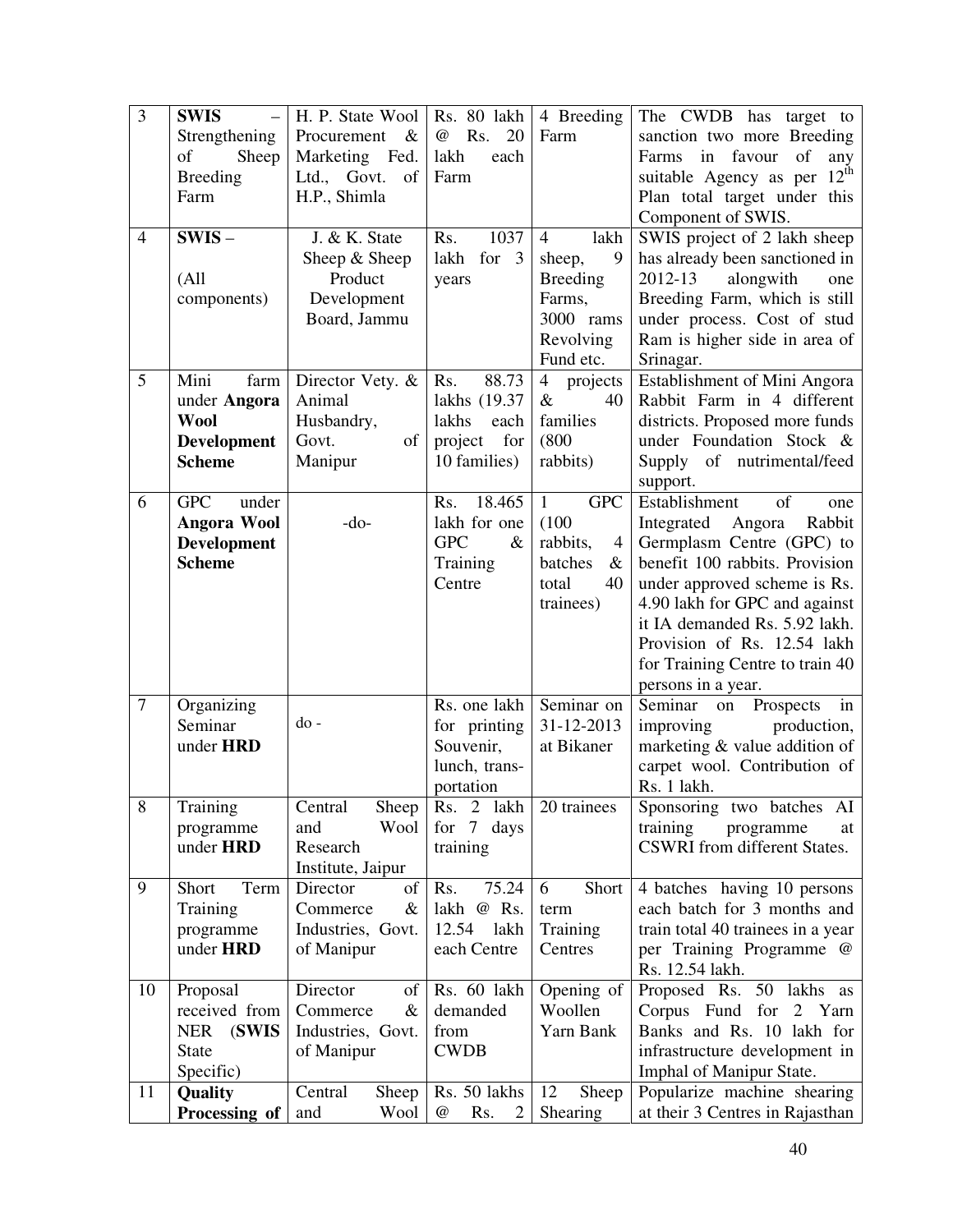| 3 | **SWIS** – Strengthening of Sheep Breeding Farm | H. P. State Wool Procurement & Marketing Fed. Ltd., Govt. of H.P., Shimla | Rs. 80 lakh @ Rs. 20 lakh each Farm | 4 Breeding Farm | The CWDB has target to sanction two more Breeding Farms in favour of any suitable Agency as per 12th Plan total target under this Component of SWIS. |
|---|---|---|---|---|---|
| 4 | **SWIS** – (All components) | J. & K. State Sheep & Sheep Product Development Board, Jammu | Rs. 1037 lakh for 3 years | 4 lakh sheep, 9 Breeding Farms, 3000 rams Revolving Fund etc. | SWIS project of 2 lakh sheep has already been sanctioned in 2012-13 alongwith one Breeding Farm, which is still under process. Cost of stud Ram is higher side in area of Srinagar. |
| 5 | Mini farm under **Angora Wool Development Scheme** | Director Vety. & Animal Husbandry, Govt. of Manipur | Rs. 88.73 lakhs (19.37 lakhs each project for 10 families) | 4 projects & 40 families (800 rabbits) | Establishment of Mini Angora Rabbit Farm in 4 different districts. Proposed more funds under Foundation Stock & Supply of nutrimental/feed support. |
| 6 | GPC under **Angora Wool Development Scheme** | -do- | Rs. 18.465 lakh for one GPC & Training Centre | 1 GPC (100 rabbits, 4 batches & total 40 trainees) | Establishment of one Integrated Angora Rabbit Germplasm Centre (GPC) to benefit 100 rabbits. Provision under approved scheme is Rs. 4.90 lakh for GPC and against it IA demanded Rs. 5.92 lakh. Provision of Rs. 12.54 lakh for Training Centre to train 40 persons in a year. |
| 7 | Organizing Seminar under **HRD** | do - | Rs. one lakh for printing Souvenir, lunch, trans-portation | Seminar on 31-12-2013 at Bikaner | Seminar on Prospects in improving production, marketing & value addition of carpet wool. Contribution of Rs. 1 lakh. |
| 8 | Training programme under **HRD** | Central Sheep and Wool Research Institute, Jaipur | Rs. 2 lakh for 7 days training | 20 trainees | Sponsoring two batches AI training programme at CSWRI from different States. |
| 9 | Short Term Training programme under **HRD** | Director of Commerce & Industries, Govt. of Manipur | Rs. 75.24 lakh @ Rs. 12.54 lakh each Centre | 6 Short term Training Centres | 4 batches having 10 persons each batch for 3 months and train total 40 trainees in a year per Training Programme @ Rs. 12.54 lakh. |
| 10 | Proposal received from NER (**SWIS** State Specific) | Director of Commerce & Industries, Govt. of Manipur | Rs. 60 lakh demanded from CWDB | Opening of Woollen Yarn Bank | Proposed Rs. 50 lakhs as Corpus Fund for 2 Yarn Banks and Rs. 10 lakh for infrastructure development in Imphal of Manipur State. |
| 11 | **Quality Processing of** | Central Sheep and Wool | Rs. 50 lakhs @ Rs. 2 | 12 Sheep Shearing | Popularize machine shearing at their 3 Centres in Rajasthan |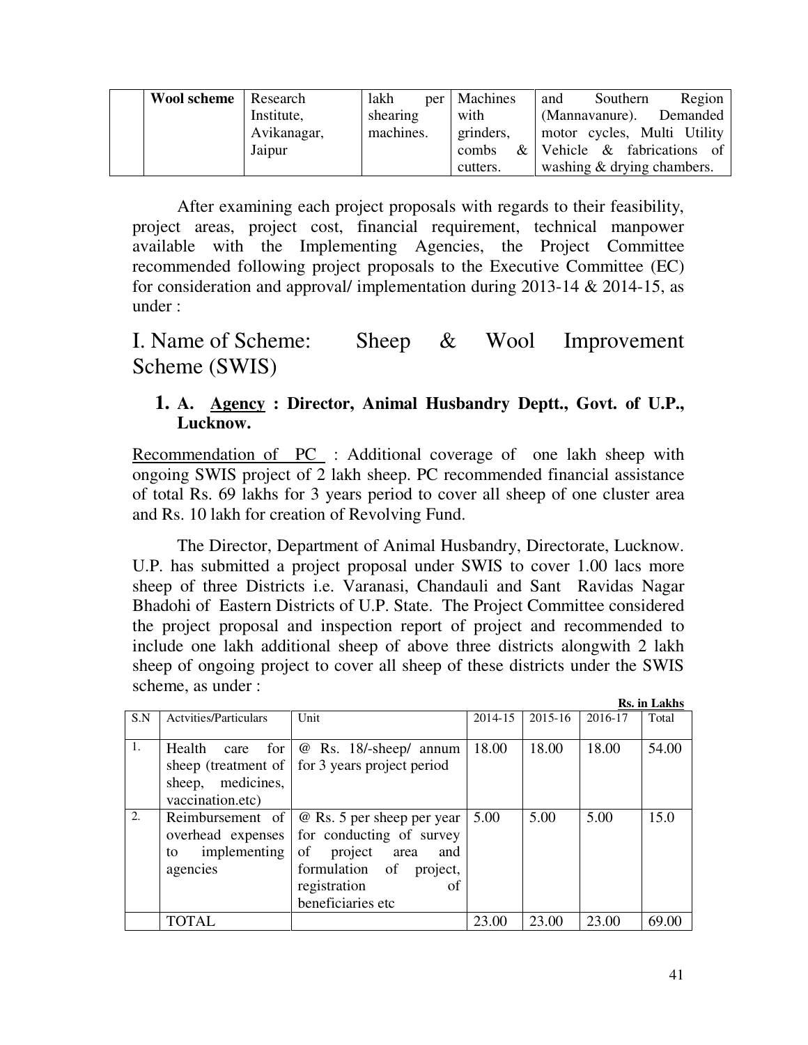|  | Wool scheme | Research Institute, Avikanagar, Jaipur | lakh per shearing machines. | Machines with grinders, combs & cutters. | and Southern Region (Mannavanure). Demanded motor cycles, Multi Utility Vehicle & fabrications of washing & drying chambers. |
|---|---|---|---|---|---|

After examining each project proposals with regards to their feasibility, project areas, project cost, financial requirement, technical manpower available with the Implementing Agencies, the Project Committee recommended following project proposals to the Executive Committee (EC) for consideration and approval/ implementation during 2013-14 & 2014-15, as under :

# I. Name of Scheme: Sheep & Wool Improvement Scheme (SWIS)

### 1. A. Agency : Director, Animal Husbandry Deptt., Govt. of U.P., Lucknow.

Recommendation of PC : Additional coverage of one lakh sheep with ongoing SWIS project of 2 lakh sheep. PC recommended financial assistance of total Rs. 69 lakhs for 3 years period to cover all sheep of one cluster area and Rs. 10 lakh for creation of Revolving Fund.

The Director, Department of Animal Husbandry, Directorate, Lucknow. U.P. has submitted a project proposal under SWIS to cover 1.00 lacs more sheep of three Districts i.e. Varanasi, Chandauli and Sant Ravidas Nagar Bhadohi of Eastern Districts of U.P. State. The Project Committee considered the project proposal and inspection report of project and recommended to include one lakh additional sheep of above three districts alongwith 2 lakh sheep of ongoing project to cover all sheep of these districts under the SWIS scheme, as under :

**Rs. in Lakhs**

| S.N | Actvities/Particulars | Unit | 2014-15 | 2015-16 | 2016-17 | Total |
|---|---|---|---|---|---|---|
| 1. | Health care for sheep (treatment of sheep, medicines, vaccination.etc) | @ Rs. 18/-sheep/ annum for 3 years project period | 18.00 | 18.00 | 18.00 | 54.00 |
| 2. | Reimbursement of overhead expenses to implementing agencies | @ Rs. 5 per sheep per year for conducting of survey of project area and formulation of project, registration of beneficiaries etc | 5.00 | 5.00 | 5.00 | 15.0 |
|  | TOTAL |  | 23.00 | 23.00 | 23.00 | 69.00 |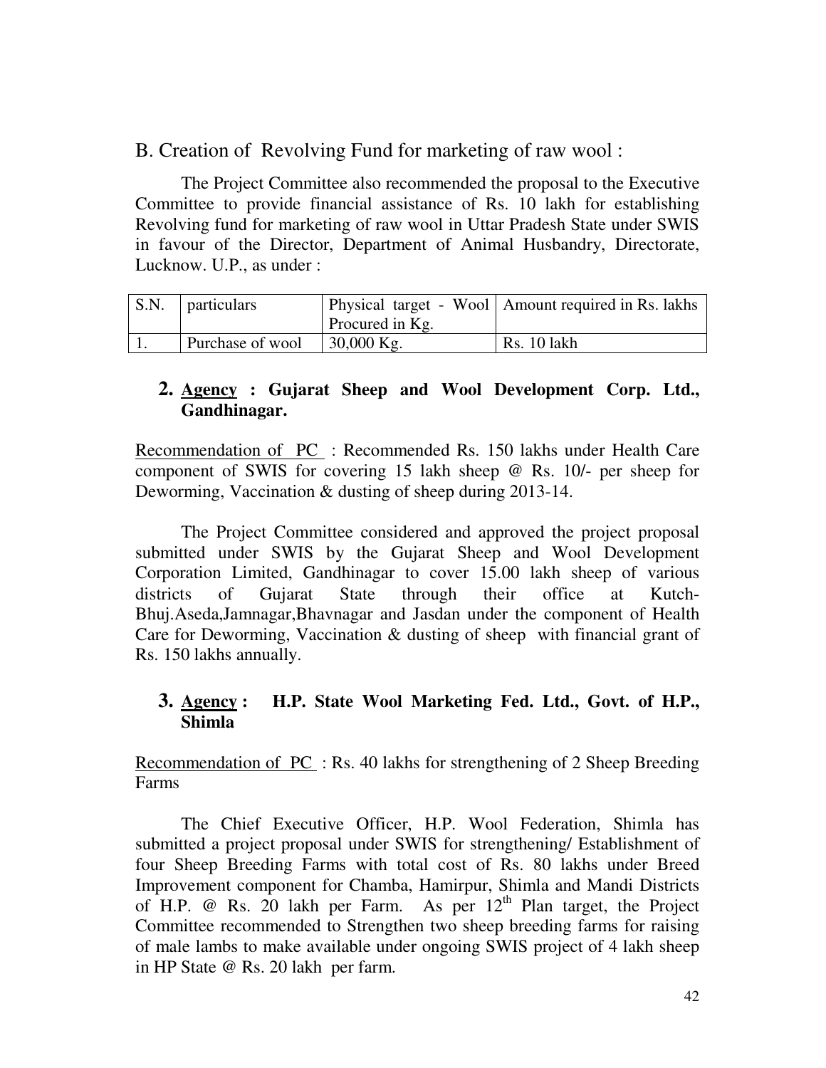## B. Creation of Revolving Fund for marketing of raw wool :

The Project Committee also recommended the proposal to the Executive Committee to provide financial assistance of Rs. 10 lakh for establishing Revolving fund for marketing of raw wool in Uttar Pradesh State under SWIS in favour of the Director, Department of Animal Husbandry, Directorate, Lucknow. U.P., as under :

| S.N. | particulars | Physical target - Wool Procured in Kg. | Amount required in Rs. lakhs |
|---|---|---|---|
| 1. | Purchase of wool | 30,000 Kg. | Rs. 10 lakh |

### 2. <u>Agency</u> : Gujarat Sheep and Wool Development Corp. Ltd., Gandhinagar.

<u>Recommendation of PC</u> : Recommended Rs. 150 lakhs under Health Care component of SWIS for covering 15 lakh sheep @ Rs. 10/- per sheep for Deworming, Vaccination & dusting of sheep during 2013-14.

The Project Committee considered and approved the project proposal submitted under SWIS by the Gujarat Sheep and Wool Development Corporation Limited, Gandhinagar to cover 15.00 lakh sheep of various districts of Gujarat State through their office at Kutch-Bhuj.Aseda,Jamnagar,Bhavnagar and Jasdan under the component of Health Care for Deworming, Vaccination & dusting of sheep with financial grant of Rs. 150 lakhs annually.

### 3. <u>Agency</u> : H.P. State Wool Marketing Fed. Ltd., Govt. of H.P., Shimla

<u>Recommendation of PC</u> : Rs. 40 lakhs for strengthening of 2 Sheep Breeding Farms

The Chief Executive Officer, H.P. Wool Federation, Shimla has submitted a project proposal under SWIS for strengthening/ Establishment of four Sheep Breeding Farms with total cost of Rs. 80 lakhs under Breed Improvement component for Chamba, Hamirpur, Shimla and Mandi Districts of H.P. @ Rs. 20 lakh per Farm. As per 12$^{th}$ Plan target, the Project Committee recommended to Strengthen two sheep breeding farms for raising of male lambs to make available under ongoing SWIS project of 4 lakh sheep in HP State @ Rs. 20 lakh per farm.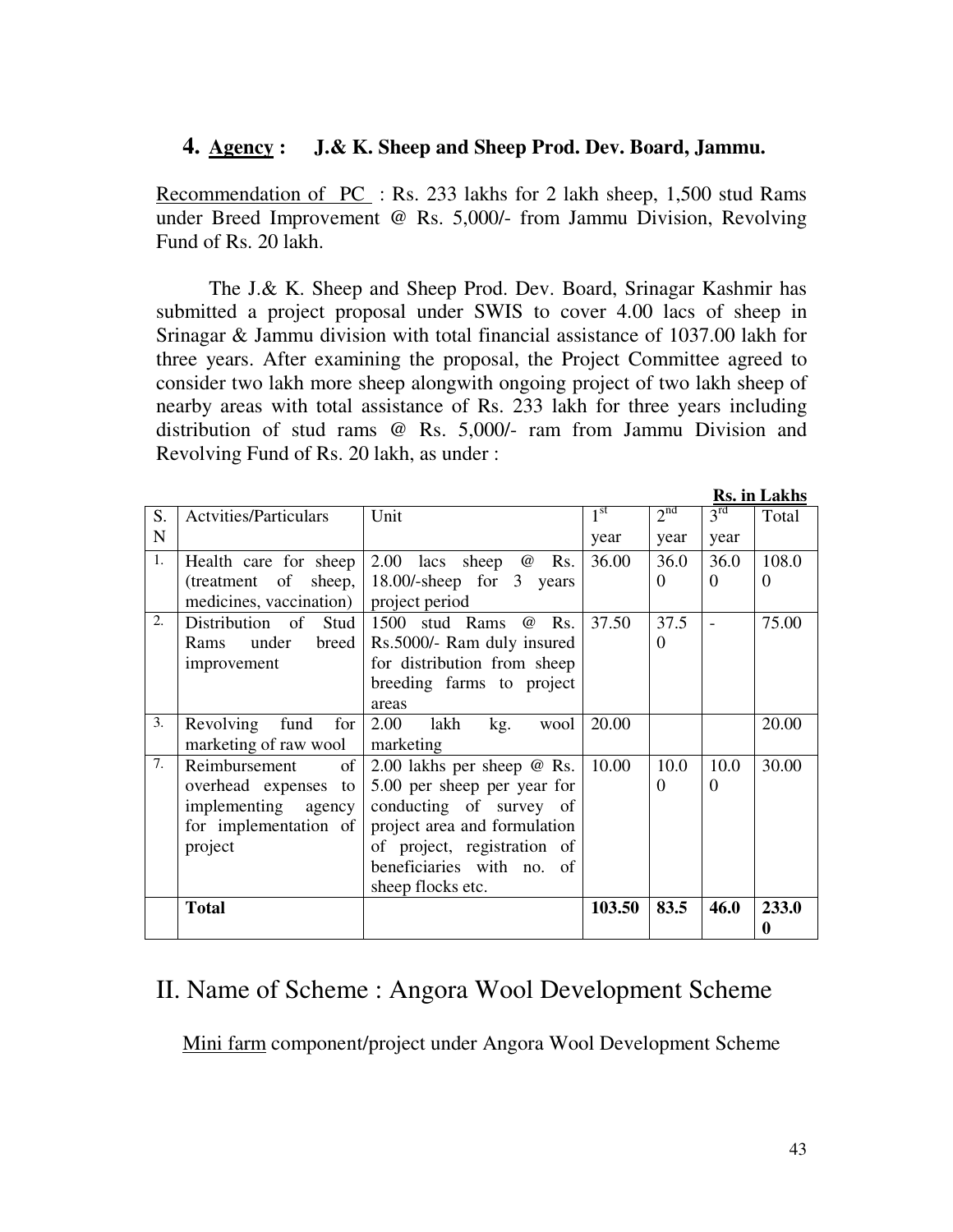## 4. Agency : J.& K. Sheep and Sheep Prod. Dev. Board, Jammu.

Recommendation of PC : Rs. 233 lakhs for 2 lakh sheep, 1,500 stud Rams under Breed Improvement @ Rs. 5,000/- from Jammu Division, Revolving Fund of Rs. 20 lakh.

The J.& K. Sheep and Sheep Prod. Dev. Board, Srinagar Kashmir has submitted a project proposal under SWIS to cover 4.00 lacs of sheep in Srinagar & Jammu division with total financial assistance of 1037.00 lakh for three years. After examining the proposal, the Project Committee agreed to consider two lakh more sheep alongwith ongoing project of two lakh sheep of nearby areas with total assistance of Rs. 233 lakh for three years including distribution of stud rams @ Rs. 5,000/- ram from Jammu Division and Revolving Fund of Rs. 20 lakh, as under :

**Rs. in Lakhs**

| S. N | Actvities/Particulars | Unit | 1st year | 2nd year | 3rd year | Total |
|---|---|---|---|---|---|---|
| 1. | Health care for sheep (treatment of sheep, medicines, vaccination) | 2.00 lacs sheep @ Rs. 18.00/-sheep for 3 years project period | 36.00 | 36.00 | 36.00 | 108.00 |
| 2. | Distribution of Stud Rams under breed improvement | 1500 stud Rams @ Rs. Rs.5000/- Ram duly insured for distribution from sheep breeding farms to project areas | 37.50 | 37.50 | - | 75.00 |
| 3. | Revolving fund for marketing of raw wool | 2.00 lakh kg. wool marketing | 20.00 | | | 20.00 |
| 7. | Reimbursement of overhead expenses to implementing agency for implementation of project | 2.00 lakhs per sheep @ Rs. 5.00 per sheep per year for conducting of survey of project area and formulation of project, registration of beneficiaries with no. of sheep flocks etc. | 10.00 | 10.00 | 10.00 | 30.00 |
| | **Total** | | **103.50** | **83.5** | **46.0** | **233.00** |

## II. Name of Scheme : Angora Wool Development Scheme

Mini farm component/project under Angora Wool Development Scheme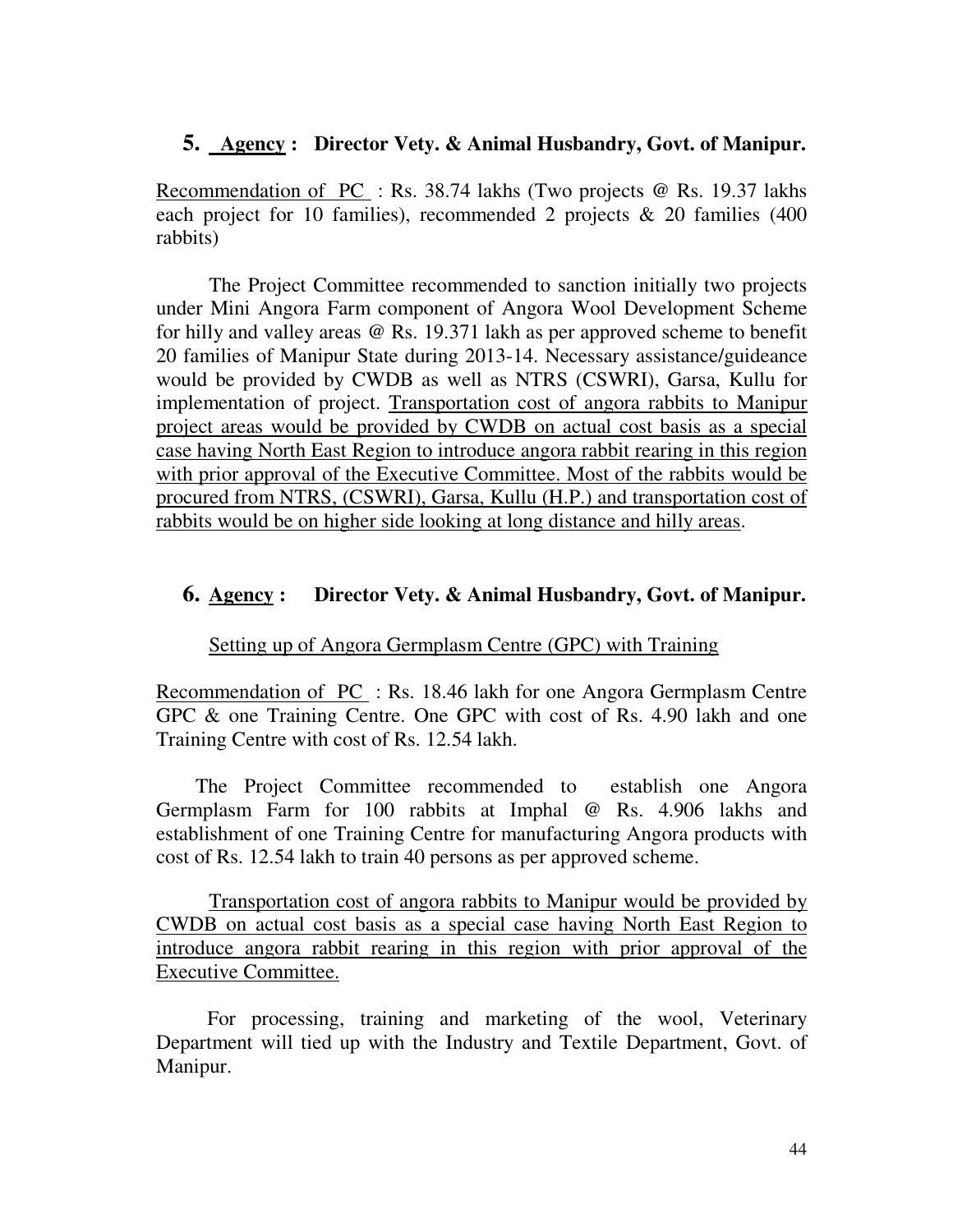**5. Agency : Director Vety. & Animal Husbandry, Govt. of Manipur.**

Recommendation of PC : Rs. 38.74 lakhs (Two projects @ Rs. 19.37 lakhs each project for 10 families), recommended 2 projects & 20 families (400 rabbits)

The Project Committee recommended to sanction initially two projects under Mini Angora Farm component of Angora Wool Development Scheme for hilly and valley areas @ Rs. 19.371 lakh as per approved scheme to benefit 20 families of Manipur State during 2013-14. Necessary assistance/guideance would be provided by CWDB as well as NTRS (CSWRI), Garsa, Kullu for implementation of project. Transportation cost of angora rabbits to Manipur project areas would be provided by CWDB on actual cost basis as a special case having North East Region to introduce angora rabbit rearing in this region with prior approval of the Executive Committee. Most of the rabbits would be procured from NTRS, (CSWRI), Garsa, Kullu (H.P.) and transportation cost of rabbits would be on higher side looking at long distance and hilly areas.

**6. Agency : Director Vety. & Animal Husbandry, Govt. of Manipur.**

Setting up of Angora Germplasm Centre (GPC) with Training

Recommendation of PC : Rs. 18.46 lakh for one Angora Germplasm Centre GPC & one Training Centre. One GPC with cost of Rs. 4.90 lakh and one Training Centre with cost of Rs. 12.54 lakh.

The Project Committee recommended to establish one Angora Germplasm Farm for 100 rabbits at Imphal @ Rs. 4.906 lakhs and establishment of one Training Centre for manufacturing Angora products with cost of Rs. 12.54 lakh to train 40 persons as per approved scheme.

Transportation cost of angora rabbits to Manipur would be provided by CWDB on actual cost basis as a special case having North East Region to introduce angora rabbit rearing in this region with prior approval of the Executive Committee.

For processing, training and marketing of the wool, Veterinary Department will tied up with the Industry and Textile Department, Govt. of Manipur.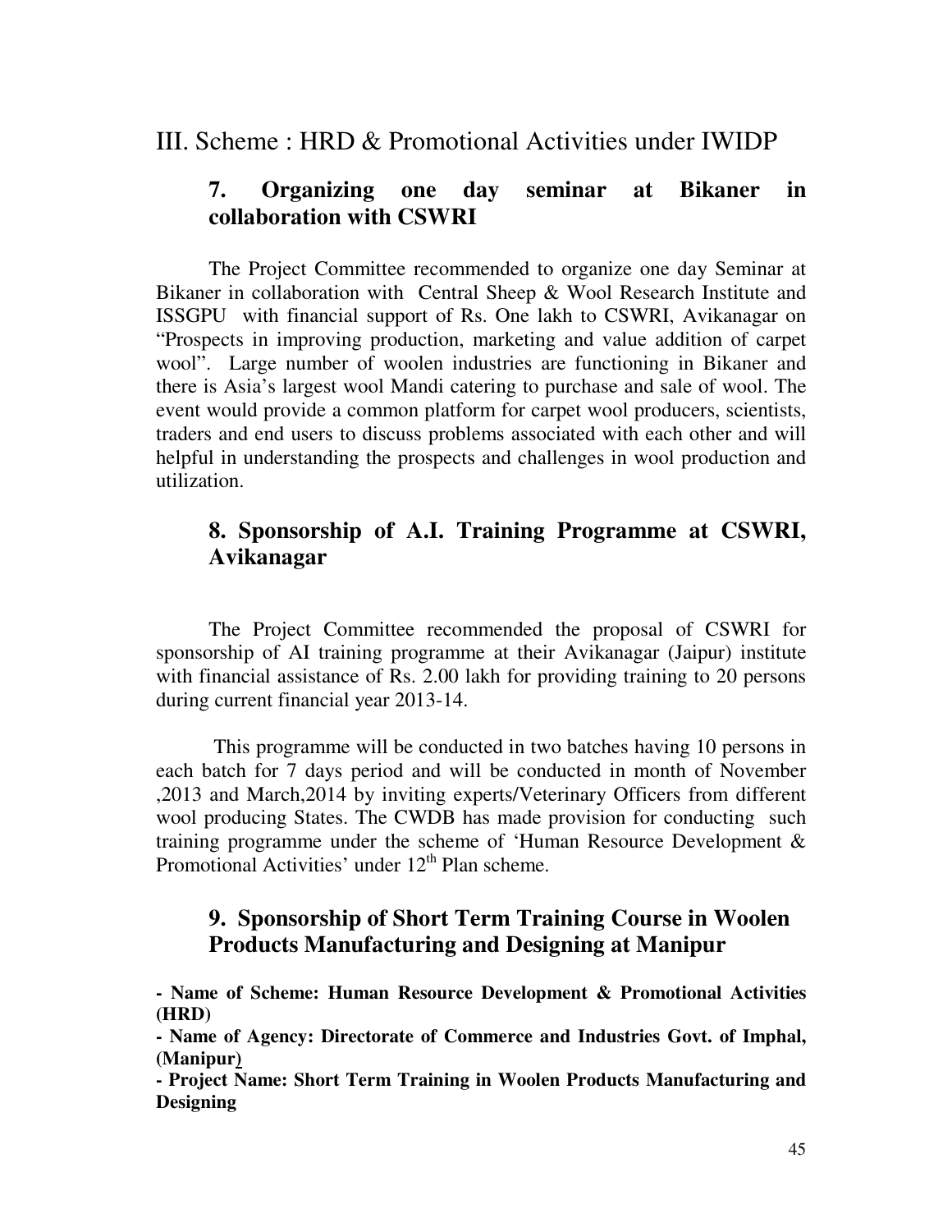# III. Scheme : HRD & Promotional Activities under IWIDP

## 7. Organizing one day seminar at Bikaner in collaboration with CSWRI

The Project Committee recommended to organize one day Seminar at Bikaner in collaboration with Central Sheep & Wool Research Institute and ISSGPU with financial support of Rs. One lakh to CSWRI, Avikanagar on "Prospects in improving production, marketing and value addition of carpet wool". Large number of woolen industries are functioning in Bikaner and there is Asia's largest wool Mandi catering to purchase and sale of wool. The event would provide a common platform for carpet wool producers, scientists, traders and end users to discuss problems associated with each other and will helpful in understanding the prospects and challenges in wool production and utilization.

## 8. Sponsorship of A.I. Training Programme at CSWRI, Avikanagar

The Project Committee recommended the proposal of CSWRI for sponsorship of AI training programme at their Avikanagar (Jaipur) institute with financial assistance of Rs. 2.00 lakh for providing training to 20 persons during current financial year 2013-14.

This programme will be conducted in two batches having 10 persons in each batch for 7 days period and will be conducted in month of November ,2013 and March,2014 by inviting experts/Veterinary Officers from different wool producing States. The CWDB has made provision for conducting such training programme under the scheme of 'Human Resource Development & Promotional Activities' under 12th Plan scheme.

## 9. Sponsorship of Short Term Training Course in Woolen Products Manufacturing and Designing at Manipur

**- Name of Scheme: Human Resource Development & Promotional Activities (HRD)**

**- Name of Agency: Directorate of Commerce and Industries Govt. of Imphal, (Manipur)**

**- Project Name: Short Term Training in Woolen Products Manufacturing and Designing**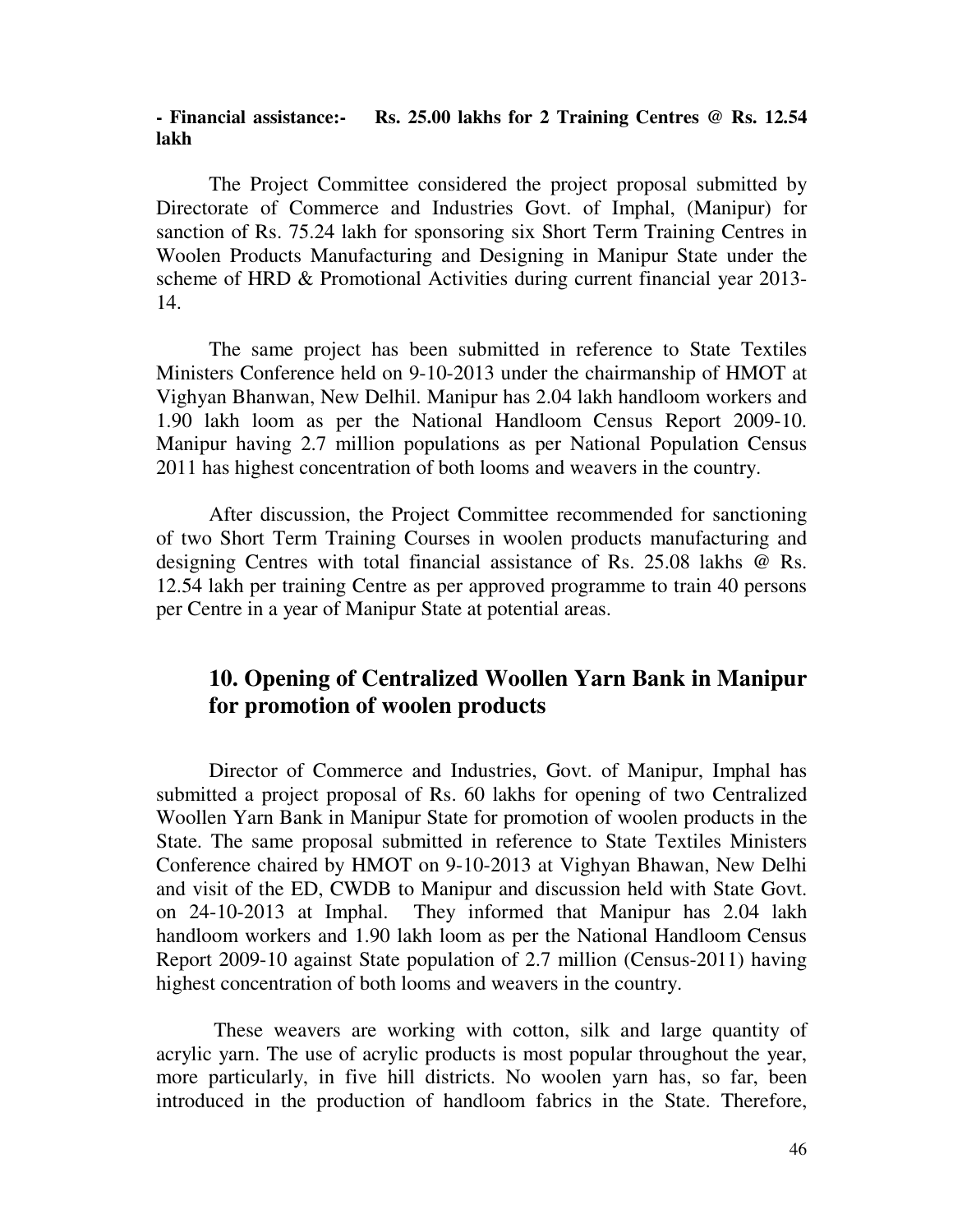**- Financial assistance:- Rs. 25.00 lakhs for 2 Training Centres @ Rs. 12.54 lakh**

The Project Committee considered the project proposal submitted by Directorate of Commerce and Industries Govt. of Imphal, (Manipur) for sanction of Rs. 75.24 lakh for sponsoring six Short Term Training Centres in Woolen Products Manufacturing and Designing in Manipur State under the scheme of HRD & Promotional Activities during current financial year 2013-14.

The same project has been submitted in reference to State Textiles Ministers Conference held on 9-10-2013 under the chairmanship of HMOT at Vighyan Bhanwan, New Delhil. Manipur has 2.04 lakh handloom workers and 1.90 lakh loom as per the National Handloom Census Report 2009-10. Manipur having 2.7 million populations as per National Population Census 2011 has highest concentration of both looms and weavers in the country.

After discussion, the Project Committee recommended for sanctioning of two Short Term Training Courses in woolen products manufacturing and designing Centres with total financial assistance of Rs. 25.08 lakhs @ Rs. 12.54 lakh per training Centre as per approved programme to train 40 persons per Centre in a year of Manipur State at potential areas.

## 10. Opening of Centralized Woollen Yarn Bank in Manipur for promotion of woolen products

Director of Commerce and Industries, Govt. of Manipur, Imphal has submitted a project proposal of Rs. 60 lakhs for opening of two Centralized Woollen Yarn Bank in Manipur State for promotion of woolen products in the State. The same proposal submitted in reference to State Textiles Ministers Conference chaired by HMOT on 9-10-2013 at Vighyan Bhawan, New Delhi and visit of the ED, CWDB to Manipur and discussion held with State Govt. on 24-10-2013 at Imphal. They informed that Manipur has 2.04 lakh handloom workers and 1.90 lakh loom as per the National Handloom Census Report 2009-10 against State population of 2.7 million (Census-2011) having highest concentration of both looms and weavers in the country.

These weavers are working with cotton, silk and large quantity of acrylic yarn. The use of acrylic products is most popular throughout the year, more particularly, in five hill districts. No woolen yarn has, so far, been introduced in the production of handloom fabrics in the State. Therefore,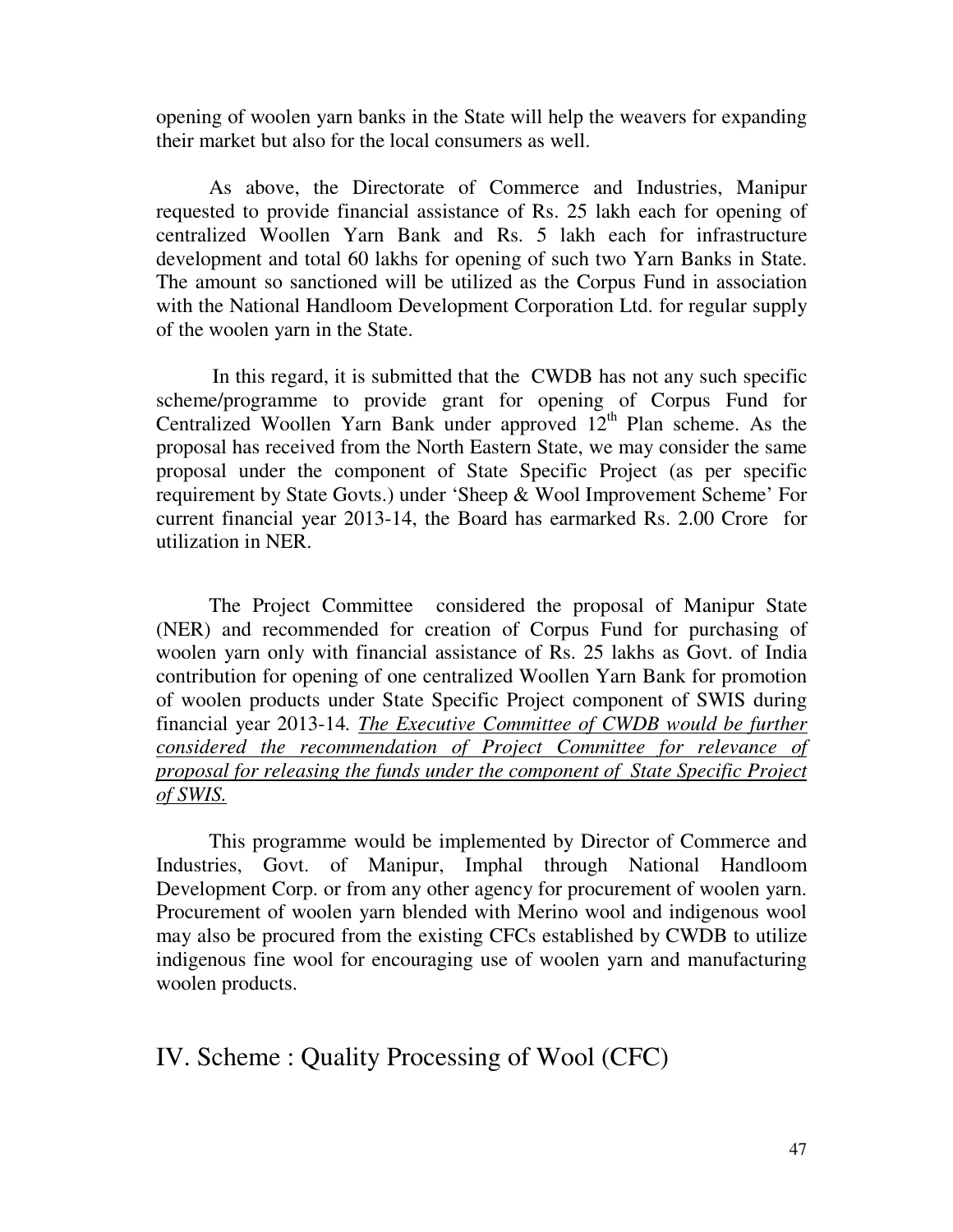opening of woolen yarn banks in the State will help the weavers for expanding their market but also for the local consumers as well.

As above, the Directorate of Commerce and Industries, Manipur requested to provide financial assistance of Rs. 25 lakh each for opening of centralized Woollen Yarn Bank and Rs. 5 lakh each for infrastructure development and total 60 lakhs for opening of such two Yarn Banks in State. The amount so sanctioned will be utilized as the Corpus Fund in association with the National Handloom Development Corporation Ltd. for regular supply of the woolen yarn in the State.

In this regard, it is submitted that the CWDB has not any such specific scheme/programme to provide grant for opening of Corpus Fund for Centralized Woollen Yarn Bank under approved 12th Plan scheme. As the proposal has received from the North Eastern State, we may consider the same proposal under the component of State Specific Project (as per specific requirement by State Govts.) under 'Sheep & Wool Improvement Scheme' For current financial year 2013-14, the Board has earmarked Rs. 2.00 Crore for utilization in NER.

The Project Committee considered the proposal of Manipur State (NER) and recommended for creation of Corpus Fund for purchasing of woolen yarn only with financial assistance of Rs. 25 lakhs as Govt. of India contribution for opening of one centralized Woollen Yarn Bank for promotion of woolen products under State Specific Project component of SWIS during financial year 2013-14. <u>*The Executive Committee of CWDB would be further considered the recommendation of Project Committee for relevance of proposal for releasing the funds under the component of State Specific Project of SWIS.*</u>

This programme would be implemented by Director of Commerce and Industries, Govt. of Manipur, Imphal through National Handloom Development Corp. or from any other agency for procurement of woolen yarn. Procurement of woolen yarn blended with Merino wool and indigenous wool may also be procured from the existing CFCs established by CWDB to utilize indigenous fine wool for encouraging use of woolen yarn and manufacturing woolen products.

## IV. Scheme : Quality Processing of Wool (CFC)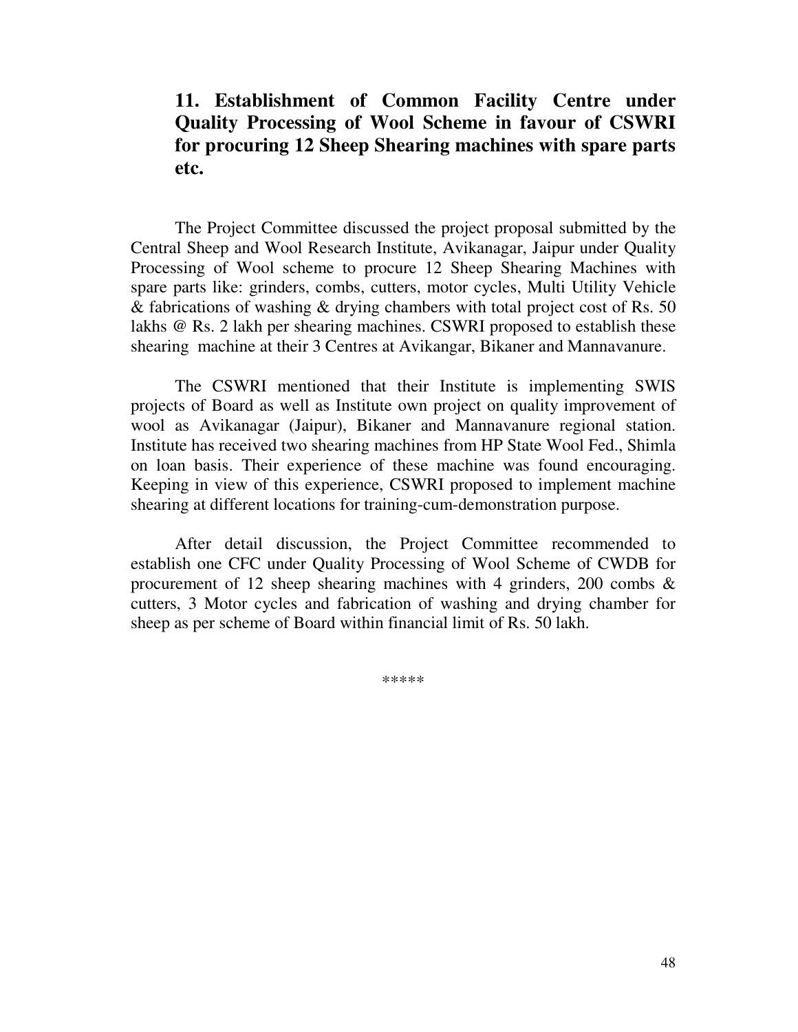## 11. Establishment of Common Facility Centre under Quality Processing of Wool Scheme in favour of CSWRI for procuring 12 Sheep Shearing machines with spare parts etc.

The Project Committee discussed the project proposal submitted by the Central Sheep and Wool Research Institute, Avikanagar, Jaipur under Quality Processing of Wool scheme to procure 12 Sheep Shearing Machines with spare parts like: grinders, combs, cutters, motor cycles, Multi Utility Vehicle & fabrications of washing & drying chambers with total project cost of Rs. 50 lakhs @ Rs. 2 lakh per shearing machines. CSWRI proposed to establish these shearing machine at their 3 Centres at Avikangar, Bikaner and Mannavanure.

The CSWRI mentioned that their Institute is implementing SWIS projects of Board as well as Institute own project on quality improvement of wool as Avikanagar (Jaipur), Bikaner and Mannavanure regional station. Institute has received two shearing machines from HP State Wool Fed., Shimla on loan basis. Their experience of these machine was found encouraging. Keeping in view of this experience, CSWRI proposed to implement machine shearing at different locations for training-cum-demonstration purpose.

After detail discussion, the Project Committee recommended to establish one CFC under Quality Processing of Wool Scheme of CWDB for procurement of 12 sheep shearing machines with 4 grinders, 200 combs & cutters, 3 Motor cycles and fabrication of washing and drying chamber for sheep as per scheme of Board within financial limit of Rs. 50 lakh.

*****